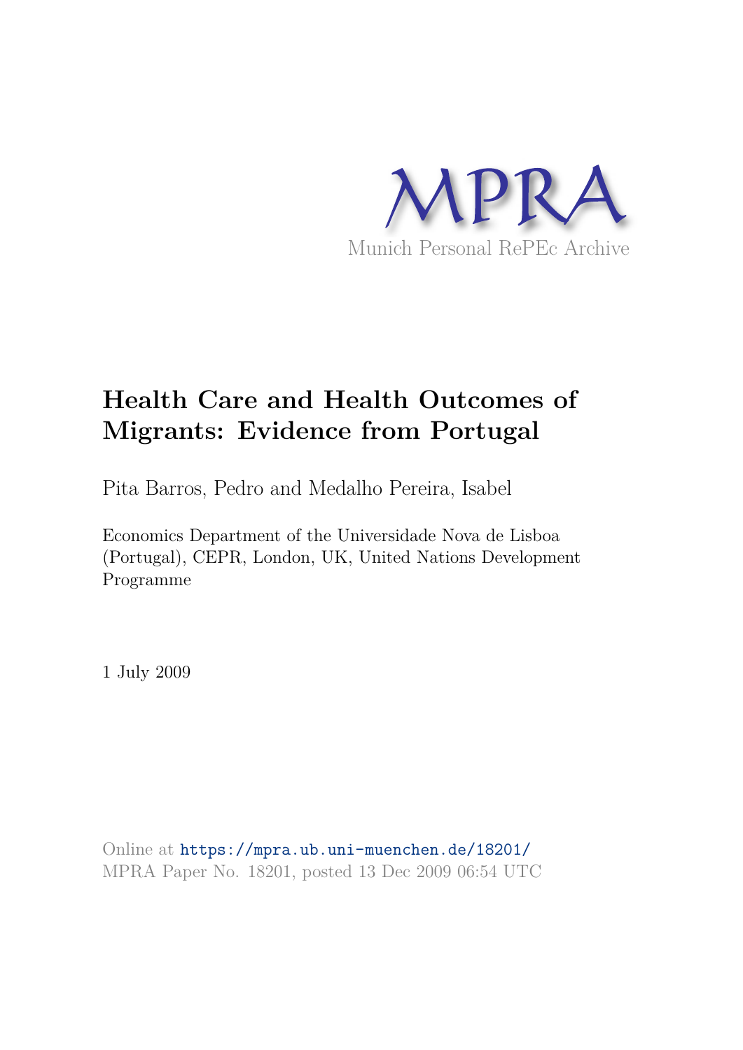MPRA

Munich Personal RePEc Archive

# Health Care and Health Outcomes of Migrants: Evidence from Portugal

Pita Barros, Pedro and Medalho Pereira, Isabel

Economics Department of the Universidade Nova de Lisboa (Portugal), CEPR, London, UK, United Nations Development Programme

1 July 2009

Online at https://mpra.ub.uni-muenchen.de/18201/
MPRA Paper No. 18201, posted 13 Dec 2009 06:54 UTC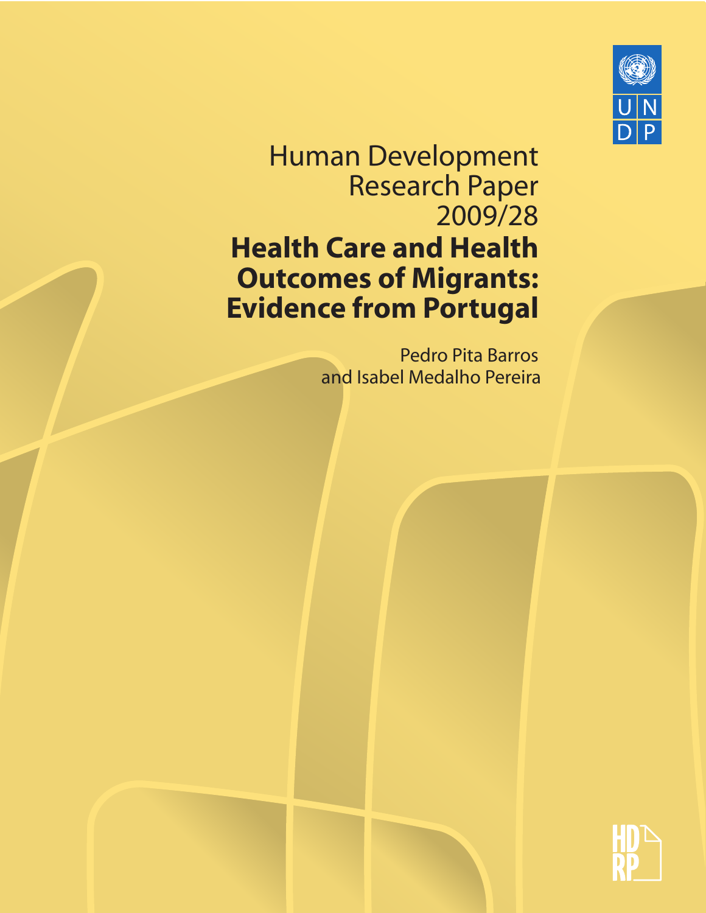Human Development Research Paper 2009/28

# Health Care and Health Outcomes of Migrants: Evidence from Portugal

Pedro Pita Barros and Isabel Medalho Pereira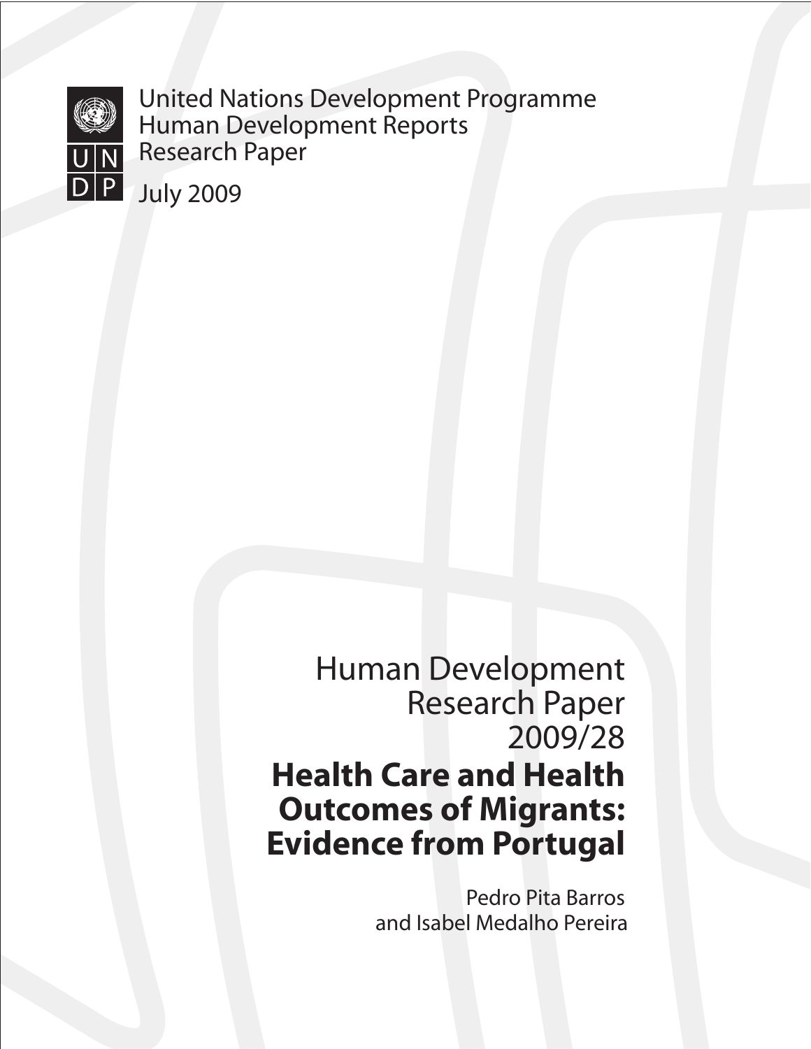United Nations Development Programme
Human Development Reports
Research Paper

July 2009

# Human Development Research Paper 2009/28

# Health Care and Health Outcomes of Migrants: Evidence from Portugal

Pedro Pita Barros
and Isabel Medalho Pereira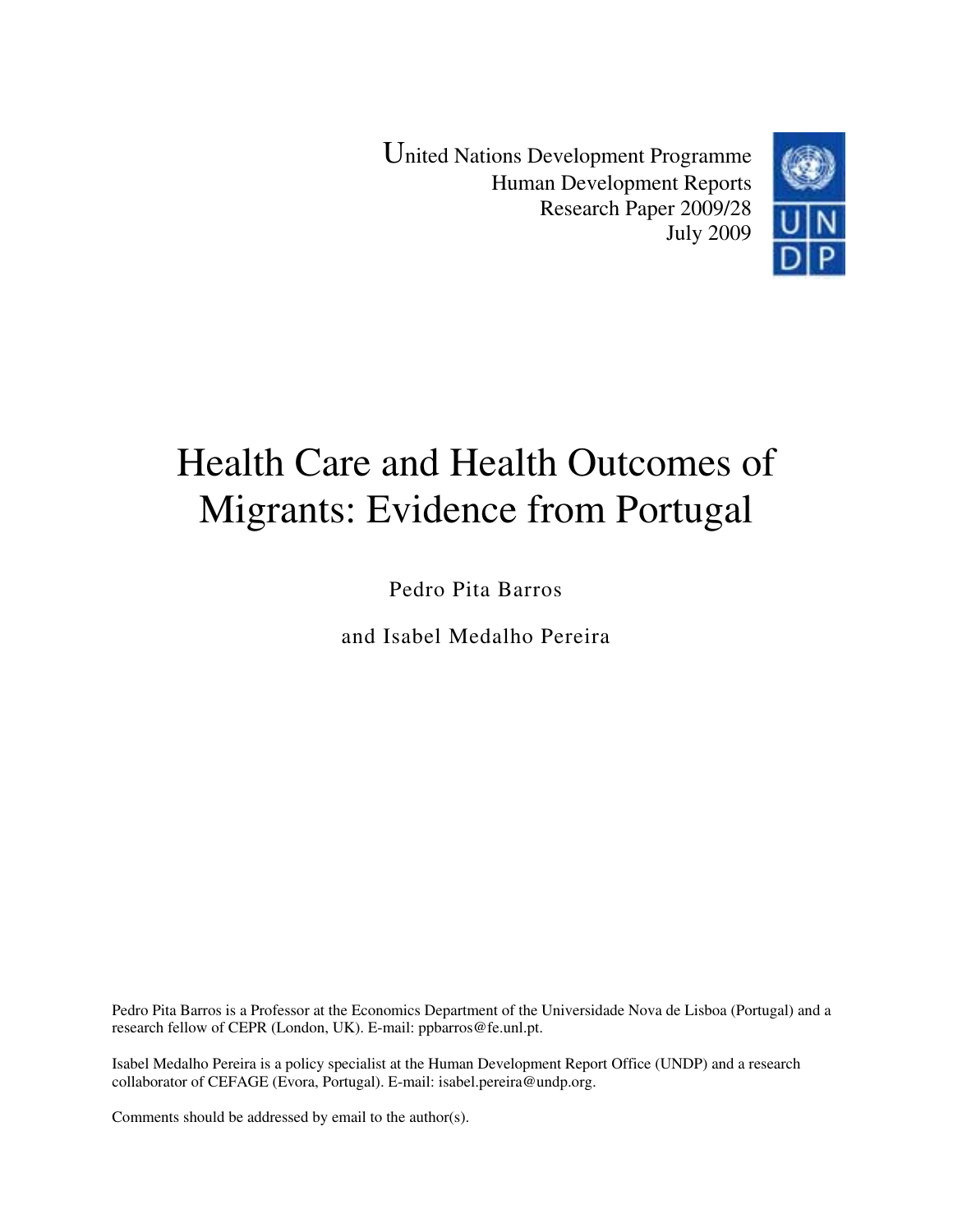United Nations Development Programme
Human Development Reports
Research Paper 2009/28
July 2009

# Health Care and Health Outcomes of Migrants: Evidence from Portugal

Pedro Pita Barros

and Isabel Medalho Pereira

Pedro Pita Barros is a Professor at the Economics Department of the Universidade Nova de Lisboa (Portugal) and a research fellow of CEPR (London, UK). E-mail: ppbarros@fe.unl.pt.

Isabel Medalho Pereira is a policy specialist at the Human Development Report Office (UNDP) and a research collaborator of CEFAGE (Evora, Portugal). E-mail: isabel.pereira@undp.org.

Comments should be addressed by email to the author(s).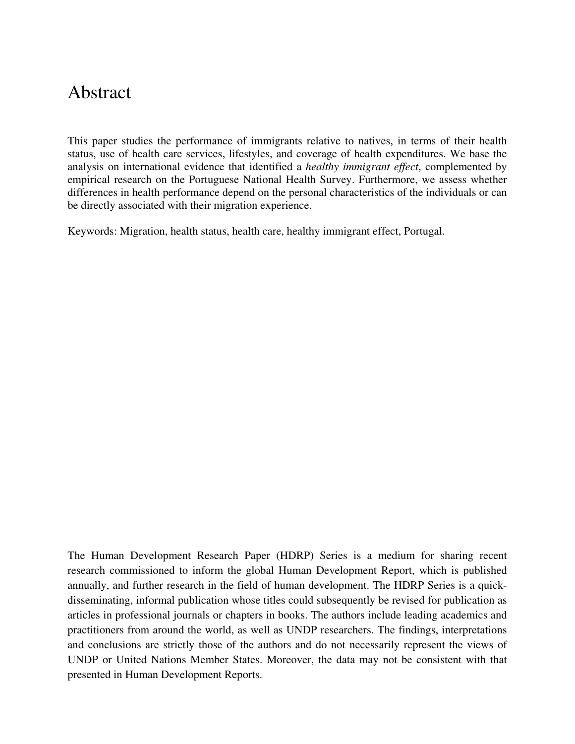# Abstract

This paper studies the performance of immigrants relative to natives, in terms of their health status, use of health care services, lifestyles, and coverage of health expenditures. We base the analysis on international evidence that identified a *healthy immigrant effect*, complemented by empirical research on the Portuguese National Health Survey. Furthermore, we assess whether differences in health performance depend on the personal characteristics of the individuals or can be directly associated with their migration experience.

Keywords: Migration, health status, health care, healthy immigrant effect, Portugal.

The Human Development Research Paper (HDRP) Series is a medium for sharing recent research commissioned to inform the global Human Development Report, which is published annually, and further research in the field of human development. The HDRP Series is a quick-disseminating, informal publication whose titles could subsequently be revised for publication as articles in professional journals or chapters in books. The authors include leading academics and practitioners from around the world, as well as UNDP researchers. The findings, interpretations and conclusions are strictly those of the authors and do not necessarily represent the views of UNDP or United Nations Member States. Moreover, the data may not be consistent with that presented in Human Development Reports.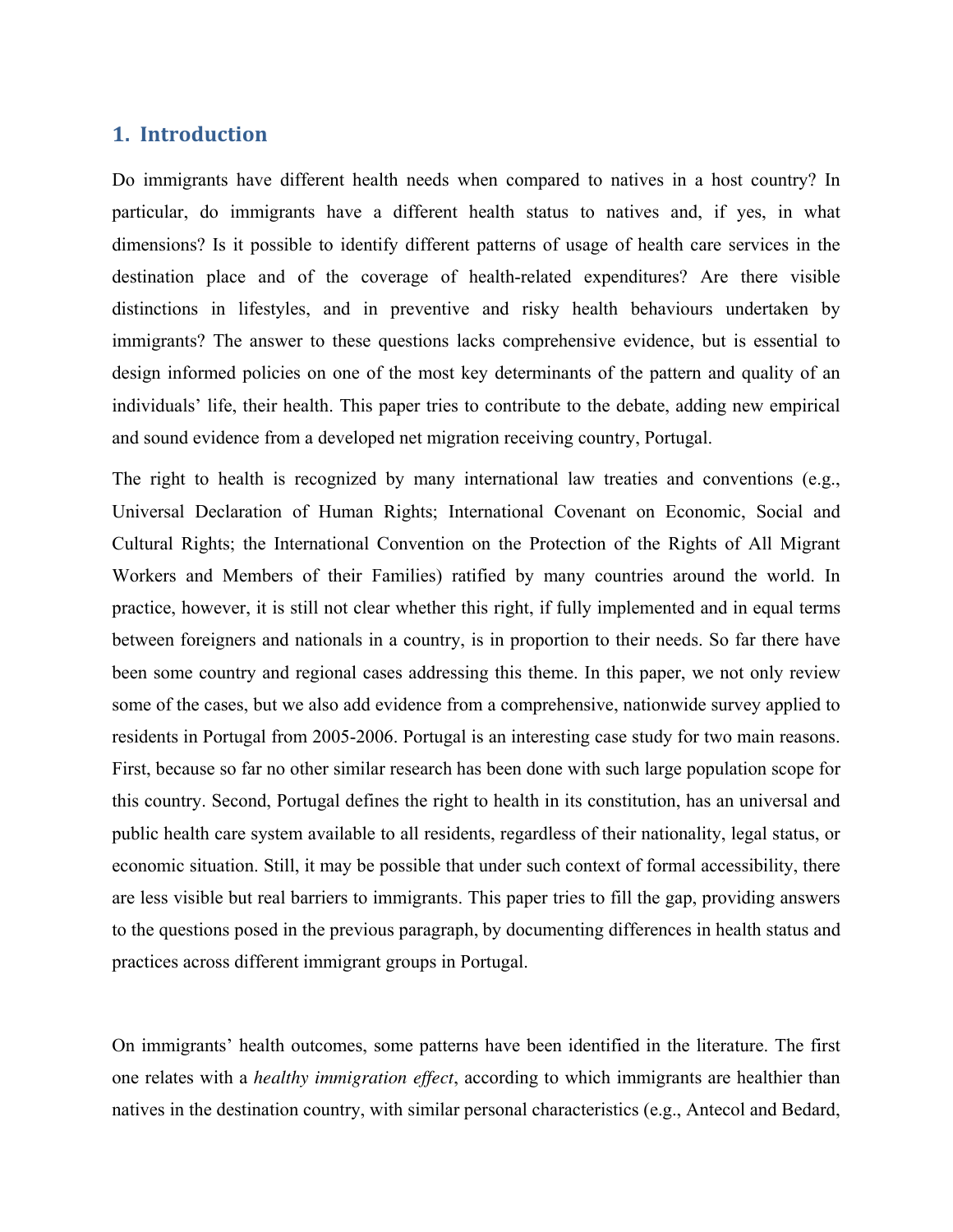## 1. Introduction

Do immigrants have different health needs when compared to natives in a host country? In particular, do immigrants have a different health status to natives and, if yes, in what dimensions? Is it possible to identify different patterns of usage of health care services in the destination place and of the coverage of health-related expenditures? Are there visible distinctions in lifestyles, and in preventive and risky health behaviours undertaken by immigrants? The answer to these questions lacks comprehensive evidence, but is essential to design informed policies on one of the most key determinants of the pattern and quality of an individuals' life, their health. This paper tries to contribute to the debate, adding new empirical and sound evidence from a developed net migration receiving country, Portugal.

The right to health is recognized by many international law treaties and conventions (e.g., Universal Declaration of Human Rights; International Covenant on Economic, Social and Cultural Rights; the International Convention on the Protection of the Rights of All Migrant Workers and Members of their Families) ratified by many countries around the world. In practice, however, it is still not clear whether this right, if fully implemented and in equal terms between foreigners and nationals in a country, is in proportion to their needs. So far there have been some country and regional cases addressing this theme. In this paper, we not only review some of the cases, but we also add evidence from a comprehensive, nationwide survey applied to residents in Portugal from 2005-2006. Portugal is an interesting case study for two main reasons. First, because so far no other similar research has been done with such large population scope for this country. Second, Portugal defines the right to health in its constitution, has an universal and public health care system available to all residents, regardless of their nationality, legal status, or economic situation. Still, it may be possible that under such context of formal accessibility, there are less visible but real barriers to immigrants. This paper tries to fill the gap, providing answers to the questions posed in the previous paragraph, by documenting differences in health status and practices across different immigrant groups in Portugal.

On immigrants' health outcomes, some patterns have been identified in the literature. The first one relates with a *healthy immigration effect*, according to which immigrants are healthier than natives in the destination country, with similar personal characteristics (e.g., Antecol and Bedard,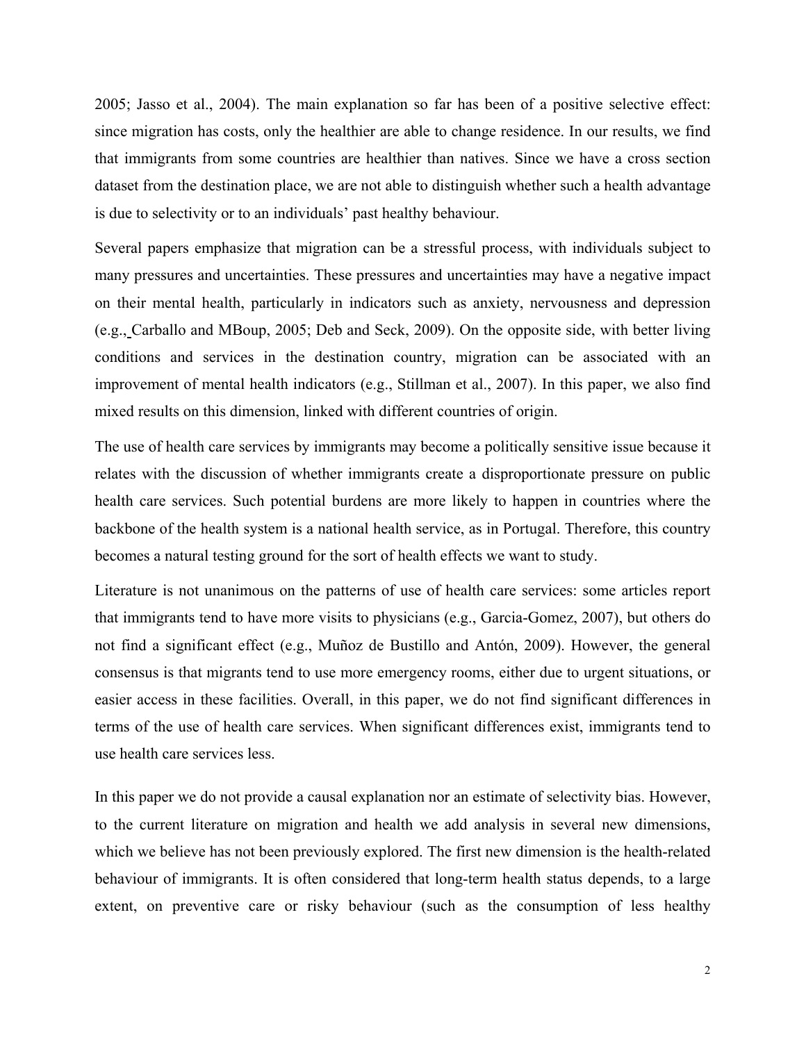2005; Jasso et al., 2004). The main explanation so far has been of a positive selective effect: since migration has costs, only the healthier are able to change residence. In our results, we find that immigrants from some countries are healthier than natives. Since we have a cross section dataset from the destination place, we are not able to distinguish whether such a health advantage is due to selectivity or to an individuals' past healthy behaviour.

Several papers emphasize that migration can be a stressful process, with individuals subject to many pressures and uncertainties. These pressures and uncertainties may have a negative impact on their mental health, particularly in indicators such as anxiety, nervousness and depression (e.g., Carballo and MBoup, 2005; Deb and Seck, 2009). On the opposite side, with better living conditions and services in the destination country, migration can be associated with an improvement of mental health indicators (e.g., Stillman et al., 2007). In this paper, we also find mixed results on this dimension, linked with different countries of origin.

The use of health care services by immigrants may become a politically sensitive issue because it relates with the discussion of whether immigrants create a disproportionate pressure on public health care services. Such potential burdens are more likely to happen in countries where the backbone of the health system is a national health service, as in Portugal. Therefore, this country becomes a natural testing ground for the sort of health effects we want to study.

Literature is not unanimous on the patterns of use of health care services: some articles report that immigrants tend to have more visits to physicians (e.g., Garcia-Gomez, 2007), but others do not find a significant effect (e.g., Muñoz de Bustillo and Antón, 2009). However, the general consensus is that migrants tend to use more emergency rooms, either due to urgent situations, or easier access in these facilities. Overall, in this paper, we do not find significant differences in terms of the use of health care services. When significant differences exist, immigrants tend to use health care services less.

In this paper we do not provide a causal explanation nor an estimate of selectivity bias. However, to the current literature on migration and health we add analysis in several new dimensions, which we believe has not been previously explored. The first new dimension is the health-related behaviour of immigrants. It is often considered that long-term health status depends, to a large extent, on preventive care or risky behaviour (such as the consumption of less healthy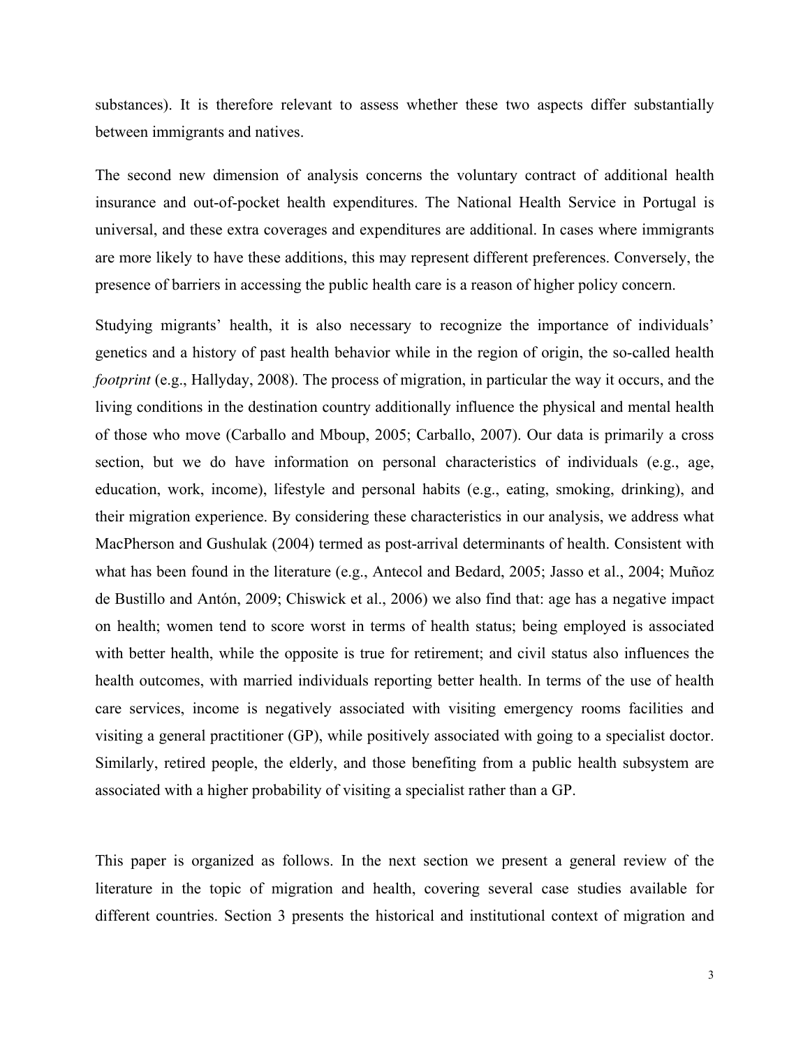substances). It is therefore relevant to assess whether these two aspects differ substantially between immigrants and natives.

The second new dimension of analysis concerns the voluntary contract of additional health insurance and out-of-pocket health expenditures. The National Health Service in Portugal is universal, and these extra coverages and expenditures are additional. In cases where immigrants are more likely to have these additions, this may represent different preferences. Conversely, the presence of barriers in accessing the public health care is a reason of higher policy concern.

Studying migrants' health, it is also necessary to recognize the importance of individuals' genetics and a history of past health behavior while in the region of origin, the so-called health *footprint* (e.g., Hallyday, 2008). The process of migration, in particular the way it occurs, and the living conditions in the destination country additionally influence the physical and mental health of those who move (Carballo and Mboup, 2005; Carballo, 2007). Our data is primarily a cross section, but we do have information on personal characteristics of individuals (e.g., age, education, work, income), lifestyle and personal habits (e.g., eating, smoking, drinking), and their migration experience. By considering these characteristics in our analysis, we address what MacPherson and Gushulak (2004) termed as post-arrival determinants of health. Consistent with what has been found in the literature (e.g., Antecol and Bedard, 2005; Jasso et al., 2004; Muñoz de Bustillo and Antón, 2009; Chiswick et al., 2006) we also find that: age has a negative impact on health; women tend to score worst in terms of health status; being employed is associated with better health, while the opposite is true for retirement; and civil status also influences the health outcomes, with married individuals reporting better health. In terms of the use of health care services, income is negatively associated with visiting emergency rooms facilities and visiting a general practitioner (GP), while positively associated with going to a specialist doctor. Similarly, retired people, the elderly, and those benefiting from a public health subsystem are associated with a higher probability of visiting a specialist rather than a GP.

This paper is organized as follows. In the next section we present a general review of the literature in the topic of migration and health, covering several case studies available for different countries. Section 3 presents the historical and institutional context of migration and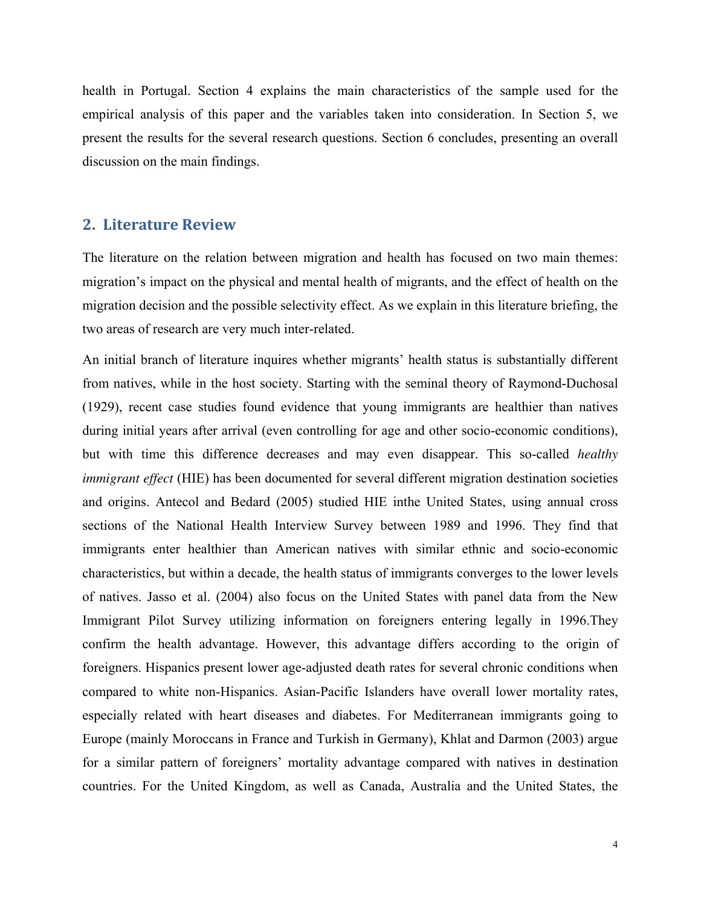health in Portugal. Section 4 explains the main characteristics of the sample used for the empirical analysis of this paper and the variables taken into consideration. In Section 5, we present the results for the several research questions. Section 6 concludes, presenting an overall discussion on the main findings.

## 2. Literature Review

The literature on the relation between migration and health has focused on two main themes: migration's impact on the physical and mental health of migrants, and the effect of health on the migration decision and the possible selectivity effect. As we explain in this literature briefing, the two areas of research are very much inter-related.

An initial branch of literature inquires whether migrants' health status is substantially different from natives, while in the host society. Starting with the seminal theory of Raymond-Duchosal (1929), recent case studies found evidence that young immigrants are healthier than natives during initial years after arrival (even controlling for age and other socio-economic conditions), but with time this difference decreases and may even disappear. This so-called *healthy immigrant effect* (HIE) has been documented for several different migration destination societies and origins. Antecol and Bedard (2005) studied HIE inthe United States, using annual cross sections of the National Health Interview Survey between 1989 and 1996. They find that immigrants enter healthier than American natives with similar ethnic and socio-economic characteristics, but within a decade, the health status of immigrants converges to the lower levels of natives. Jasso et al. (2004) also focus on the United States with panel data from the New Immigrant Pilot Survey utilizing information on foreigners entering legally in 1996.They confirm the health advantage. However, this advantage differs according to the origin of foreigners. Hispanics present lower age-adjusted death rates for several chronic conditions when compared to white non-Hispanics. Asian-Pacific Islanders have overall lower mortality rates, especially related with heart diseases and diabetes. For Mediterranean immigrants going to Europe (mainly Moroccans in France and Turkish in Germany), Khlat and Darmon (2003) argue for a similar pattern of foreigners' mortality advantage compared with natives in destination countries. For the United Kingdom, as well as Canada, Australia and the United States, the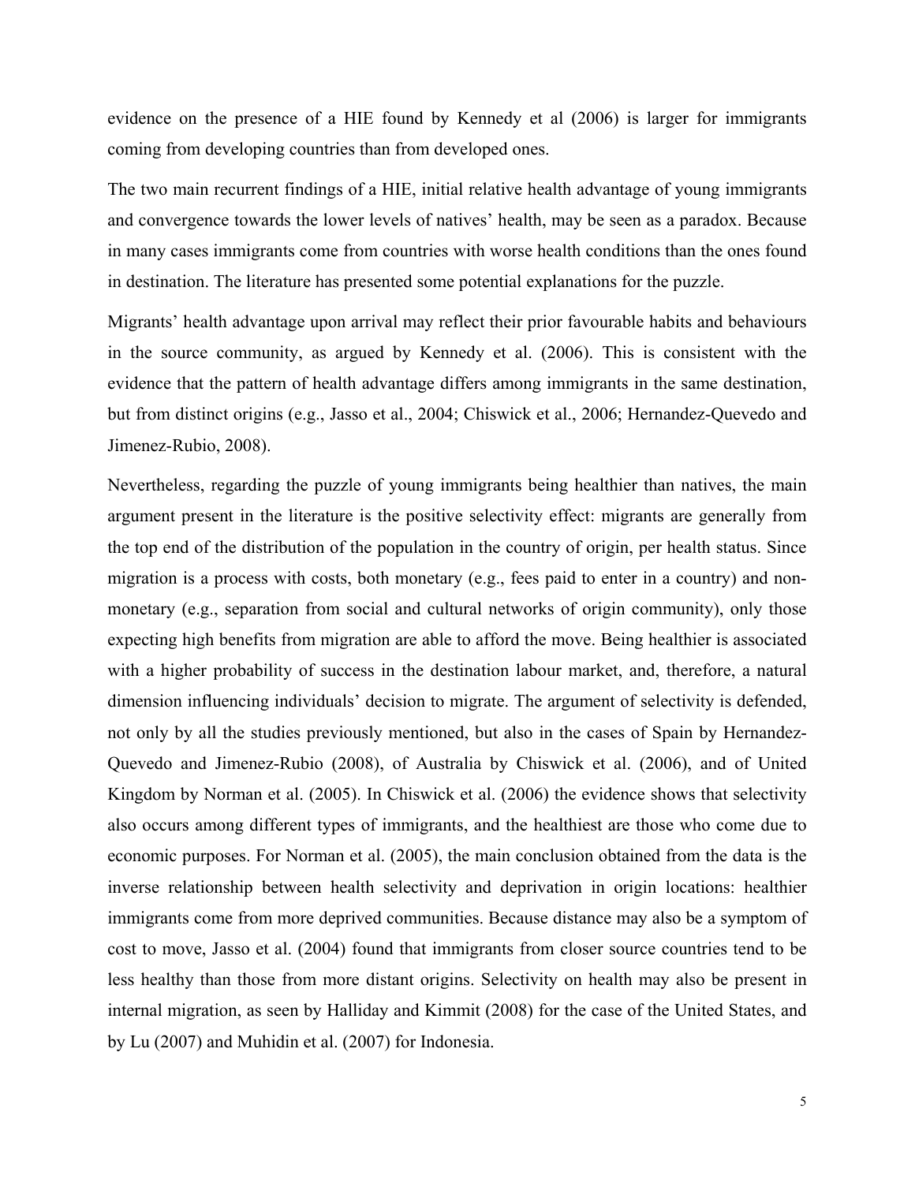evidence on the presence of a HIE found by Kennedy et al (2006) is larger for immigrants coming from developing countries than from developed ones.

The two main recurrent findings of a HIE, initial relative health advantage of young immigrants and convergence towards the lower levels of natives' health, may be seen as a paradox. Because in many cases immigrants come from countries with worse health conditions than the ones found in destination. The literature has presented some potential explanations for the puzzle.

Migrants' health advantage upon arrival may reflect their prior favourable habits and behaviours in the source community, as argued by Kennedy et al. (2006). This is consistent with the evidence that the pattern of health advantage differs among immigrants in the same destination, but from distinct origins (e.g., Jasso et al., 2004; Chiswick et al., 2006; Hernandez-Quevedo and Jimenez-Rubio, 2008).

Nevertheless, regarding the puzzle of young immigrants being healthier than natives, the main argument present in the literature is the positive selectivity effect: migrants are generally from the top end of the distribution of the population in the country of origin, per health status. Since migration is a process with costs, both monetary (e.g., fees paid to enter in a country) and non-monetary (e.g., separation from social and cultural networks of origin community), only those expecting high benefits from migration are able to afford the move. Being healthier is associated with a higher probability of success in the destination labour market, and, therefore, a natural dimension influencing individuals' decision to migrate. The argument of selectivity is defended, not only by all the studies previously mentioned, but also in the cases of Spain by Hernandez-Quevedo and Jimenez-Rubio (2008), of Australia by Chiswick et al. (2006), and of United Kingdom by Norman et al. (2005). In Chiswick et al. (2006) the evidence shows that selectivity also occurs among different types of immigrants, and the healthiest are those who come due to economic purposes. For Norman et al. (2005), the main conclusion obtained from the data is the inverse relationship between health selectivity and deprivation in origin locations: healthier immigrants come from more deprived communities. Because distance may also be a symptom of cost to move, Jasso et al. (2004) found that immigrants from closer source countries tend to be less healthy than those from more distant origins. Selectivity on health may also be present in internal migration, as seen by Halliday and Kimmit (2008) for the case of the United States, and by Lu (2007) and Muhidin et al. (2007) for Indonesia.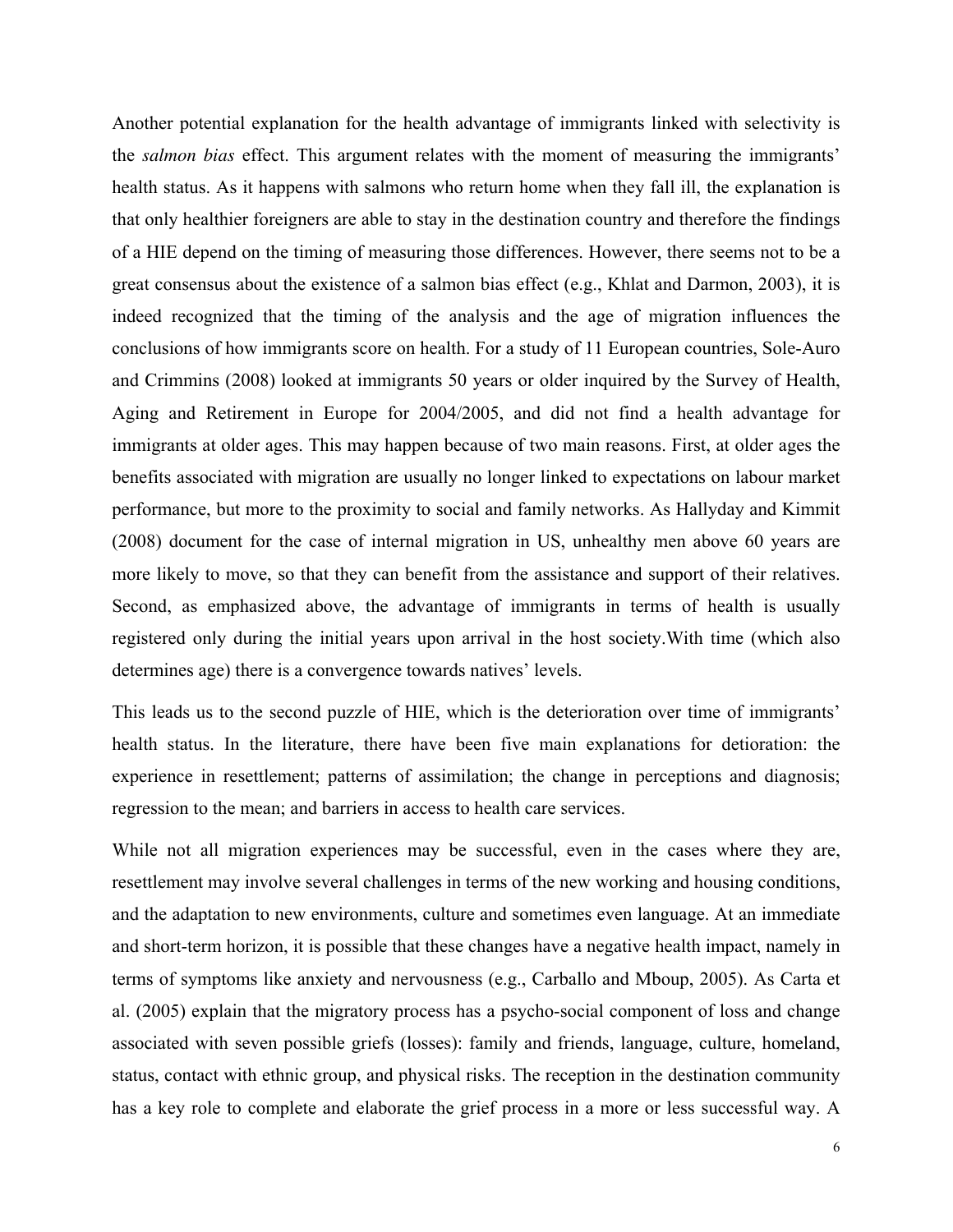Another potential explanation for the health advantage of immigrants linked with selectivity is the *salmon bias* effect. This argument relates with the moment of measuring the immigrants' health status. As it happens with salmons who return home when they fall ill, the explanation is that only healthier foreigners are able to stay in the destination country and therefore the findings of a HIE depend on the timing of measuring those differences. However, there seems not to be a great consensus about the existence of a salmon bias effect (e.g., Khlat and Darmon, 2003), it is indeed recognized that the timing of the analysis and the age of migration influences the conclusions of how immigrants score on health. For a study of 11 European countries, Sole-Auro and Crimmins (2008) looked at immigrants 50 years or older inquired by the Survey of Health, Aging and Retirement in Europe for 2004/2005, and did not find a health advantage for immigrants at older ages. This may happen because of two main reasons. First, at older ages the benefits associated with migration are usually no longer linked to expectations on labour market performance, but more to the proximity to social and family networks. As Hallyday and Kimmit (2008) document for the case of internal migration in US, unhealthy men above 60 years are more likely to move, so that they can benefit from the assistance and support of their relatives. Second, as emphasized above, the advantage of immigrants in terms of health is usually registered only during the initial years upon arrival in the host society.With time (which also determines age) there is a convergence towards natives' levels.

This leads us to the second puzzle of HIE, which is the deterioration over time of immigrants' health status. In the literature, there have been five main explanations for detioration: the experience in resettlement; patterns of assimilation; the change in perceptions and diagnosis; regression to the mean; and barriers in access to health care services.

While not all migration experiences may be successful, even in the cases where they are, resettlement may involve several challenges in terms of the new working and housing conditions, and the adaptation to new environments, culture and sometimes even language. At an immediate and short-term horizon, it is possible that these changes have a negative health impact, namely in terms of symptoms like anxiety and nervousness (e.g., Carballo and Mboup, 2005). As Carta et al. (2005) explain that the migratory process has a psycho-social component of loss and change associated with seven possible griefs (losses): family and friends, language, culture, homeland, status, contact with ethnic group, and physical risks. The reception in the destination community has a key role to complete and elaborate the grief process in a more or less successful way. A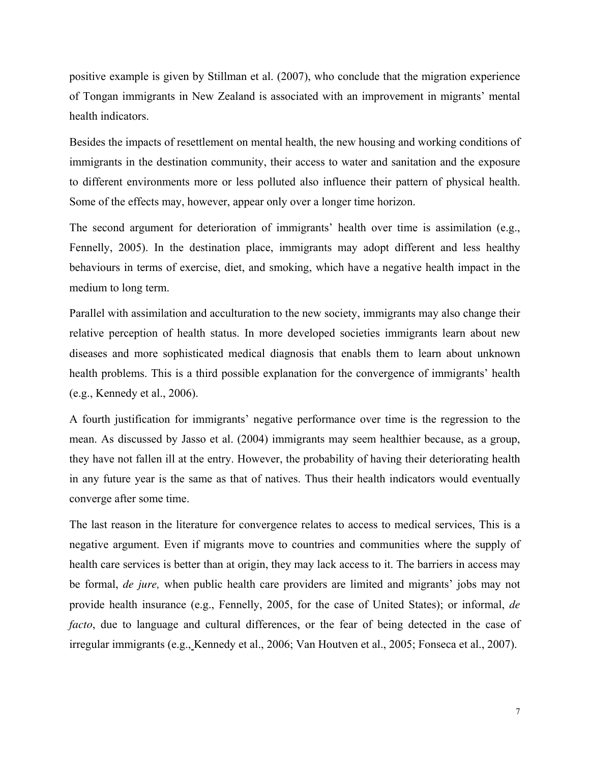positive example is given by Stillman et al. (2007), who conclude that the migration experience of Tongan immigrants in New Zealand is associated with an improvement in migrants' mental health indicators.

Besides the impacts of resettlement on mental health, the new housing and working conditions of immigrants in the destination community, their access to water and sanitation and the exposure to different environments more or less polluted also influence their pattern of physical health. Some of the effects may, however, appear only over a longer time horizon.

The second argument for deterioration of immigrants' health over time is assimilation (e.g., Fennelly, 2005). In the destination place, immigrants may adopt different and less healthy behaviours in terms of exercise, diet, and smoking, which have a negative health impact in the medium to long term.

Parallel with assimilation and acculturation to the new society, immigrants may also change their relative perception of health status. In more developed societies immigrants learn about new diseases and more sophisticated medical diagnosis that enabls them to learn about unknown health problems. This is a third possible explanation for the convergence of immigrants' health (e.g., Kennedy et al., 2006).

A fourth justification for immigrants' negative performance over time is the regression to the mean. As discussed by Jasso et al. (2004) immigrants may seem healthier because, as a group, they have not fallen ill at the entry. However, the probability of having their deteriorating health in any future year is the same as that of natives. Thus their health indicators would eventually converge after some time.

The last reason in the literature for convergence relates to access to medical services, This is a negative argument. Even if migrants move to countries and communities where the supply of health care services is better than at origin, they may lack access to it. The barriers in access may be formal, *de jure,* when public health care providers are limited and migrants' jobs may not provide health insurance (e.g., Fennelly, 2005, for the case of United States); or informal, *de facto*, due to language and cultural differences, or the fear of being detected in the case of irregular immigrants (e.g., Kennedy et al., 2006; Van Houtven et al., 2005; Fonseca et al., 2007).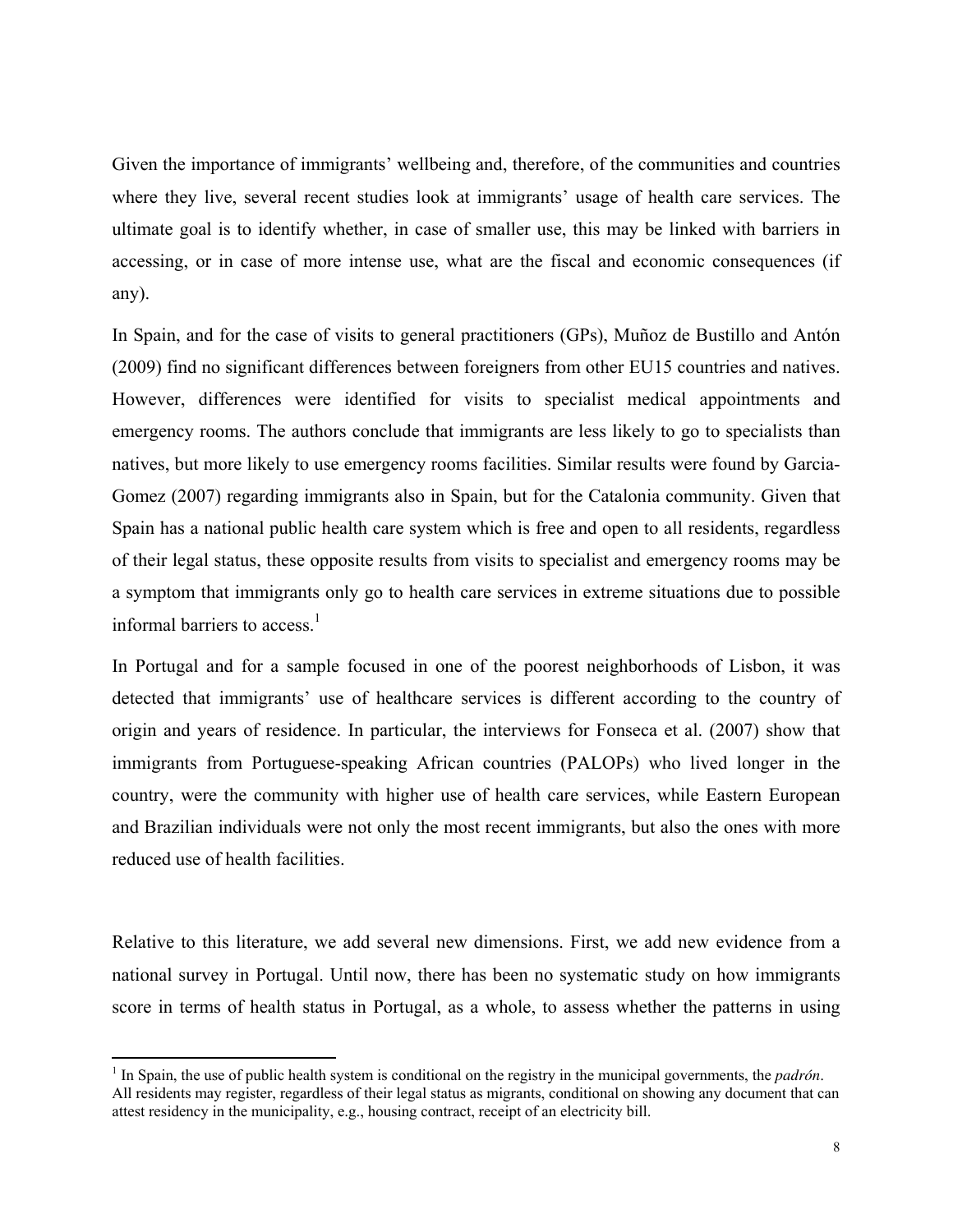Given the importance of immigrants' wellbeing and, therefore, of the communities and countries where they live, several recent studies look at immigrants' usage of health care services. The ultimate goal is to identify whether, in case of smaller use, this may be linked with barriers in accessing, or in case of more intense use, what are the fiscal and economic consequences (if any).

In Spain, and for the case of visits to general practitioners (GPs), Muñoz de Bustillo and Antón (2009) find no significant differences between foreigners from other EU15 countries and natives. However, differences were identified for visits to specialist medical appointments and emergency rooms. The authors conclude that immigrants are less likely to go to specialists than natives, but more likely to use emergency rooms facilities. Similar results were found by Garcia-Gomez (2007) regarding immigrants also in Spain, but for the Catalonia community. Given that Spain has a national public health care system which is free and open to all residents, regardless of their legal status, these opposite results from visits to specialist and emergency rooms may be a symptom that immigrants only go to health care services in extreme situations due to possible informal barriers to access.[1]

In Portugal and for a sample focused in one of the poorest neighborhoods of Lisbon, it was detected that immigrants' use of healthcare services is different according to the country of origin and years of residence. In particular, the interviews for Fonseca et al. (2007) show that immigrants from Portuguese-speaking African countries (PALOPs) who lived longer in the country, were the community with higher use of health care services, while Eastern European and Brazilian individuals were not only the most recent immigrants, but also the ones with more reduced use of health facilities.

Relative to this literature, we add several new dimensions. First, we add new evidence from a national survey in Portugal. Until now, there has been no systematic study on how immigrants score in terms of health status in Portugal, as a whole, to assess whether the patterns in using

---

[1] In Spain, the use of public health system is conditional on the registry in the municipal governments, the *padrón*. All residents may register, regardless of their legal status as migrants, conditional on showing any document that can attest residency in the municipality, e.g., housing contract, receipt of an electricity bill.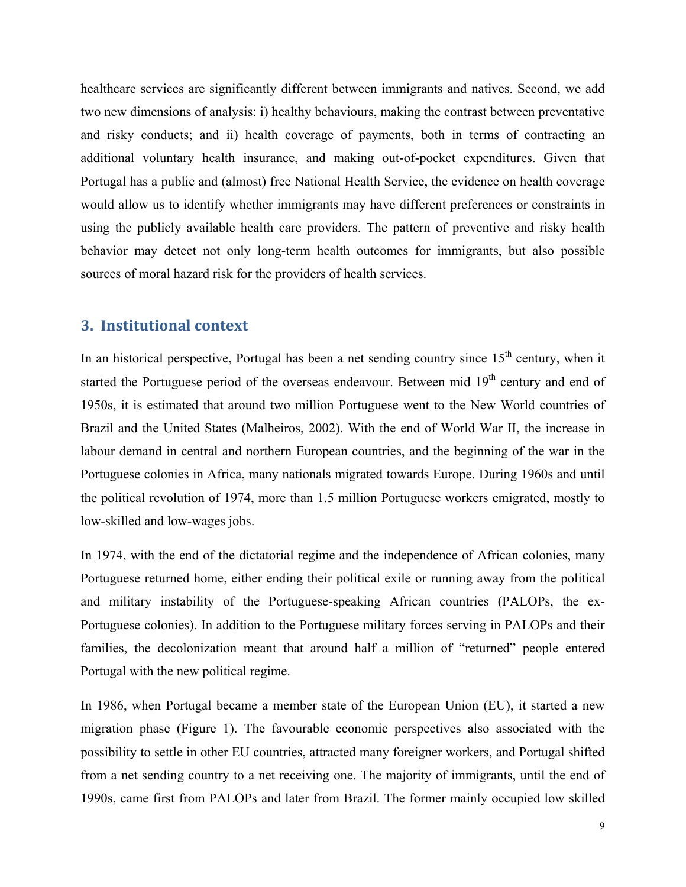healthcare services are significantly different between immigrants and natives. Second, we add two new dimensions of analysis: i) healthy behaviours, making the contrast between preventative and risky conducts; and ii) health coverage of payments, both in terms of contracting an additional voluntary health insurance, and making out-of-pocket expenditures. Given that Portugal has a public and (almost) free National Health Service, the evidence on health coverage would allow us to identify whether immigrants may have different preferences or constraints in using the publicly available health care providers. The pattern of preventive and risky health behavior may detect not only long-term health outcomes for immigrants, but also possible sources of moral hazard risk for the providers of health services.

## 3. Institutional context

In an historical perspective, Portugal has been a net sending country since 15th century, when it started the Portuguese period of the overseas endeavour. Between mid 19th century and end of 1950s, it is estimated that around two million Portuguese went to the New World countries of Brazil and the United States (Malheiros, 2002). With the end of World War II, the increase in labour demand in central and northern European countries, and the beginning of the war in the Portuguese colonies in Africa, many nationals migrated towards Europe. During 1960s and until the political revolution of 1974, more than 1.5 million Portuguese workers emigrated, mostly to low-skilled and low-wages jobs.

In 1974, with the end of the dictatorial regime and the independence of African colonies, many Portuguese returned home, either ending their political exile or running away from the political and military instability of the Portuguese-speaking African countries (PALOPs, the ex-Portuguese colonies). In addition to the Portuguese military forces serving in PALOPs and their families, the decolonization meant that around half a million of "returned" people entered Portugal with the new political regime.

In 1986, when Portugal became a member state of the European Union (EU), it started a new migration phase (Figure 1). The favourable economic perspectives also associated with the possibility to settle in other EU countries, attracted many foreigner workers, and Portugal shifted from a net sending country to a net receiving one. The majority of immigrants, until the end of 1990s, came first from PALOPs and later from Brazil. The former mainly occupied low skilled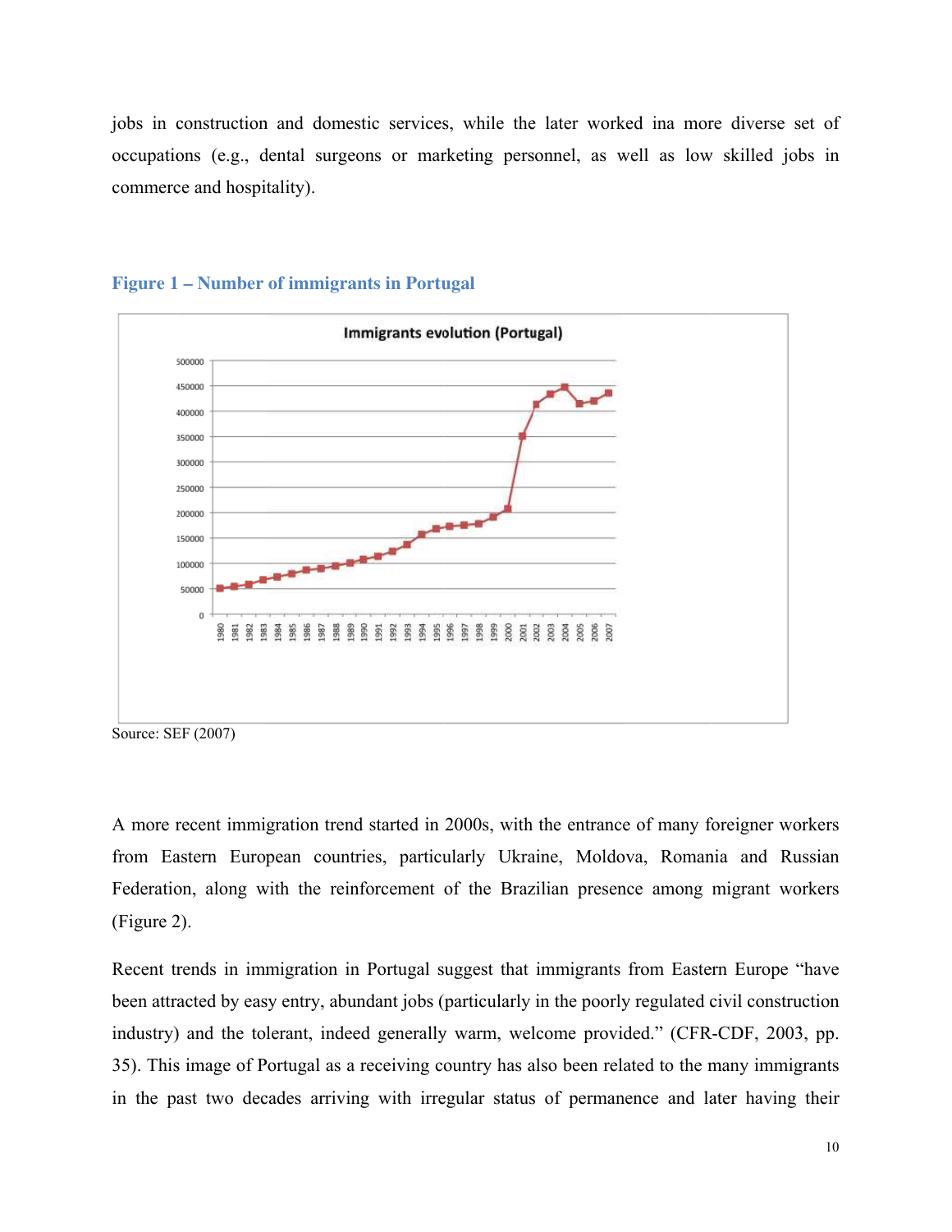jobs in construction and domestic services, while the later worked ina more diverse set of occupations (e.g., dental surgeons or marketing personnel, as well as low skilled jobs in commerce and hospitality).

**Figure 1 – Number of immigrants in Portugal**

Source: SEF (2007)

A more recent immigration trend started in 2000s, with the entrance of many foreigner workers from Eastern European countries, particularly Ukraine, Moldova, Romania and Russian Federation, along with the reinforcement of the Brazilian presence among migrant workers (Figure 2).

Recent trends in immigration in Portugal suggest that immigrants from Eastern Europe "have been attracted by easy entry, abundant jobs (particularly in the poorly regulated civil construction industry) and the tolerant, indeed generally warm, welcome provided." (CFR-CDF, 2003, pp. 35). This image of Portugal as a receiving country has also been related to the many immigrants in the past two decades arriving with irregular status of permanence and later having their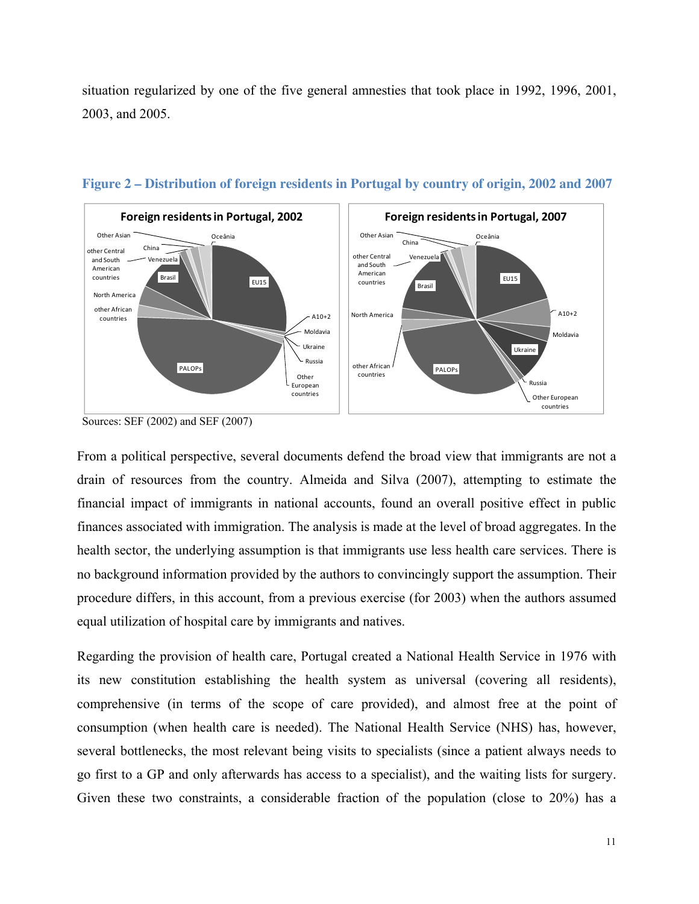situation regularized by one of the five general amnesties that took place in 1992, 1996, 2001, 2003, and 2005.

**Figure 2 – Distribution of foreign residents in Portugal by country of origin, 2002 and 2007**

Sources: SEF (2002) and SEF (2007)

From a political perspective, several documents defend the broad view that immigrants are not a drain of resources from the country. Almeida and Silva (2007), attempting to estimate the financial impact of immigrants in national accounts, found an overall positive effect in public finances associated with immigration. The analysis is made at the level of broad aggregates. In the health sector, the underlying assumption is that immigrants use less health care services. There is no background information provided by the authors to convincingly support the assumption. Their procedure differs, in this account, from a previous exercise (for 2003) when the authors assumed equal utilization of hospital care by immigrants and natives.

Regarding the provision of health care, Portugal created a National Health Service in 1976 with its new constitution establishing the health system as universal (covering all residents), comprehensive (in terms of the scope of care provided), and almost free at the point of consumption (when health care is needed). The National Health Service (NHS) has, however, several bottlenecks, the most relevant being visits to specialists (since a patient always needs to go first to a GP and only afterwards has access to a specialist), and the waiting lists for surgery. Given these two constraints, a considerable fraction of the population (close to 20%) has a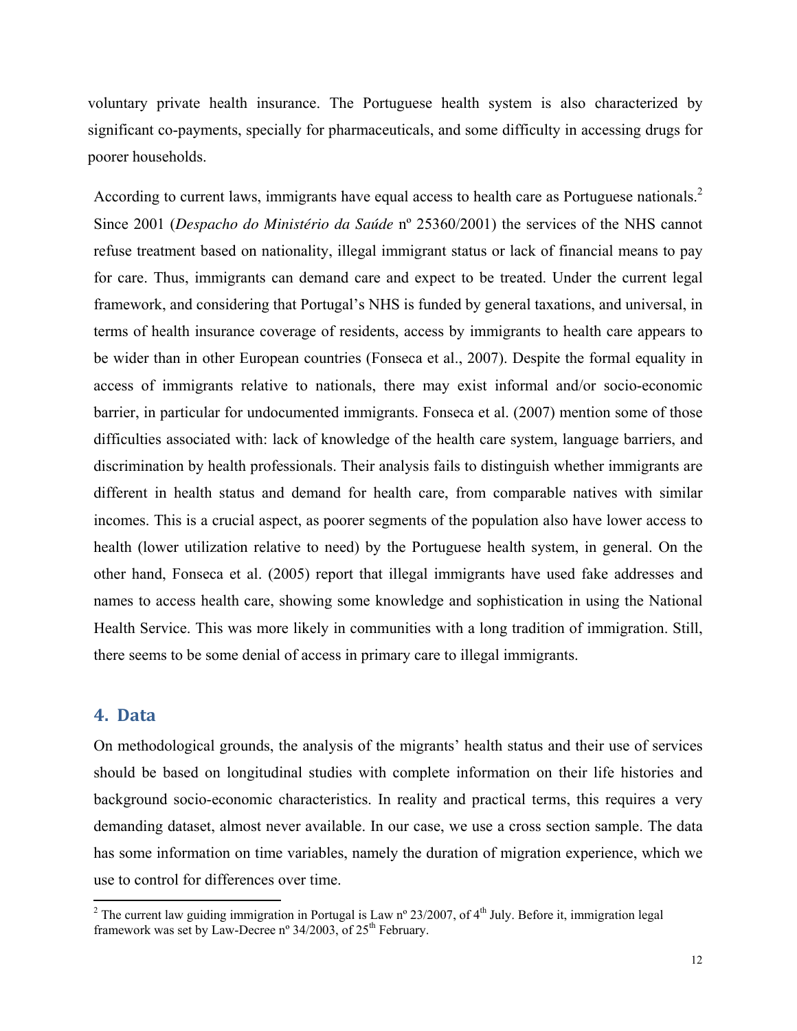voluntary private health insurance. The Portuguese health system is also characterized by significant co-payments, specially for pharmaceuticals, and some difficulty in accessing drugs for poorer households.

According to current laws, immigrants have equal access to health care as Portuguese nationals.[2] Since 2001 (*Despacho do Ministério da Saúde* nº 25360/2001) the services of the NHS cannot refuse treatment based on nationality, illegal immigrant status or lack of financial means to pay for care. Thus, immigrants can demand care and expect to be treated. Under the current legal framework, and considering that Portugal's NHS is funded by general taxations, and universal, in terms of health insurance coverage of residents, access by immigrants to health care appears to be wider than in other European countries (Fonseca et al., 2007). Despite the formal equality in access of immigrants relative to nationals, there may exist informal and/or socio-economic barrier, in particular for undocumented immigrants. Fonseca et al. (2007) mention some of those difficulties associated with: lack of knowledge of the health care system, language barriers, and discrimination by health professionals. Their analysis fails to distinguish whether immigrants are different in health status and demand for health care, from comparable natives with similar incomes. This is a crucial aspect, as poorer segments of the population also have lower access to health (lower utilization relative to need) by the Portuguese health system, in general. On the other hand, Fonseca et al. (2005) report that illegal immigrants have used fake addresses and names to access health care, showing some knowledge and sophistication in using the National Health Service. This was more likely in communities with a long tradition of immigration. Still, there seems to be some denial of access in primary care to illegal immigrants.

## 4. Data

On methodological grounds, the analysis of the migrants' health status and their use of services should be based on longitudinal studies with complete information on their life histories and background socio-economic characteristics. In reality and practical terms, this requires a very demanding dataset, almost never available. In our case, we use a cross section sample. The data has some information on time variables, namely the duration of migration experience, which we use to control for differences over time.

[2] The current law guiding immigration in Portugal is Law nº 23/2007, of 4th July. Before it, immigration legal framework was set by Law-Decree nº 34/2003, of 25th February.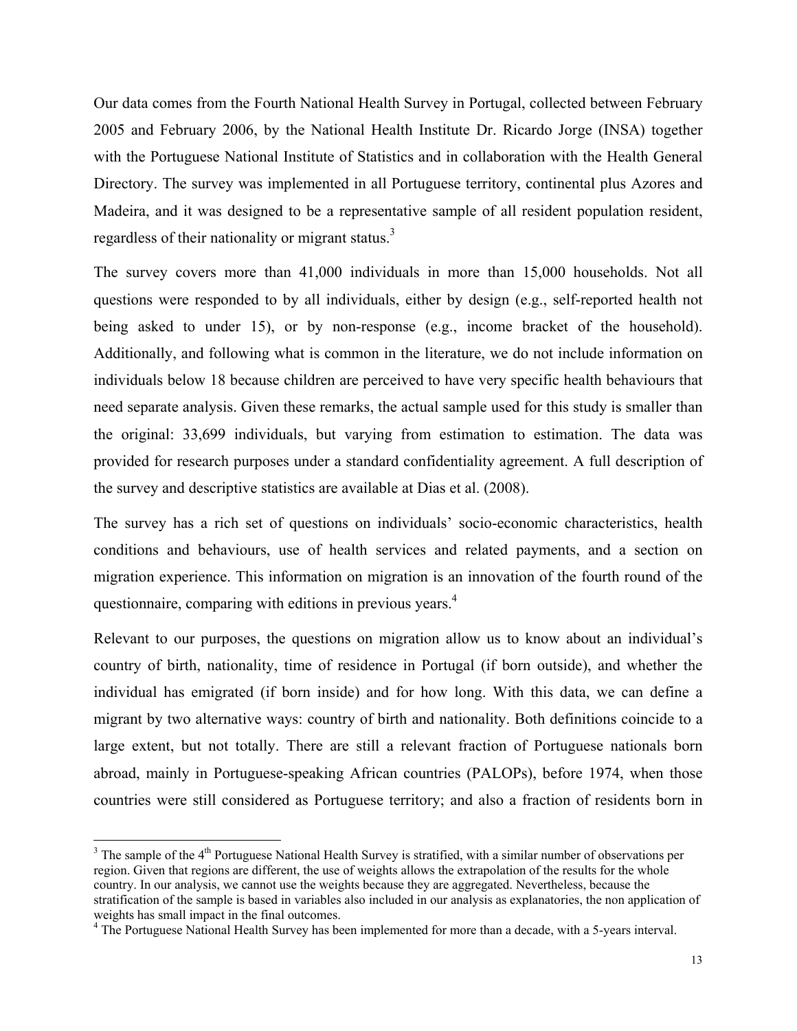Our data comes from the Fourth National Health Survey in Portugal, collected between February 2005 and February 2006, by the National Health Institute Dr. Ricardo Jorge (INSA) together with the Portuguese National Institute of Statistics and in collaboration with the Health General Directory. The survey was implemented in all Portuguese territory, continental plus Azores and Madeira, and it was designed to be a representative sample of all resident population resident, regardless of their nationality or migrant status.[3]

The survey covers more than 41,000 individuals in more than 15,000 households. Not all questions were responded to by all individuals, either by design (e.g., self-reported health not being asked to under 15), or by non-response (e.g., income bracket of the household). Additionally, and following what is common in the literature, we do not include information on individuals below 18 because children are perceived to have very specific health behaviours that need separate analysis. Given these remarks, the actual sample used for this study is smaller than the original: 33,699 individuals, but varying from estimation to estimation. The data was provided for research purposes under a standard confidentiality agreement. A full description of the survey and descriptive statistics are available at Dias et al. (2008).

The survey has a rich set of questions on individuals' socio-economic characteristics, health conditions and behaviours, use of health services and related payments, and a section on migration experience. This information on migration is an innovation of the fourth round of the questionnaire, comparing with editions in previous years.[4]

Relevant to our purposes, the questions on migration allow us to know about an individual's country of birth, nationality, time of residence in Portugal (if born outside), and whether the individual has emigrated (if born inside) and for how long. With this data, we can define a migrant by two alternative ways: country of birth and nationality. Both definitions coincide to a large extent, but not totally. There are still a relevant fraction of Portuguese nationals born abroad, mainly in Portuguese-speaking African countries (PALOPs), before 1974, when those countries were still considered as Portuguese territory; and also a fraction of residents born in

[3] The sample of the 4th Portuguese National Health Survey is stratified, with a similar number of observations per region. Given that regions are different, the use of weights allows the extrapolation of the results for the whole country. In our analysis, we cannot use the weights because they are aggregated. Nevertheless, because the stratification of the sample is based in variables also included in our analysis as explanatories, the non application of weights has small impact in the final outcomes.

[4] The Portuguese National Health Survey has been implemented for more than a decade, with a 5-years interval.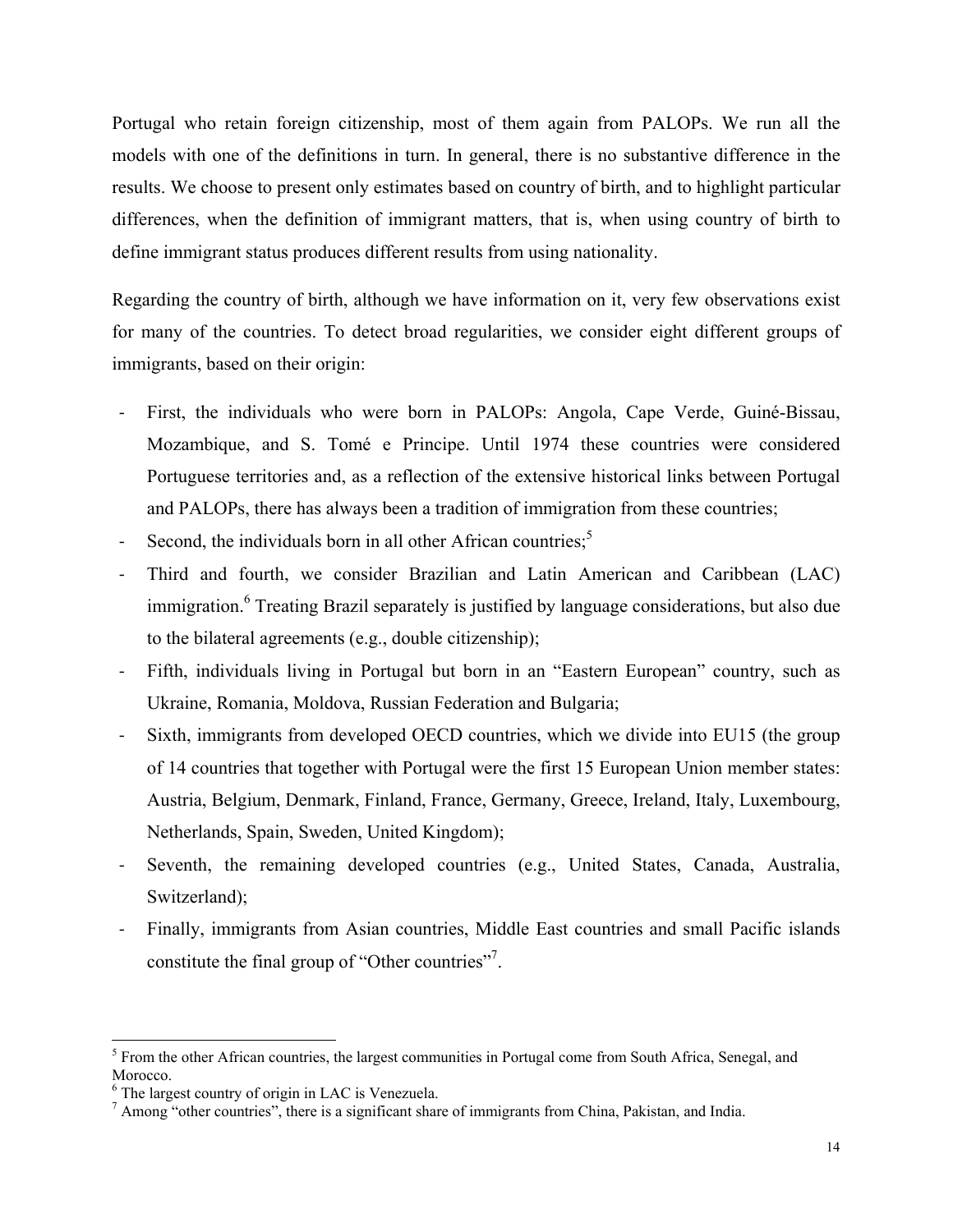Portugal who retain foreign citizenship, most of them again from PALOPs. We run all the models with one of the definitions in turn. In general, there is no substantive difference in the results. We choose to present only estimates based on country of birth, and to highlight particular differences, when the definition of immigrant matters, that is, when using country of birth to define immigrant status produces different results from using nationality.

Regarding the country of birth, although we have information on it, very few observations exist for many of the countries. To detect broad regularities, we consider eight different groups of immigrants, based on their origin:

- First, the individuals who were born in PALOPs: Angola, Cape Verde, Guiné-Bissau, Mozambique, and S. Tomé e Principe. Until 1974 these countries were considered Portuguese territories and, as a reflection of the extensive historical links between Portugal and PALOPs, there has always been a tradition of immigration from these countries;
- Second, the individuals born in all other African countries;[5]
- Third and fourth, we consider Brazilian and Latin American and Caribbean (LAC) immigration.[6] Treating Brazil separately is justified by language considerations, but also due to the bilateral agreements (e.g., double citizenship);
- Fifth, individuals living in Portugal but born in an "Eastern European" country, such as Ukraine, Romania, Moldova, Russian Federation and Bulgaria;
- Sixth, immigrants from developed OECD countries, which we divide into EU15 (the group of 14 countries that together with Portugal were the first 15 European Union member states: Austria, Belgium, Denmark, Finland, France, Germany, Greece, Ireland, Italy, Luxembourg, Netherlands, Spain, Sweden, United Kingdom);
- Seventh, the remaining developed countries (e.g., United States, Canada, Australia, Switzerland);
- Finally, immigrants from Asian countries, Middle East countries and small Pacific islands constitute the final group of "Other countries"[7].

[5] From the other African countries, the largest communities in Portugal come from South Africa, Senegal, and Morocco.

[6] The largest country of origin in LAC is Venezuela.

[7] Among "other countries", there is a significant share of immigrants from China, Pakistan, and India.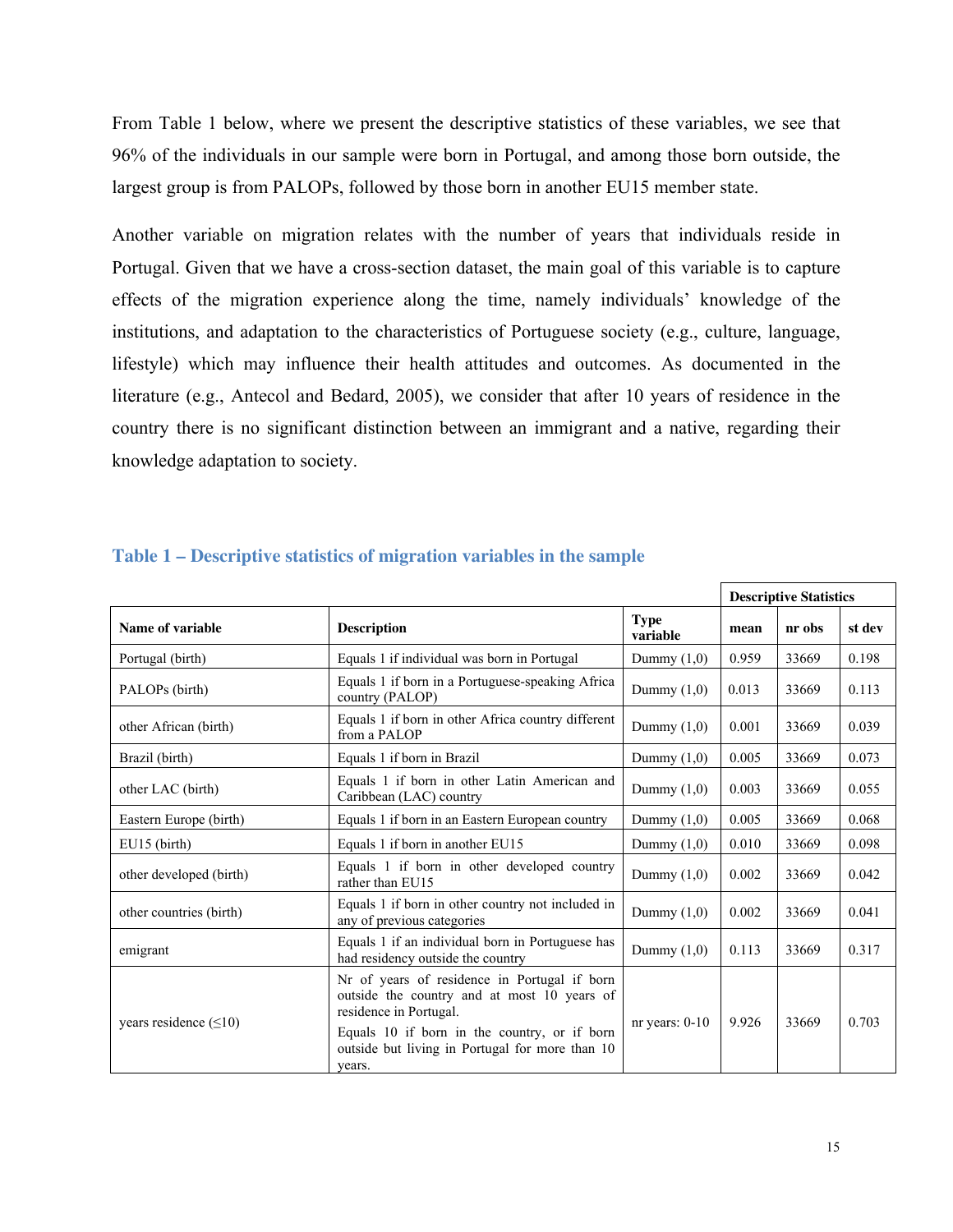From Table 1 below, where we present the descriptive statistics of these variables, we see that 96% of the individuals in our sample were born in Portugal, and among those born outside, the largest group is from PALOPs, followed by those born in another EU15 member state.

Another variable on migration relates with the number of years that individuals reside in Portugal. Given that we have a cross-section dataset, the main goal of this variable is to capture effects of the migration experience along the time, namely individuals' knowledge of the institutions, and adaptation to the characteristics of Portuguese society (e.g., culture, language, lifestyle) which may influence their health attitudes and outcomes. As documented in the literature (e.g., Antecol and Bedard, 2005), we consider that after 10 years of residence in the country there is no significant distinction between an immigrant and a native, regarding their knowledge adaptation to society.

### Table 1 – Descriptive statistics of migration variables in the sample

| | | | Descriptive Statistics | | |
|---|---|---|---|---|---|
| **Name of variable** | **Description** | **Type variable** | **mean** | **nr obs** | **st dev** |
| Portugal (birth) | Equals 1 if individual was born in Portugal | Dummy (1,0) | 0.959 | 33669 | 0.198 |
| PALOPs (birth) | Equals 1 if born in a Portuguese-speaking Africa country (PALOP) | Dummy (1,0) | 0.013 | 33669 | 0.113 |
| other African (birth) | Equals 1 if born in other Africa country different from a PALOP | Dummy (1,0) | 0.001 | 33669 | 0.039 |
| Brazil (birth) | Equals 1 if born in Brazil | Dummy (1,0) | 0.005 | 33669 | 0.073 |
| other LAC (birth) | Equals 1 if born in other Latin American and Caribbean (LAC) country | Dummy (1,0) | 0.003 | 33669 | 0.055 |
| Eastern Europe (birth) | Equals 1 if born in an Eastern European country | Dummy (1,0) | 0.005 | 33669 | 0.068 |
| EU15 (birth) | Equals 1 if born in another EU15 | Dummy (1,0) | 0.010 | 33669 | 0.098 |
| other developed (birth) | Equals 1 if born in other developed country rather than EU15 | Dummy (1,0) | 0.002 | 33669 | 0.042 |
| other countries (birth) | Equals 1 if born in other country not included in any of previous categories | Dummy (1,0) | 0.002 | 33669 | 0.041 |
| emigrant | Equals 1 if an individual born in Portuguese has had residency outside the country | Dummy (1,0) | 0.113 | 33669 | 0.317 |
| years residence (≤10) | Nr of years of residence in Portugal if born outside the country and at most 10 years of residence in Portugal. Equals 10 if born in the country, or if born outside but living in Portugal for more than 10 years. | nr years: 0-10 | 9.926 | 33669 | 0.703 |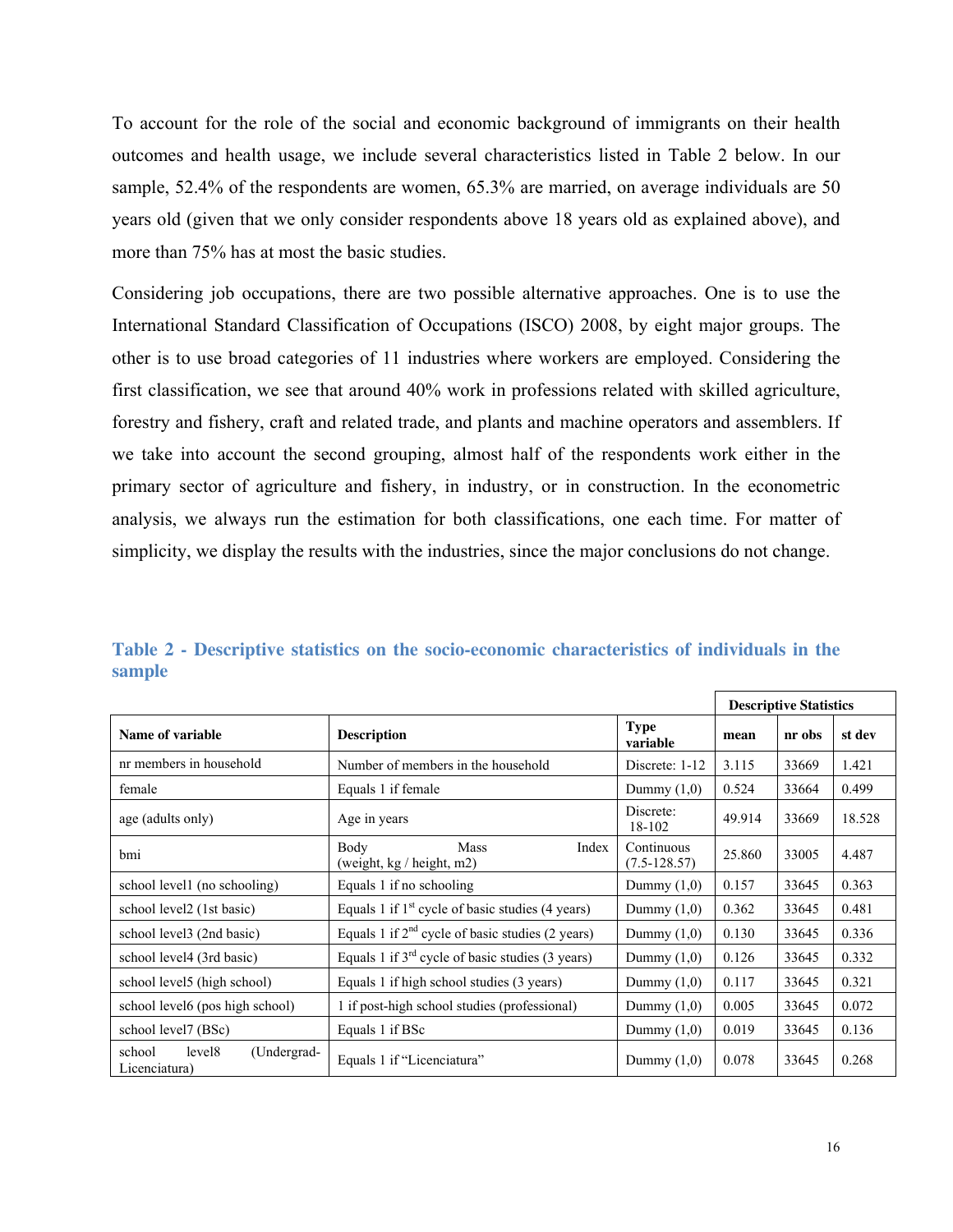To account for the role of the social and economic background of immigrants on their health outcomes and health usage, we include several characteristics listed in Table 2 below. In our sample, 52.4% of the respondents are women, 65.3% are married, on average individuals are 50 years old (given that we only consider respondents above 18 years old as explained above), and more than 75% has at most the basic studies.

Considering job occupations, there are two possible alternative approaches. One is to use the International Standard Classification of Occupations (ISCO) 2008, by eight major groups. The other is to use broad categories of 11 industries where workers are employed. Considering the first classification, we see that around 40% work in professions related with skilled agriculture, forestry and fishery, craft and related trade, and plants and machine operators and assemblers. If we take into account the second grouping, almost half of the respondents work either in the primary sector of agriculture and fishery, in industry, or in construction. In the econometric analysis, we always run the estimation for both classifications, one each time. For matter of simplicity, we display the results with the industries, since the major conclusions do not change.

**Table 2 - Descriptive statistics on the socio-economic characteristics of individuals in the sample**

| | | | Descriptive Statistics | | |
|---|---|---|---|---|---|
| **Name of variable** | **Description** | **Type variable** | **mean** | **nr obs** | **st dev** |
| nr members in household | Number of members in the household | Discrete: 1-12 | 3.115 | 33669 | 1.421 |
| female | Equals 1 if female | Dummy (1,0) | 0.524 | 33664 | 0.499 |
| age (adults only) | Age in years | Discrete: 18-102 | 49.914 | 33669 | 18.528 |
| bmi | Body Mass Index (weight, kg / height, m2) | Continuous (7.5-128.57) | 25.860 | 33005 | 4.487 |
| school level1 (no schooling) | Equals 1 if no schooling | Dummy (1,0) | 0.157 | 33645 | 0.363 |
| school level2 (1st basic) | Equals 1 if 1st cycle of basic studies (4 years) | Dummy (1,0) | 0.362 | 33645 | 0.481 |
| school level3 (2nd basic) | Equals 1 if 2nd cycle of basic studies (2 years) | Dummy (1,0) | 0.130 | 33645 | 0.336 |
| school level4 (3rd basic) | Equals 1 if 3rd cycle of basic studies (3 years) | Dummy (1,0) | 0.126 | 33645 | 0.332 |
| school level5 (high school) | Equals 1 if high school studies (3 years) | Dummy (1,0) | 0.117 | 33645 | 0.321 |
| school level6 (pos high school) | 1 if post-high school studies (professional) | Dummy (1,0) | 0.005 | 33645 | 0.072 |
| school level7 (BSc) | Equals 1 if BSc | Dummy (1,0) | 0.019 | 33645 | 0.136 |
| school level8 (Undergrad-Licenciatura) | Equals 1 if "Licenciatura" | Dummy (1,0) | 0.078 | 33645 | 0.268 |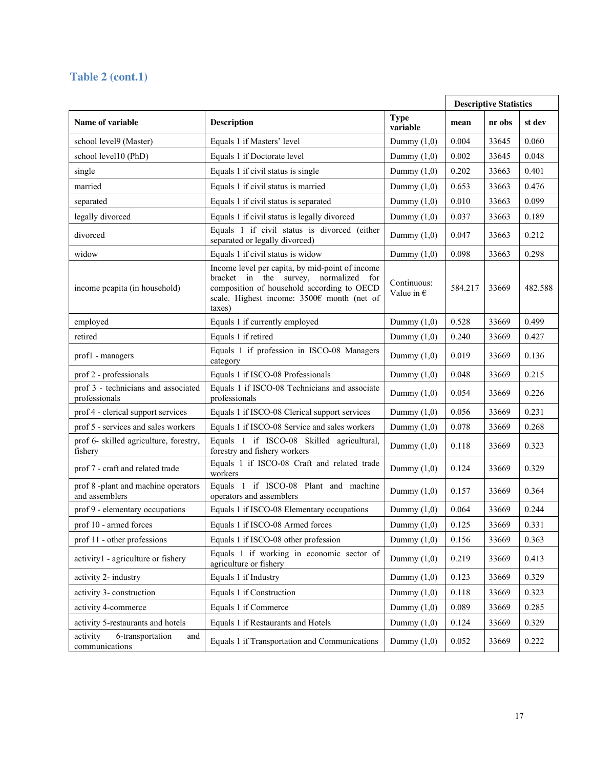## Table 2 (cont.1)

| Name of variable | Description | Type variable | Descriptive Statistics | | |
|---|---|---|---|---|---|
| | | | mean | nr obs | st dev |
| school level9 (Master) | Equals 1 if Masters' level | Dummy (1,0) | 0.004 | 33645 | 0.060 |
| school level10 (PhD) | Equals 1 if Doctorate level | Dummy (1,0) | 0.002 | 33645 | 0.048 |
| single | Equals 1 if civil status is single | Dummy (1,0) | 0.202 | 33663 | 0.401 |
| married | Equals 1 if civil status is married | Dummy (1,0) | 0.653 | 33663 | 0.476 |
| separated | Equals 1 if civil status is separated | Dummy (1,0) | 0.010 | 33663 | 0.099 |
| legally divorced | Equals 1 if civil status is legally divorced | Dummy (1,0) | 0.037 | 33663 | 0.189 |
| divorced | Equals 1 if civil status is divorced (either separated or legally divorced) | Dummy (1,0) | 0.047 | 33663 | 0.212 |
| widow | Equals 1 if civil status is widow | Dummy (1,0) | 0.098 | 33663 | 0.298 |
| income pcapita (in household) | Income level per capita, by mid-point of income bracket in the survey, normalized for composition of household according to OECD scale. Highest income: 3500€ month (net of taxes) | Continuous: Value in € | 584.217 | 33669 | 482.588 |
| employed | Equals 1 if currently employed | Dummy (1,0) | 0.528 | 33669 | 0.499 |
| retired | Equals 1 if retired | Dummy (1,0) | 0.240 | 33669 | 0.427 |
| prof1 - managers | Equals 1 if profession in ISCO-08 Managers category | Dummy (1,0) | 0.019 | 33669 | 0.136 |
| prof 2 - professionals | Equals 1 if ISCO-08 Professionals | Dummy (1,0) | 0.048 | 33669 | 0.215 |
| prof 3 - technicians and associated professionals | Equals 1 if ISCO-08 Technicians and associate professionals | Dummy (1,0) | 0.054 | 33669 | 0.226 |
| prof 4 - clerical support services | Equals 1 if ISCO-08 Clerical support services | Dummy (1,0) | 0.056 | 33669 | 0.231 |
| prof 5 - services and sales workers | Equals 1 if ISCO-08 Service and sales workers | Dummy (1,0) | 0.078 | 33669 | 0.268 |
| prof 6- skilled agriculture, forestry, fishery | Equals 1 if ISCO-08 Skilled agricultural, forestry and fishery workers | Dummy (1,0) | 0.118 | 33669 | 0.323 |
| prof 7 - craft and related trade | Equals 1 if ISCO-08 Craft and related trade workers | Dummy (1,0) | 0.124 | 33669 | 0.329 |
| prof 8 -plant and machine operators and assemblers | Equals 1 if ISCO-08 Plant and machine operators and assemblers | Dummy (1,0) | 0.157 | 33669 | 0.364 |
| prof 9 - elementary occupations | Equals 1 if ISCO-08 Elementary occupations | Dummy (1,0) | 0.064 | 33669 | 0.244 |
| prof 10 - armed forces | Equals 1 if ISCO-08 Armed forces | Dummy (1,0) | 0.125 | 33669 | 0.331 |
| prof 11 - other professions | Equals 1 if ISCO-08 other profession | Dummy (1,0) | 0.156 | 33669 | 0.363 |
| activity1 - agriculture or fishery | Equals 1 if working in economic sector of agriculture or fishery | Dummy (1,0) | 0.219 | 33669 | 0.413 |
| activity 2- industry | Equals 1 if Industry | Dummy (1,0) | 0.123 | 33669 | 0.329 |
| activity 3- construction | Equals 1 if Construction | Dummy (1,0) | 0.118 | 33669 | 0.323 |
| activity 4-commerce | Equals 1 if Commerce | Dummy (1,0) | 0.089 | 33669 | 0.285 |
| activity 5-restaurants and hotels | Equals 1 if Restaurants and Hotels | Dummy (1,0) | 0.124 | 33669 | 0.329 |
| activity 6-transportation and communications | Equals 1 if Transportation and Communications | Dummy (1,0) | 0.052 | 33669 | 0.222 |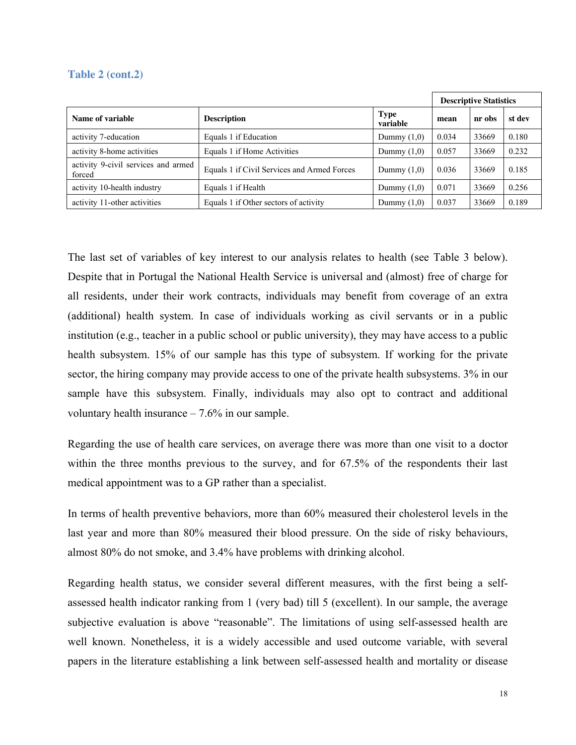**Table 2 (cont.2)**

| | | | Descriptive Statistics | | |
|---|---|---|---|---|---|
| **Name of variable** | **Description** | **Type variable** | **mean** | **nr obs** | **st dev** |
| activity 7-education | Equals 1 if Education | Dummy (1,0) | 0.034 | 33669 | 0.180 |
| activity 8-home activities | Equals 1 if Home Activities | Dummy (1,0) | 0.057 | 33669 | 0.232 |
| activity 9-civil services and armed forced | Equals 1 if Civil Services and Armed Forces | Dummy (1,0) | 0.036 | 33669 | 0.185 |
| activity 10-health industry | Equals 1 if Health | Dummy (1,0) | 0.071 | 33669 | 0.256 |
| activity 11-other activities | Equals 1 if Other sectors of activity | Dummy (1,0) | 0.037 | 33669 | 0.189 |

The last set of variables of key interest to our analysis relates to health (see Table 3 below). Despite that in Portugal the National Health Service is universal and (almost) free of charge for all residents, under their work contracts, individuals may benefit from coverage of an extra (additional) health system. In case of individuals working as civil servants or in a public institution (e.g., teacher in a public school or public university), they may have access to a public health subsystem. 15% of our sample has this type of subsystem. If working for the private sector, the hiring company may provide access to one of the private health subsystems. 3% in our sample have this subsystem. Finally, individuals may also opt to contract and additional voluntary health insurance – 7.6% in our sample.

Regarding the use of health care services, on average there was more than one visit to a doctor within the three months previous to the survey, and for 67.5% of the respondents their last medical appointment was to a GP rather than a specialist.

In terms of health preventive behaviors, more than 60% measured their cholesterol levels in the last year and more than 80% measured their blood pressure. On the side of risky behaviours, almost 80% do not smoke, and 3.4% have problems with drinking alcohol.

Regarding health status, we consider several different measures, with the first being a self-assessed health indicator ranking from 1 (very bad) till 5 (excellent). In our sample, the average subjective evaluation is above "reasonable". The limitations of using self-assessed health are well known. Nonetheless, it is a widely accessible and used outcome variable, with several papers in the literature establishing a link between self-assessed health and mortality or disease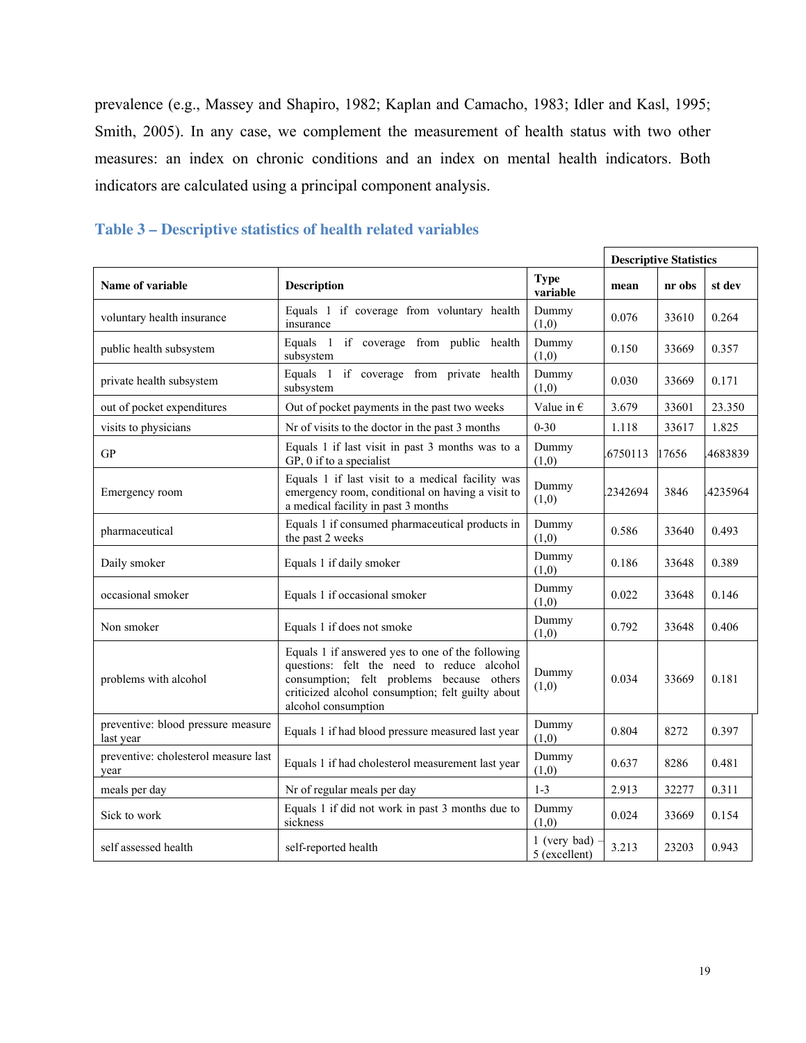prevalence (e.g., Massey and Shapiro, 1982; Kaplan and Camacho, 1983; Idler and Kasl, 1995; Smith, 2005). In any case, we complement the measurement of health status with two other measures: an index on chronic conditions and an index on mental health indicators. Both indicators are calculated using a principal component analysis.

### Table 3 – Descriptive statistics of health related variables

| | | | Descriptive Statistics | | |
|---|---|---|---|---|---|
| **Name of variable** | **Description** | **Type variable** | **mean** | **nr obs** | **st dev** |
| voluntary health insurance | Equals 1 if coverage from voluntary health insurance | Dummy (1,0) | 0.076 | 33610 | 0.264 |
| public health subsystem | Equals 1 if coverage from public health subsystem | Dummy (1,0) | 0.150 | 33669 | 0.357 |
| private health subsystem | Equals 1 if coverage from private health subsystem | Dummy (1,0) | 0.030 | 33669 | 0.171 |
| out of pocket expenditures | Out of pocket payments in the past two weeks | Value in € | 3.679 | 33601 | 23.350 |
| visits to physicians | Nr of visits to the doctor in the past 3 months | 0-30 | 1.118 | 33617 | 1.825 |
| GP | Equals 1 if last visit in past 3 months was to a GP, 0 if to a specialist | Dummy (1,0) | .6750113 | 17656 | .4683839 |
| Emergency room | Equals 1 if last visit to a medical facility was emergency room, conditional on having a visit to a medical facility in past 3 months | Dummy (1,0) | .2342694 | 3846 | .4235964 |
| pharmaceutical | Equals 1 if consumed pharmaceutical products in the past 2 weeks | Dummy (1,0) | 0.586 | 33640 | 0.493 |
| Daily smoker | Equals 1 if daily smoker | Dummy (1,0) | 0.186 | 33648 | 0.389 |
| occasional smoker | Equals 1 if occasional smoker | Dummy (1,0) | 0.022 | 33648 | 0.146 |
| Non smoker | Equals 1 if does not smoke | Dummy (1,0) | 0.792 | 33648 | 0.406 |
| problems with alcohol | Equals 1 if answered yes to one of the following questions: felt the need to reduce alcohol consumption; felt problems because others criticized alcohol consumption; felt guilty about alcohol consumption | Dummy (1,0) | 0.034 | 33669 | 0.181 |
| preventive: blood pressure measure last year | Equals 1 if had blood pressure measured last year | Dummy (1,0) | 0.804 | 8272 | 0.397 |
| preventive: cholesterol measure last year | Equals 1 if had cholesterol measurement last year | Dummy (1,0) | 0.637 | 8286 | 0.481 |
| meals per day | Nr of regular meals per day | 1-3 | 2.913 | 32277 | 0.311 |
| Sick to work | Equals 1 if did not work in past 3 months due to sickness | Dummy (1,0) | 0.024 | 33669 | 0.154 |
| self assessed health | self-reported health | 1 (very bad) – 5 (excellent) | 3.213 | 23203 | 0.943 |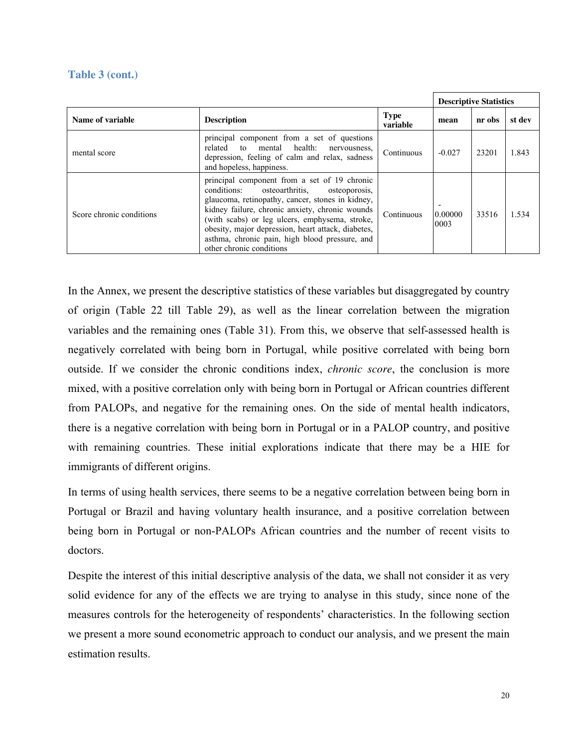**Table 3 (cont.)**

| Name of variable | Description | Type variable | Descriptive Statistics | | |
|---|---|---|---|---|---|
| | | | mean | nr obs | st dev |
| mental score | principal component from a set of questions related to mental health: nervousness, depression, feeling of calm and relax, sadness and hopeless, happiness. | Continuous | -0.027 | 23201 | 1.843 |
| Score chronic conditions | principal component from a set of 19 chronic conditions: osteoarthritis, osteoporosis, glaucoma, retinopathy, cancer, stones in kidney, kidney failure, chronic anxiety, chronic wounds (with scabs) or leg ulcers, emphysema, stroke, obesity, major depression, heart attack, diabetes, asthma, chronic pain, high blood pressure, and other chronic conditions | Continuous | -0.000000003 | 33516 | 1.534 |

In the Annex, we present the descriptive statistics of these variables but disaggregated by country of origin (Table 22 till Table 29), as well as the linear correlation between the migration variables and the remaining ones (Table 31). From this, we observe that self-assessed health is negatively correlated with being born in Portugal, while positive correlated with being born outside. If we consider the chronic conditions index, *chronic score*, the conclusion is more mixed, with a positive correlation only with being born in Portugal or African countries different from PALOPs, and negative for the remaining ones. On the side of mental health indicators, there is a negative correlation with being born in Portugal or in a PALOP country, and positive with remaining countries. These initial explorations indicate that there may be a HIE for immigrants of different origins.

In terms of using health services, there seems to be a negative correlation between being born in Portugal or Brazil and having voluntary health insurance, and a positive correlation between being born in Portugal or non-PALOPs African countries and the number of recent visits to doctors.

Despite the interest of this initial descriptive analysis of the data, we shall not consider it as very solid evidence for any of the effects we are trying to analyse in this study, since none of the measures controls for the heterogeneity of respondents' characteristics. In the following section we present a more sound econometric approach to conduct our analysis, and we present the main estimation results.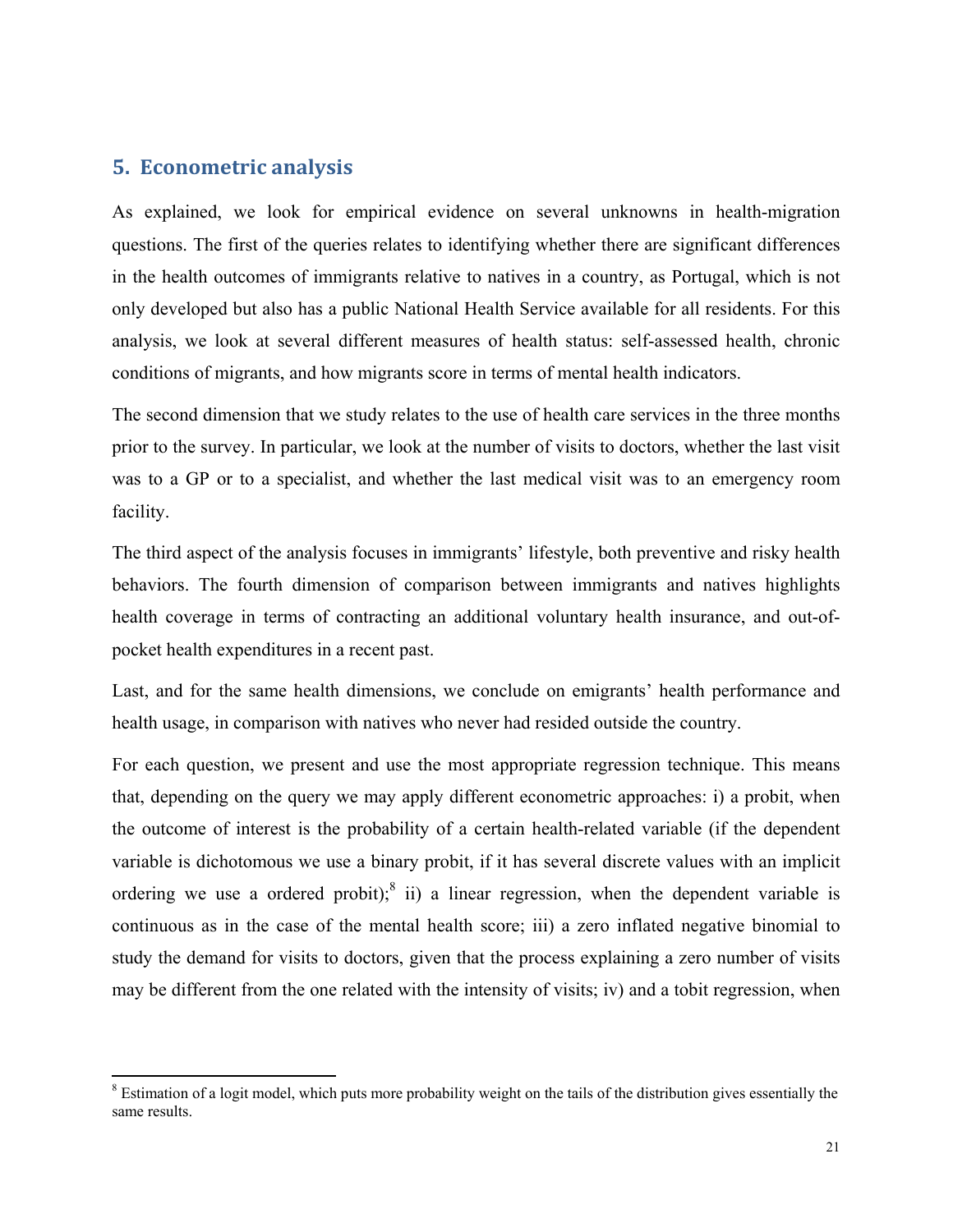## 5. Econometric analysis

As explained, we look for empirical evidence on several unknowns in health-migration questions. The first of the queries relates to identifying whether there are significant differences in the health outcomes of immigrants relative to natives in a country, as Portugal, which is not only developed but also has a public National Health Service available for all residents. For this analysis, we look at several different measures of health status: self-assessed health, chronic conditions of migrants, and how migrants score in terms of mental health indicators.

The second dimension that we study relates to the use of health care services in the three months prior to the survey. In particular, we look at the number of visits to doctors, whether the last visit was to a GP or to a specialist, and whether the last medical visit was to an emergency room facility.

The third aspect of the analysis focuses in immigrants' lifestyle, both preventive and risky health behaviors. The fourth dimension of comparison between immigrants and natives highlights health coverage in terms of contracting an additional voluntary health insurance, and out-of-pocket health expenditures in a recent past.

Last, and for the same health dimensions, we conclude on emigrants' health performance and health usage, in comparison with natives who never had resided outside the country.

For each question, we present and use the most appropriate regression technique. This means that, depending on the query we may apply different econometric approaches: i) a probit, when the outcome of interest is the probability of a certain health-related variable (if the dependent variable is dichotomous we use a binary probit, if it has several discrete values with an implicit ordering we use a ordered probit);[8] ii) a linear regression, when the dependent variable is continuous as in the case of the mental health score; iii) a zero inflated negative binomial to study the demand for visits to doctors, given that the process explaining a zero number of visits may be different from the one related with the intensity of visits; iv) and a tobit regression, when

---

[8] Estimation of a logit model, which puts more probability weight on the tails of the distribution gives essentially the same results.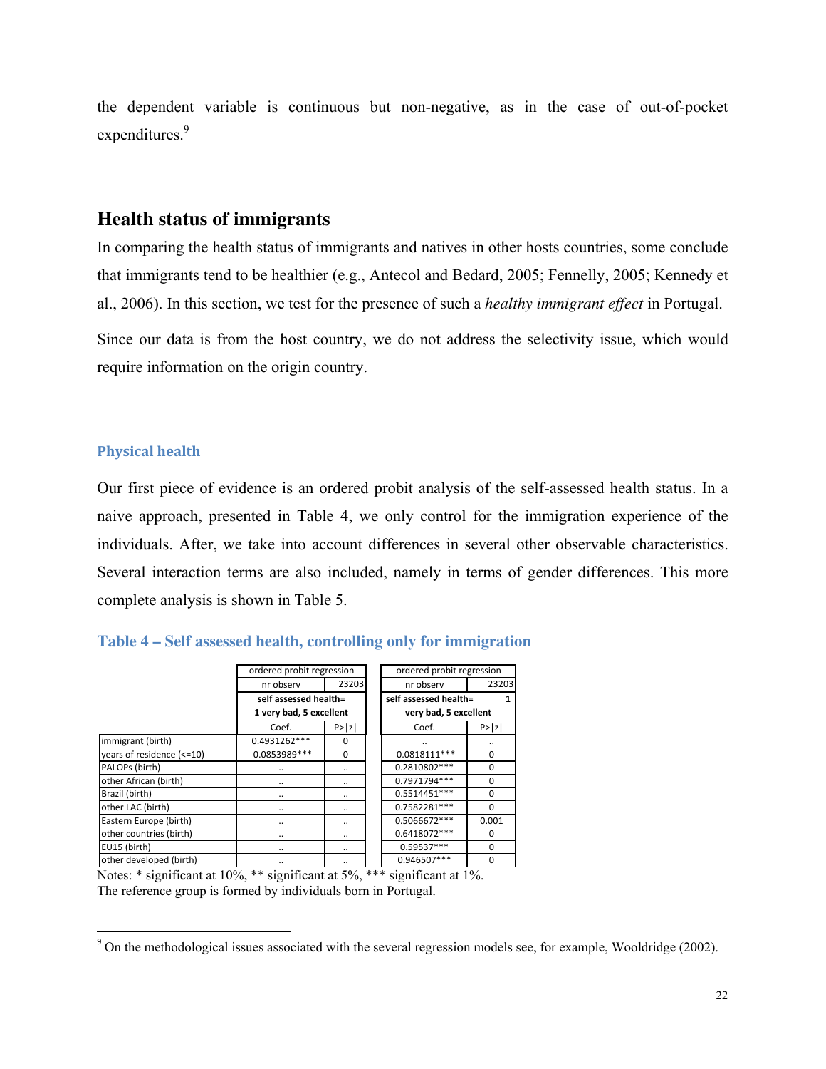the dependent variable is continuous but non-negative, as in the case of out-of-pocket expenditures.[9]

## Health status of immigrants

In comparing the health status of immigrants and natives in other hosts countries, some conclude that immigrants tend to be healthier (e.g., Antecol and Bedard, 2005; Fennelly, 2005; Kennedy et al., 2006). In this section, we test for the presence of such a *healthy immigrant effect* in Portugal.

Since our data is from the host country, we do not address the selectivity issue, which would require information on the origin country.

### Physical health

Our first piece of evidence is an ordered probit analysis of the self-assessed health status. In a naive approach, presented in Table 4, we only control for the immigration experience of the individuals. After, we take into account differences in several other observable characteristics. Several interaction terms are also included, namely in terms of gender differences. This more complete analysis is shown in Table 5.

**Table 4 – Self assessed health, controlling only for immigration**

| | ordered probit regression | | ordered probit regression | |
|---|---|---|---|---|
| | nr observ | 23203 | nr observ | 23203 |
| | **self assessed health= 1 very bad, 5 excellent** | | **self assessed health= 1 very bad, 5 excellent** | |
| | Coef. | P>\|z\| | Coef. | P>\|z\| |
| immigrant (birth) | 0.4931262*** | 0 | .. | .. |
| years of residence (<=10) | -0.0853989*** | 0 | -0.0818111*** | 0 |
| PALOPs (birth) | .. | .. | 0.2810802*** | 0 |
| other African (birth) | .. | .. | 0.7971794*** | 0 |
| Brazil (birth) | .. | .. | 0.5514451*** | 0 |
| other LAC (birth) | .. | .. | 0.7582281*** | 0 |
| Eastern Europe (birth) | .. | .. | 0.5066672*** | 0.001 |
| other countries (birth) | .. | .. | 0.6418072*** | 0 |
| EU15 (birth) | .. | .. | 0.59537*** | 0 |
| other developed (birth) | .. | .. | 0.946507*** | 0 |

Notes: * significant at 10%, ** significant at 5%, *** significant at 1%.
The reference group is formed by individuals born in Portugal.

[9] On the methodological issues associated with the several regression models see, for example, Wooldridge (2002).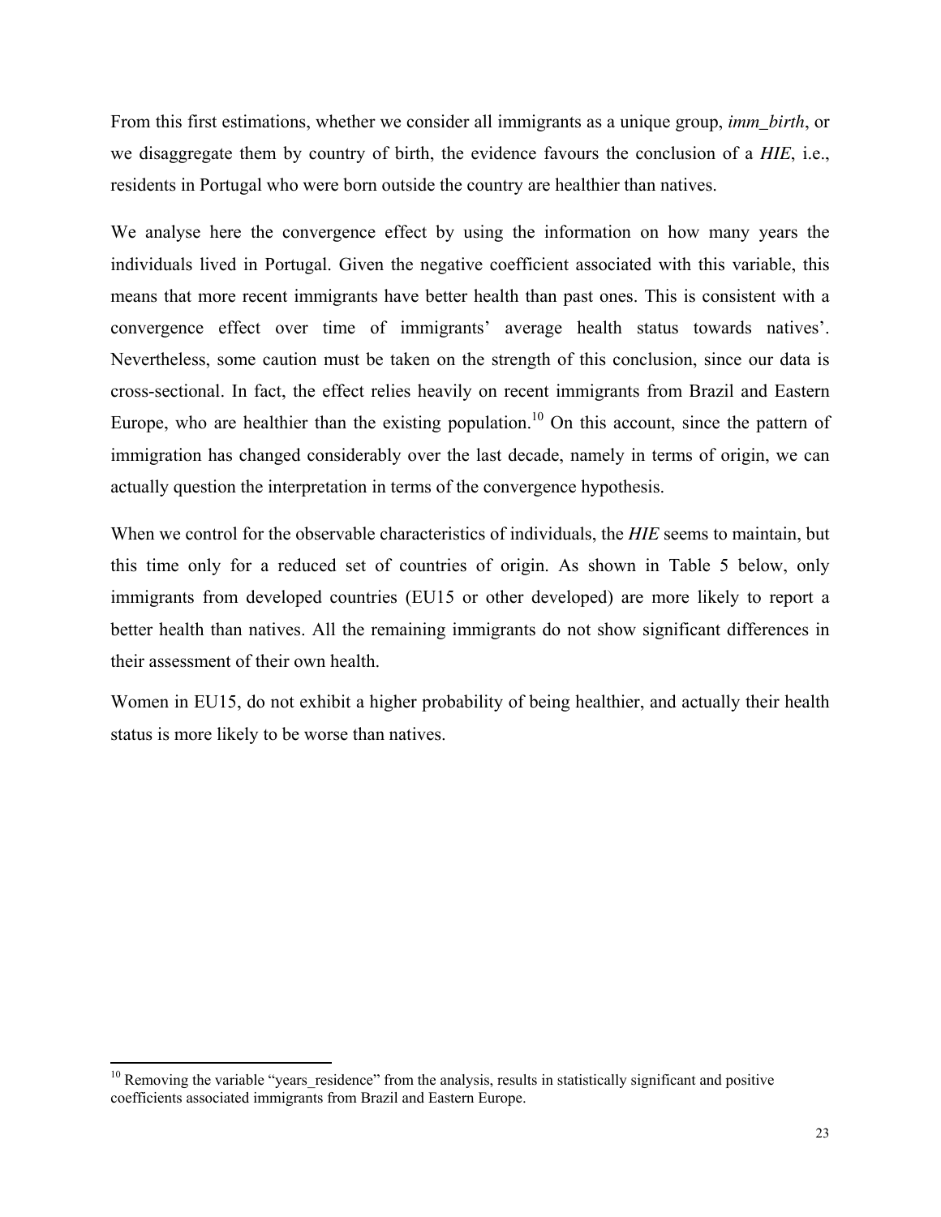From this first estimations, whether we consider all immigrants as a unique group, *imm_birth*, or we disaggregate them by country of birth, the evidence favours the conclusion of a *HIE*, i.e., residents in Portugal who were born outside the country are healthier than natives.

We analyse here the convergence effect by using the information on how many years the individuals lived in Portugal. Given the negative coefficient associated with this variable, this means that more recent immigrants have better health than past ones. This is consistent with a convergence effect over time of immigrants' average health status towards natives'. Nevertheless, some caution must be taken on the strength of this conclusion, since our data is cross-sectional. In fact, the effect relies heavily on recent immigrants from Brazil and Eastern Europe, who are healthier than the existing population.[10] On this account, since the pattern of immigration has changed considerably over the last decade, namely in terms of origin, we can actually question the interpretation in terms of the convergence hypothesis.

When we control for the observable characteristics of individuals, the *HIE* seems to maintain, but this time only for a reduced set of countries of origin. As shown in Table 5 below, only immigrants from developed countries (EU15 or other developed) are more likely to report a better health than natives. All the remaining immigrants do not show significant differences in their assessment of their own health.

Women in EU15, do not exhibit a higher probability of being healthier, and actually their health status is more likely to be worse than natives.

[10] Removing the variable "years_residence" from the analysis, results in statistically significant and positive coefficients associated immigrants from Brazil and Eastern Europe.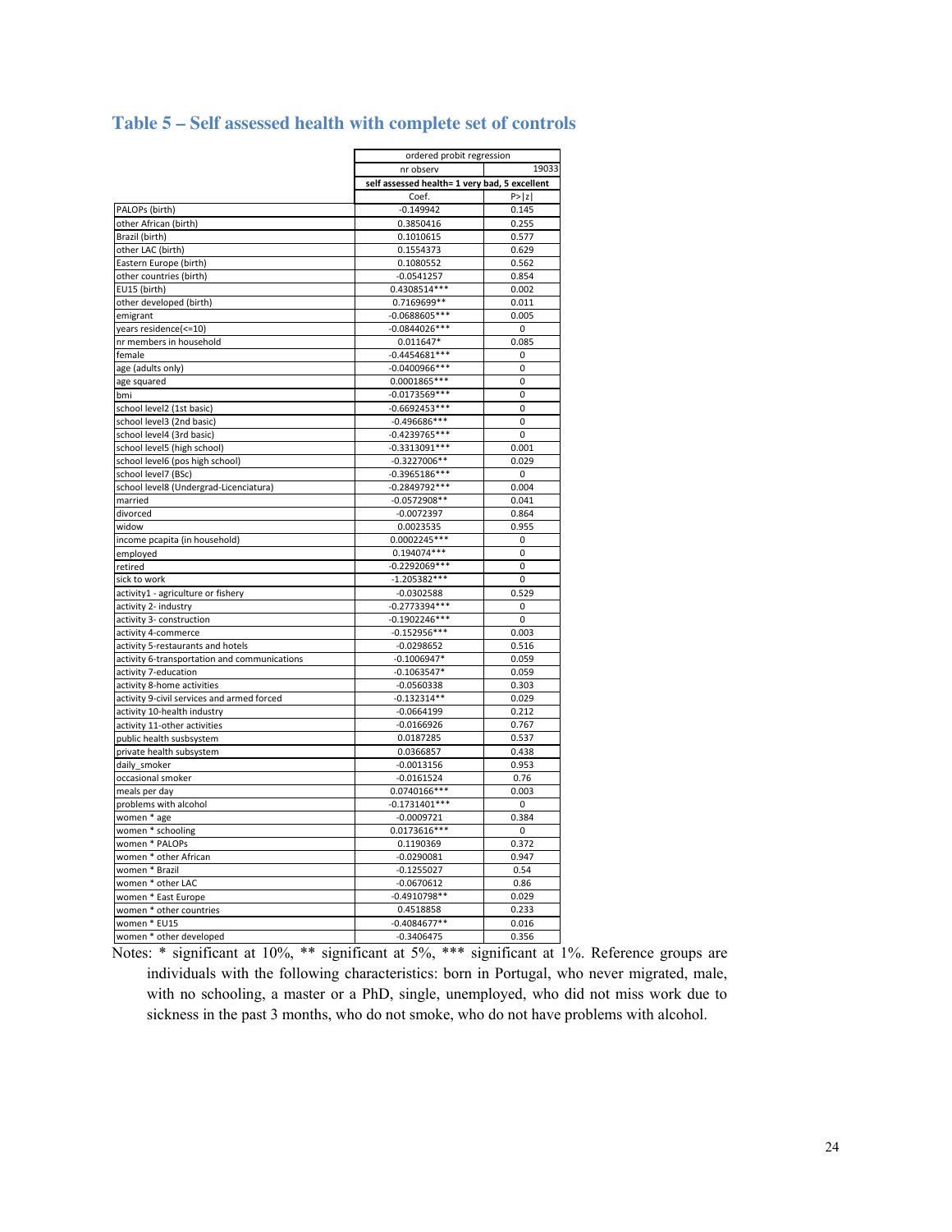## Table 5 – Self assessed health with complete set of controls

| | ordered probit regression | |
|---|---|---|
| | nr observ | 19033 |
| | self assessed health= 1 very bad, 5 excellent | |
| | Coef. | P>\|z\| |
| PALOPs (birth) | -0.149942 | 0.145 |
| other African (birth) | 0.3850416 | 0.255 |
| Brazil (birth) | 0.1010615 | 0.577 |
| other LAC (birth) | 0.1554373 | 0.629 |
| Eastern Europe (birth) | 0.1080552 | 0.562 |
| other countries (birth) | -0.0541257 | 0.854 |
| EU15 (birth) | 0.4308514*** | 0.002 |
| other developed (birth) | 0.7169699** | 0.011 |
| emigrant | -0.0688605*** | 0.005 |
| years residence(<=10) | -0.0844026*** | 0 |
| nr members in household | 0.011647* | 0.085 |
| female | -0.4454681*** | 0 |
| age (adults only) | -0.0400966*** | 0 |
| age squared | 0.0001865*** | 0 |
| bmi | -0.0173569*** | 0 |
| school level2 (1st basic) | -0.6692453*** | 0 |
| school level3 (2nd basic) | -0.496686*** | 0 |
| school level4 (3rd basic) | -0.4239765*** | 0 |
| school level5 (high school) | -0.3313091*** | 0.001 |
| school level6 (pos high school) | -0.3227006** | 0.029 |
| school level7 (BSc) | -0.3965186*** | 0 |
| school level8 (Undergrad-Licenciatura) | -0.2849792*** | 0.004 |
| married | -0.0572908** | 0.041 |
| divorced | -0.0072397 | 0.864 |
| widow | 0.0023535 | 0.955 |
| income pcapita (in household) | 0.0002245*** | 0 |
| employed | 0.194074*** | 0 |
| retired | -0.2292069*** | 0 |
| sick to work | -1.205382*** | 0 |
| activity1 - agriculture or fishery | -0.0302588 | 0.529 |
| activity 2- industry | -0.2773394*** | 0 |
| activity 3- construction | -0.1902246*** | 0 |
| activity 4-commerce | -0.152956*** | 0.003 |
| activity 5-restaurants and hotels | -0.0298652 | 0.516 |
| activity 6-transportation and communications | -0.1006947* | 0.059 |
| activity 7-education | -0.1063547* | 0.059 |
| activity 8-home activities | -0.0560338 | 0.303 |
| activity 9-civil services and armed forced | -0.132314** | 0.029 |
| activity 10-health industry | -0.0664199 | 0.212 |
| activity 11-other activities | -0.0166926 | 0.767 |
| public health susbsystem | 0.0187285 | 0.537 |
| private health subsystem | 0.0366857 | 0.438 |
| daily_smoker | -0.0013156 | 0.953 |
| occasional smoker | -0.0161524 | 0.76 |
| meals per day | 0.0740166*** | 0.003 |
| problems with alcohol | -0.1731401*** | 0 |
| women * age | -0.0009721 | 0.384 |
| women * schooling | 0.0173616*** | 0 |
| women * PALOPs | 0.1190369 | 0.372 |
| women * other African | -0.0290081 | 0.947 |
| women * Brazil | -0.1255027 | 0.54 |
| women * other LAC | -0.0670612 | 0.86 |
| women * East Europe | -0.4910798** | 0.029 |
| women * other countries | 0.4518858 | 0.233 |
| women * EU15 | -0.4084677** | 0.016 |
| women * other developed | -0.3406475 | 0.356 |

Notes: * significant at 10%, ** significant at 5%, *** significant at 1%. Reference groups are individuals with the following characteristics: born in Portugal, who never migrated, male, with no schooling, a master or a PhD, single, unemployed, who did not miss work due to sickness in the past 3 months, who do not smoke, who do not have problems with alcohol.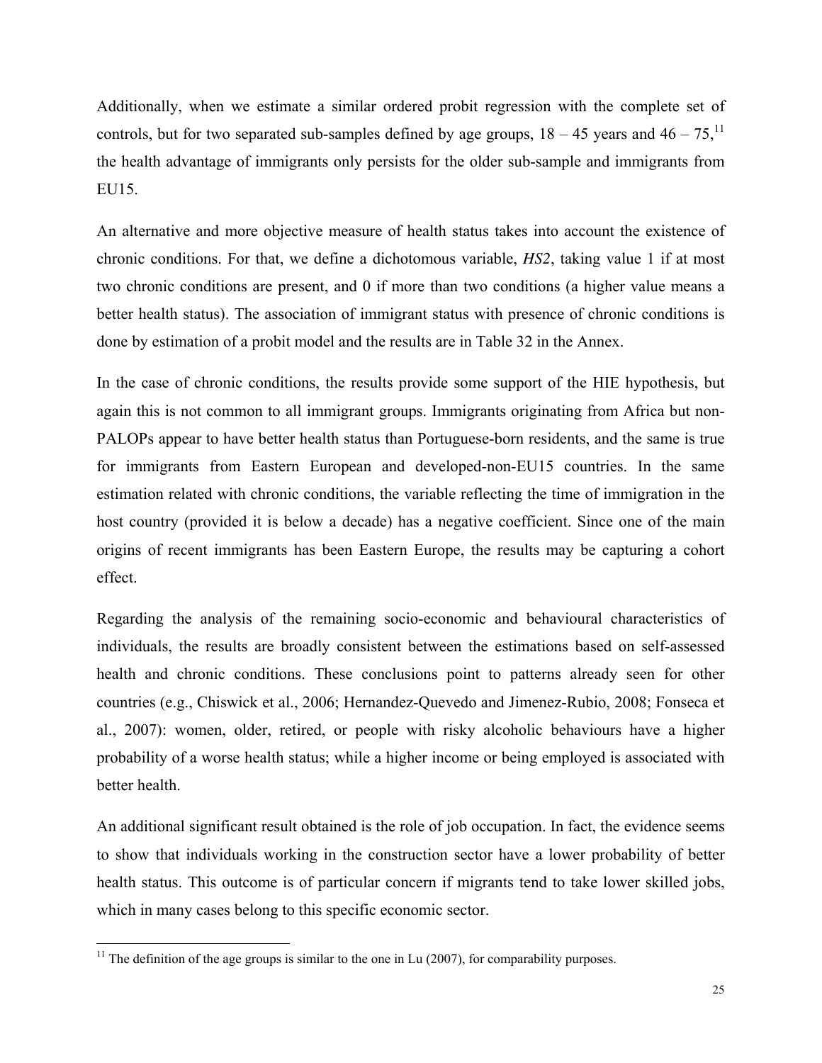Additionally, when we estimate a similar ordered probit regression with the complete set of controls, but for two separated sub-samples defined by age groups, 18 – 45 years and 46 – 75,[11] the health advantage of immigrants only persists for the older sub-sample and immigrants from EU15.

An alternative and more objective measure of health status takes into account the existence of chronic conditions. For that, we define a dichotomous variable, *HS2*, taking value 1 if at most two chronic conditions are present, and 0 if more than two conditions (a higher value means a better health status). The association of immigrant status with presence of chronic conditions is done by estimation of a probit model and the results are in Table 32 in the Annex.

In the case of chronic conditions, the results provide some support of the HIE hypothesis, but again this is not common to all immigrant groups. Immigrants originating from Africa but non-PALOPs appear to have better health status than Portuguese-born residents, and the same is true for immigrants from Eastern European and developed-non-EU15 countries. In the same estimation related with chronic conditions, the variable reflecting the time of immigration in the host country (provided it is below a decade) has a negative coefficient. Since one of the main origins of recent immigrants has been Eastern Europe, the results may be capturing a cohort effect.

Regarding the analysis of the remaining socio-economic and behavioural characteristics of individuals, the results are broadly consistent between the estimations based on self-assessed health and chronic conditions. These conclusions point to patterns already seen for other countries (e.g., Chiswick et al., 2006; Hernandez-Quevedo and Jimenez-Rubio, 2008; Fonseca et al., 2007): women, older, retired, or people with risky alcoholic behaviours have a higher probability of a worse health status; while a higher income or being employed is associated with better health.

An additional significant result obtained is the role of job occupation. In fact, the evidence seems to show that individuals working in the construction sector have a lower probability of better health status. This outcome is of particular concern if migrants tend to take lower skilled jobs, which in many cases belong to this specific economic sector.

[11] The definition of the age groups is similar to the one in Lu (2007), for comparability purposes.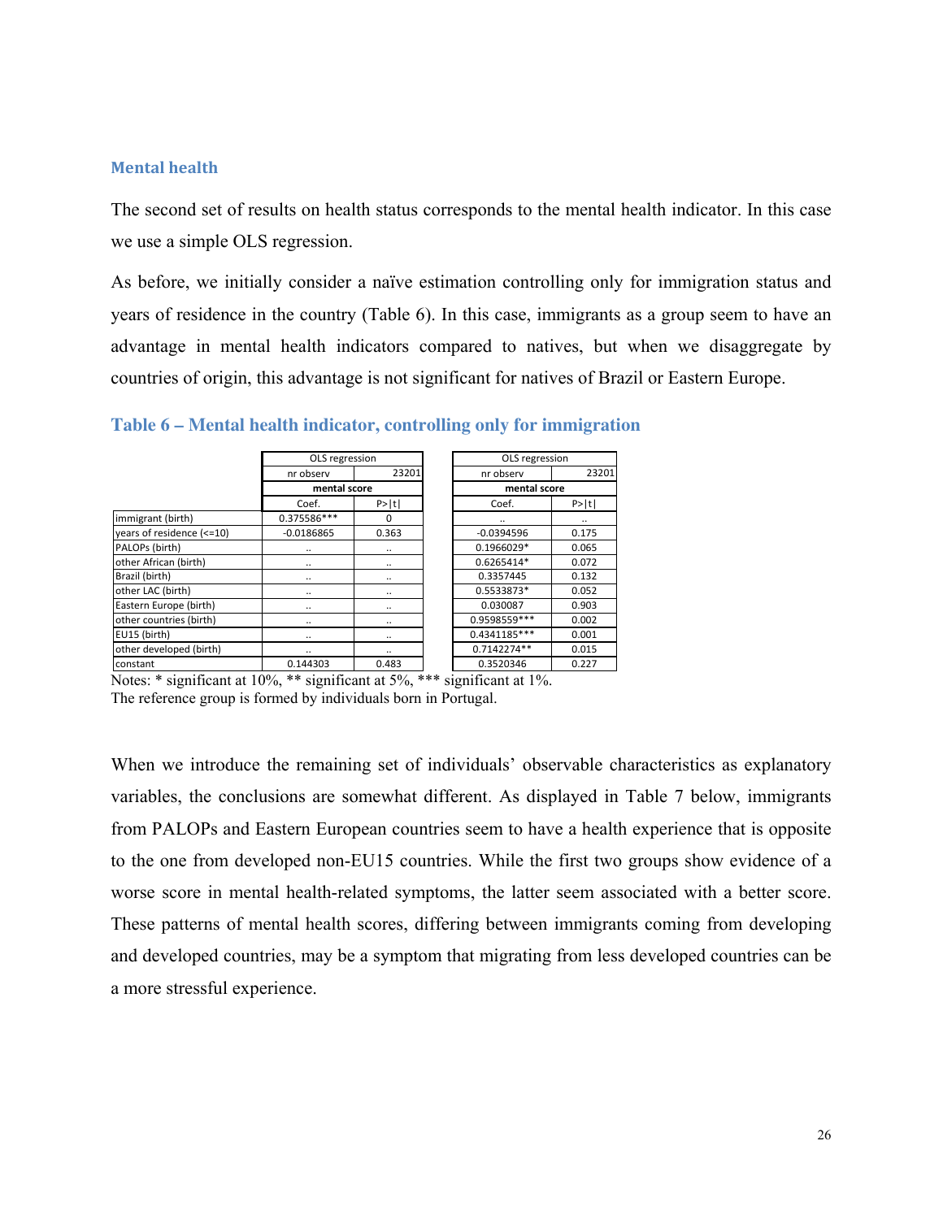### Mental health

The second set of results on health status corresponds to the mental health indicator. In this case we use a simple OLS regression.

As before, we initially consider a naïve estimation controlling only for immigration status and years of residence in the country (Table 6). In this case, immigrants as a group seem to have an advantage in mental health indicators compared to natives, but when we disaggregate by countries of origin, this advantage is not significant for natives of Brazil or Eastern Europe.

### Table 6 – Mental health indicator, controlling only for immigration

| | OLS regression | | OLS regression | |
|---|---|---|---|---|
| | nr observ | 23201 | nr observ | 23201 |
| | mental score | | mental score | |
| | Coef. | P>\|t\| | Coef. | P>\|t\| |
| immigrant (birth) | 0.375586*** | 0 | .. | .. |
| years of residence (<=10) | -0.0186865 | 0.363 | -0.0394596 | 0.175 |
| PALOPs (birth) | .. | .. | 0.1966029* | 0.065 |
| other African (birth) | .. | .. | 0.6265414* | 0.072 |
| Brazil (birth) | .. | .. | 0.3357445 | 0.132 |
| other LAC (birth) | .. | .. | 0.5533873* | 0.052 |
| Eastern Europe (birth) | .. | .. | 0.030087 | 0.903 |
| other countries (birth) | .. | .. | 0.9598559*** | 0.002 |
| EU15 (birth) | .. | .. | 0.4341185*** | 0.001 |
| other developed (birth) | .. | .. | 0.7142274** | 0.015 |
| constant | 0.144303 | 0.483 | 0.3520346 | 0.227 |

Notes: * significant at 10%, ** significant at 5%, *** significant at 1%.
The reference group is formed by individuals born in Portugal.

When we introduce the remaining set of individuals' observable characteristics as explanatory variables, the conclusions are somewhat different. As displayed in Table 7 below, immigrants from PALOPs and Eastern European countries seem to have a health experience that is opposite to the one from developed non-EU15 countries. While the first two groups show evidence of a worse score in mental health-related symptoms, the latter seem associated with a better score. These patterns of mental health scores, differing between immigrants coming from developing and developed countries, may be a symptom that migrating from less developed countries can be a more stressful experience.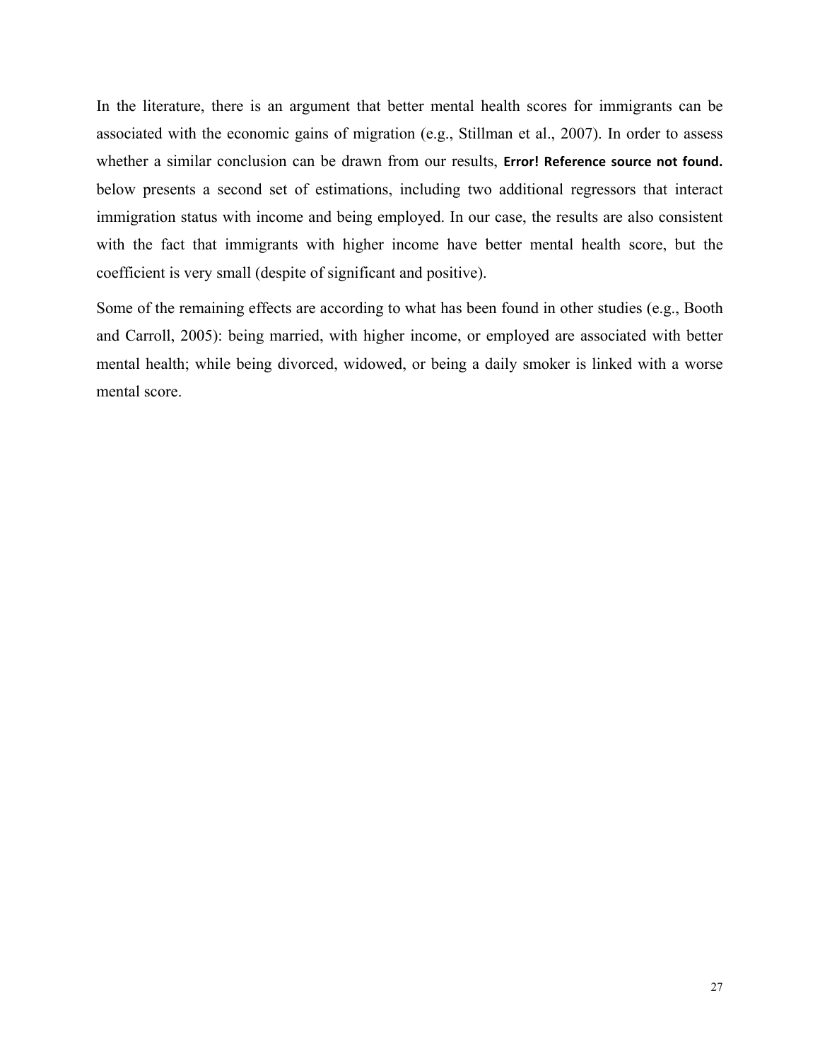In the literature, there is an argument that better mental health scores for immigrants can be associated with the economic gains of migration (e.g., Stillman et al., 2007). In order to assess whether a similar conclusion can be drawn from our results, **Error! Reference source not found.** below presents a second set of estimations, including two additional regressors that interact immigration status with income and being employed. In our case, the results are also consistent with the fact that immigrants with higher income have better mental health score, but the coefficient is very small (despite of significant and positive).

Some of the remaining effects are according to what has been found in other studies (e.g., Booth and Carroll, 2005): being married, with higher income, or employed are associated with better mental health; while being divorced, widowed, or being a daily smoker is linked with a worse mental score.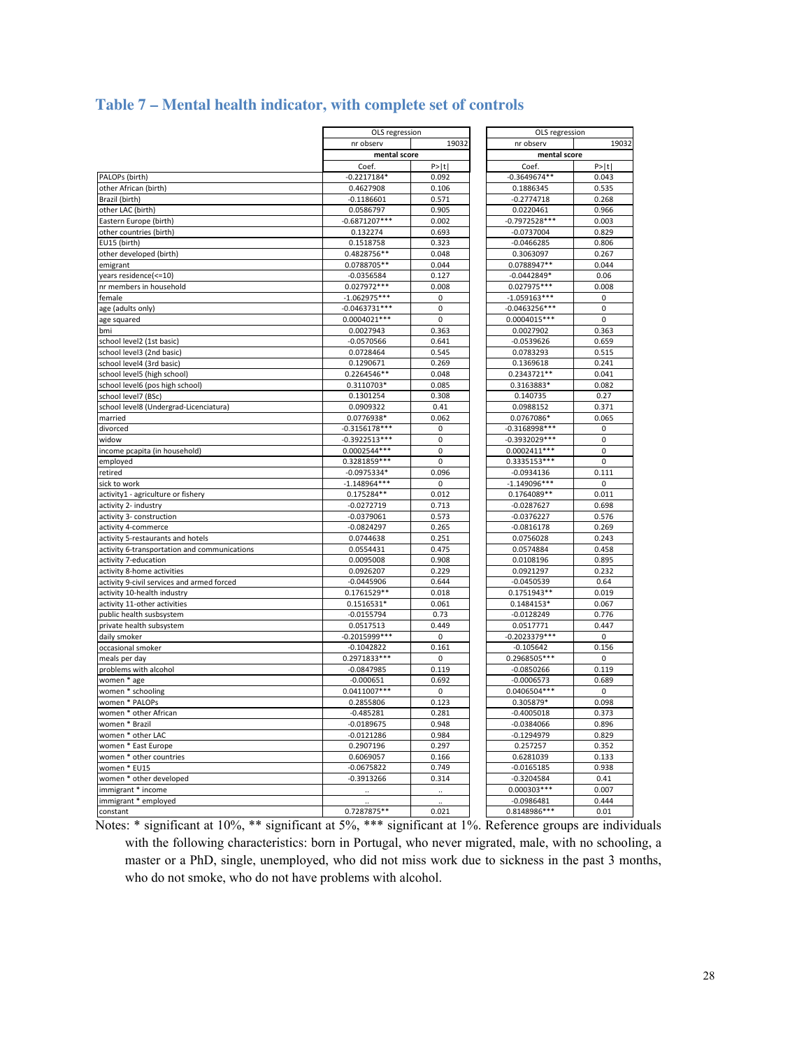## Table 7 – Mental health indicator, with complete set of controls

| | OLS regression | | OLS regression | |
|---|---|---|---|---|
| | nr observ | 19032 | nr observ | 19032 |
| | mental score | | mental score | |
| | Coef. | P>\|t\| | Coef. | P>\|t\| |
| PALOPs (birth) | -0.2217184* | 0.092 | -0.3649674** | 0.043 |
| other African (birth) | 0.4627908 | 0.106 | 0.1886345 | 0.535 |
| Brazil (birth) | -0.1186601 | 0.571 | -0.2774718 | 0.268 |
| other LAC (birth) | 0.0586797 | 0.905 | 0.0220461 | 0.966 |
| Eastern Europe (birth) | -0.6871207*** | 0.002 | -0.7972528*** | 0.003 |
| other countries (birth) | 0.132274 | 0.693 | -0.0737004 | 0.829 |
| EU15 (birth) | 0.1518758 | 0.323 | -0.0466285 | 0.806 |
| other developed (birth) | 0.4828756** | 0.048 | 0.3063097 | 0.267 |
| emigrant | 0.0788705** | 0.044 | 0.0788947** | 0.044 |
| years residence(<=10) | -0.0356584 | 0.127 | -0.0442849* | 0.06 |
| nr members in household | 0.027972*** | 0.008 | 0.027975*** | 0.008 |
| female | -1.062975*** | 0 | -1.059163*** | 0 |
| age (adults only) | -0.0463731*** | 0 | -0.0463256*** | 0 |
| age squared | 0.0004021*** | 0 | 0.0004015*** | 0 |
| bmi | 0.0027943 | 0.363 | 0.0027902 | 0.363 |
| school level2 (1st basic) | -0.0570566 | 0.641 | -0.0539626 | 0.659 |
| school level3 (2nd basic) | 0.0728464 | 0.545 | 0.0783293 | 0.515 |
| school level4 (3rd basic) | 0.1290671 | 0.269 | 0.1369618 | 0.241 |
| school level5 (high school) | 0.2264546** | 0.048 | 0.2343721** | 0.041 |
| school level6 (pos high school) | 0.3110703* | 0.085 | 0.3163883* | 0.082 |
| school level7 (BSc) | 0.1301254 | 0.308 | 0.140735 | 0.27 |
| school level8 (Undergrad-Licenciatura) | 0.0909322 | 0.41 | 0.0988152 | 0.371 |
| married | 0.0776938* | 0.062 | 0.0767086* | 0.065 |
| divorced | -0.3156178*** | 0 | -0.3168998*** | 0 |
| widow | -0.3922513*** | 0 | -0.3932029*** | 0 |
| income pcapita (in household) | 0.0002544*** | 0 | 0.0002411*** | 0 |
| employed | 0.3281859*** | 0 | 0.3335153*** | 0 |
| retired | -0.0975334* | 0.096 | -0.0934136 | 0.111 |
| sick to work | -1.148964*** | 0 | -1.149096*** | 0 |
| activity1 - agriculture or fishery | 0.175284** | 0.012 | 0.1764089** | 0.011 |
| activity 2- industry | -0.0272719 | 0.713 | -0.0287627 | 0.698 |
| activity 3- construction | -0.0379061 | 0.573 | -0.0376227 | 0.576 |
| activity 4-commerce | -0.0824297 | 0.265 | -0.0816178 | 0.269 |
| activity 5-restaurants and hotels | 0.0744638 | 0.251 | 0.0756028 | 0.243 |
| activity 6-transportation and communications | 0.0554431 | 0.475 | 0.0574884 | 0.458 |
| activity 7-education | 0.0095008 | 0.908 | 0.0108196 | 0.895 |
| activity 8-home activities | 0.0926207 | 0.229 | 0.0921297 | 0.232 |
| activity 9-civil services and armed forced | -0.0445906 | 0.644 | -0.0450539 | 0.64 |
| activity 10-health industry | 0.1761529** | 0.018 | 0.1751943** | 0.019 |
| activity 11-other activities | 0.1516531* | 0.061 | 0.1484153* | 0.067 |
| public health susbsystem | -0.0155794 | 0.73 | -0.0128249 | 0.776 |
| private health subsystem | 0.0517513 | 0.449 | 0.0517771 | 0.447 |
| daily smoker | -0.2015999*** | 0 | -0.2023379*** | 0 |
| occasional smoker | -0.1042822 | 0.161 | -0.105642 | 0.156 |
| meals per day | 0.2971833*** | 0 | 0.2968505*** | 0 |
| problems with alcohol | -0.0847985 | 0.119 | -0.0850266 | 0.119 |
| women * age | -0.000651 | 0.692 | -0.0006573 | 0.689 |
| women * schooling | 0.0411007*** | 0 | 0.0406504*** | 0 |
| women * PALOPs | 0.2855806 | 0.123 | 0.305879* | 0.098 |
| women * other African | -0.485281 | 0.281 | -0.4005018 | 0.373 |
| women * Brazil | -0.0189675 | 0.948 | -0.0384066 | 0.896 |
| women * other LAC | -0.0121286 | 0.984 | -0.1294979 | 0.829 |
| women * East Europe | 0.2907196 | 0.297 | 0.257257 | 0.352 |
| women * other countries | 0.6069057 | 0.166 | 0.6281039 | 0.133 |
| women * EU15 | -0.0675822 | 0.749 | -0.0165185 | 0.938 |
| women * other developed | -0.3913266 | 0.314 | -0.3204584 | 0.41 |
| immigrant * income | .. | .. | 0.000303*** | 0.007 |
| immigrant * employed | .. | .. | -0.0986481 | 0.444 |
| constant | 0.7287875** | 0.021 | 0.8148986*** | 0.01 |

Notes: * significant at 10%, ** significant at 5%, *** significant at 1%. Reference groups are individuals with the following characteristics: born in Portugal, who never migrated, male, with no schooling, a master or a PhD, single, unemployed, who did not miss work due to sickness in the past 3 months, who do not smoke, who do not have problems with alcohol.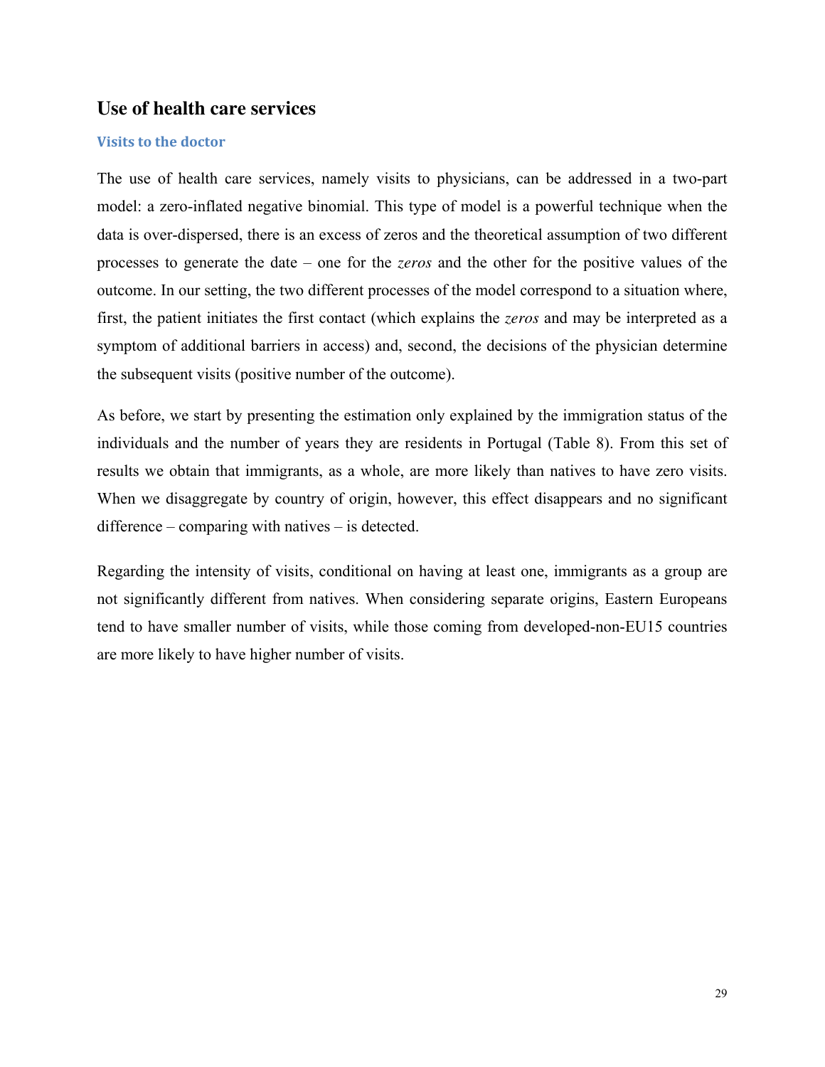## Use of health care services

### Visits to the doctor

The use of health care services, namely visits to physicians, can be addressed in a two-part model: a zero-inflated negative binomial. This type of model is a powerful technique when the data is over-dispersed, there is an excess of zeros and the theoretical assumption of two different processes to generate the date – one for the *zeros* and the other for the positive values of the outcome. In our setting, the two different processes of the model correspond to a situation where, first, the patient initiates the first contact (which explains the *zeros* and may be interpreted as a symptom of additional barriers in access) and, second, the decisions of the physician determine the subsequent visits (positive number of the outcome).

As before, we start by presenting the estimation only explained by the immigration status of the individuals and the number of years they are residents in Portugal (Table 8). From this set of results we obtain that immigrants, as a whole, are more likely than natives to have zero visits. When we disaggregate by country of origin, however, this effect disappears and no significant difference – comparing with natives – is detected.

Regarding the intensity of visits, conditional on having at least one, immigrants as a group are not significantly different from natives. When considering separate origins, Eastern Europeans tend to have smaller number of visits, while those coming from developed-non-EU15 countries are more likely to have higher number of visits.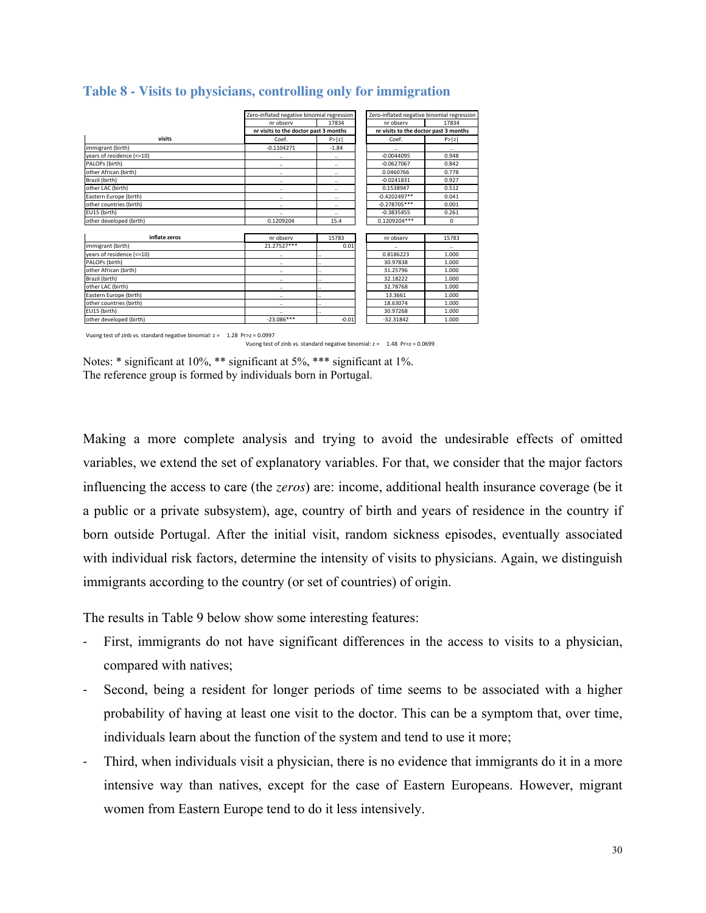### Table 8 - Visits to physicians, controlling only for immigration

| visits | Zero-inflated negative binomial regression | | Zero-inflated negative binomial regression | |
|---|---|---|---|---|
| | nr observ | 17834 | nr observ | 17834 |
| | nr visits to the doctor past 3 months | | nr visits to the doctor past 3 months | |
| | Coef. | P>\|z\| | Coef. | P>\|z\| |
| immigrant (birth) | -0.1104271 | -1.84 | .. | .. |
| years of residence (<=10) | .. | .. | -0.0044095 | 0.948 |
| PALOPs (birth) | .. | .. | -0.0627067 | 0.842 |
| other African (birth) | .. | .. | 0.0460766 | 0.778 |
| Brazil (birth) | .. | .. | -0.0241831 | 0.927 |
| other LAC (birth) | .. | .. | 0.1538947 | 0.512 |
| Eastern Europe (birth) | .. | .. | -0.4202497** | 0.041 |
| other countries (birth) | .. | .. | -0.278705*** | 0.001 |
| EU15 (birth) | .. | .. | -0.3835455 | 0.261 |
| other developed (birth) | 0.1209204 | 15.4 | 0.1209204*** | 0 |
| **inflate zeros** | nr observ | 15783 | nr observ | 15783 |
| immigrant (birth) | 21.27527*** | 0.01 | .. | .. |
| years of residence (<=10) | .. | .. | 0.8186223 | 1.000 |
| PALOPs (birth) | .. | .. | 30.97838 | 1.000 |
| other African (birth) | .. | .. | 31.25796 | 1.000 |
| Brazil (birth) | .. | .. | 32.18222 | 1.000 |
| other LAC (birth) | .. | .. | 32.78768 | 1.000 |
| Eastern Europe (birth) | .. | .. | 13.3661 | 1.000 |
| other countries (birth) | .. | .. | 18.63074 | 1.000 |
| EU15 (birth) | .. | .. | 30.97268 | 1.000 |
| other developed (birth) | -23.086*** | -0.01 | -32.31842 | 1.000 |

Vuong test of zinb vs. standard negative binomial: z = 1.28 Pr>z = 0.0997

Vuong test of zinb vs. standard negative binomial: z = 1.48 Pr>z = 0.0699

Notes: * significant at 10%, ** significant at 5%, *** significant at 1%.
The reference group is formed by individuals born in Portugal.

Making a more complete analysis and trying to avoid the undesirable effects of omitted variables, we extend the set of explanatory variables. For that, we consider that the major factors influencing the access to care (the *zeros*) are: income, additional health insurance coverage (be it a public or a private subsystem), age, country of birth and years of residence in the country if born outside Portugal. After the initial visit, random sickness episodes, eventually associated with individual risk factors, determine the intensity of visits to physicians. Again, we distinguish immigrants according to the country (or set of countries) of origin.

The results in Table 9 below show some interesting features:

- First, immigrants do not have significant differences in the access to visits to a physician, compared with natives;
- Second, being a resident for longer periods of time seems to be associated with a higher probability of having at least one visit to the doctor. This can be a symptom that, over time, individuals learn about the function of the system and tend to use it more;
- Third, when individuals visit a physician, there is no evidence that immigrants do it in a more intensive way than natives, except for the case of Eastern Europeans. However, migrant women from Eastern Europe tend to do it less intensively.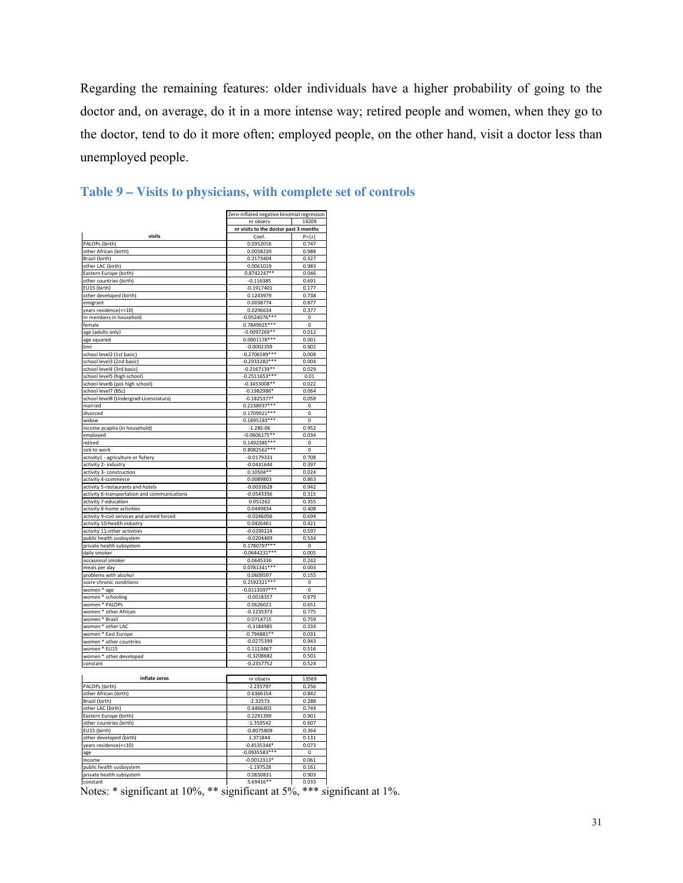Regarding the remaining features: older individuals have a higher probability of going to the doctor and, on average, do it in a more intense way; retired people and women, when they go to the doctor, tend to do it more often; employed people, on the other hand, visit a doctor less than unemployed people.

## Table 9 – Visits to physicians, with complete set of controls

| | Zero-inflated negative binomial regression | |
|---|---|---|
| | nr observ | 14209 |
| | nr visits to the doctor past 3 months | |
| **visits** | Coef. | P>\|z\| |
| PALOPs (birth) | 0.0352016 | 0.747 |
| other African (birth) | 0.0058239 | 0.988 |
| Brazil (birth) | 0.2173404 | 0.327 |
| other LAC (birth) | 0.0061019 | 0.983 |
| Eastern Europe (birth) | 0.8742247** | 0.046 |
| other countries (birth) | -0.116385 | 0.691 |
| EU15 (birth) | -0.1917401 | 0.177 |
| other developed (birth) | 0.1243979 | 0.738 |
| emigrant | 0.0038774 | 0.877 |
| years residence(<=10) | 0.0296634 | 0.377 |
| nr members in household | -0.0524076*** | 0 |
| female | 0.7849925*** | 0 |
| age (adults only) | -0.0097269** | 0.012 |
| age squared | 0.0001178*** | 0.001 |
| bmi | -0.0002359 | 0.902 |
| school level2 (1st basic) | -0.2706589*** | 0.008 |
| school level3 (2nd basic) | -0.2933283*** | 0.004 |
| school level4 (3rd basic) | -0.2167139** | 0.029 |
| school level5 (high school) | -0.2511653*** | 0.01 |
| school level6 (pos high school) | -0.3453008** | 0.022 |
| school level7 (BSc) | -0.1982986* | 0.064 |
| school level8 (Undergrad-Licenciatura) | -0.1825377* | 0.058 |
| married | 0.2238937*** | 0 |
| divorced | 0.1709921*** | 0 |
| widow | 0.1695183*** | 0 |
| income pcapita (in household) | -1.28E-06 | 0.952 |
| employed | -0.0606175** | 0.034 |
| retired | 0.1492385*** | 0 |
| sick to work | 0.8082562*** | 0 |
| activity1 - agriculture or fishery | -0.0179333 | 0.708 |
| activity 2- industry | -0.0431644 | 0.397 |
| activity 3- construction | 0.10504** | 0.024 |
| activity 4-commerce | 0.0089803 | 0.863 |
| activity 5-restaurants and hotels | -0.0033628 | 0.942 |
| activity 6-transportation and communications | -0.0543356 | 0.315 |
| activity 7-education | 0.051262 | 0.355 |
| activity 8-home activities | 0.0449834 | 0.408 |
| activity 9-civil services and armed forced | -0.0246056 | 0.694 |
| activity 10-health industry | 0.0426461 | 0.421 |
| activity 11-other activities | -0.0299224 | 0.597 |
| public health susbsystem | -0.0204469 | 0.534 |
| private health subsystem | 0.1780797*** | 0 |
| daily smoker | -0.0644231*** | 0.005 |
| occasional smoker | 0.0645336 | 0.242 |
| meals per day | 0.0781341*** | 0.003 |
| problems with alcohol | 0.0609597 | 0.155 |
| score chronic conditions | 0.2592321*** | 0 |
| women * age | -0.0113097*** | 0 |
| women * schooling | -0.0018357 | 0.679 |
| women * PALOPs | 0.0626021 | 0.651 |
| women * other African | -0.1235373 | 0.775 |
| women * Brazil | 0.0714715 | 0.759 |
| women * other LAC | -0.3184985 | 0.334 |
| women * East Europe | -0.794881** | 0.031 |
| women * other countries | -0.0275399 | 0.943 |
| women * EU15 | 0.1113467 | 0.516 |
| women * other developed | -0.3208682 | 0.501 |
| constant | -0.2357752 | 0.524 |
| **inflate zeros** | nr observ | 13569 |
| PALOPs (birth) | -2.235797 | 0.256 |
| other African (birth) | 0.6366154 | 0.842 |
| Brazil (birth) | -2.32573 | 0.288 |
| other LAC (birth) | 0.4466403 | 0.744 |
| Eastern Europe (birth) | 0.2291399 | 0.901 |
| other countries (birth) | -1.359542 | 0.607 |
| EU15 (birth) | -0.8075809 | 0.364 |
| other developed (birth) | 1.371844 | 0.131 |
| years residence(<=10) | -0.4535344* | 0.073 |
| age | -0.0935583*** | 0 |
| income | -0.0012313* | 0.061 |
| public health susbsystem | -1.197528 | 0.161 |
| private health subsystem | 0.0650831 | 0.903 |
| constant | 5.69416** | 0.033 |

Notes: * significant at 10%, ** significant at 5%, *** significant at 1%.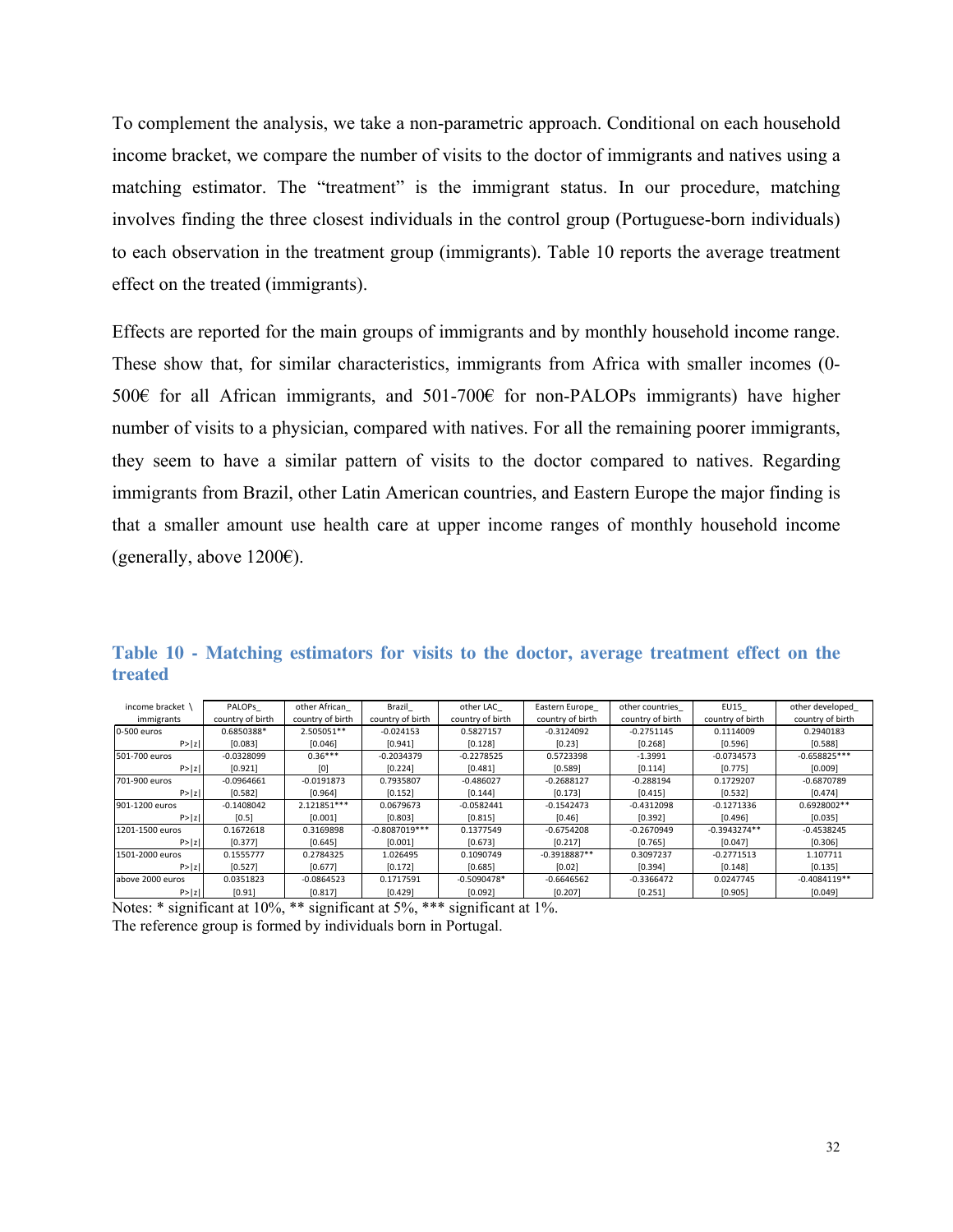To complement the analysis, we take a non-parametric approach. Conditional on each household income bracket, we compare the number of visits to the doctor of immigrants and natives using a matching estimator. The "treatment" is the immigrant status. In our procedure, matching involves finding the three closest individuals in the control group (Portuguese-born individuals) to each observation in the treatment group (immigrants). Table 10 reports the average treatment effect on the treated (immigrants).

Effects are reported for the main groups of immigrants and by monthly household income range. These show that, for similar characteristics, immigrants from Africa with smaller incomes (0-500€ for all African immigrants, and 501-700€ for non-PALOPs immigrants) have higher number of visits to a physician, compared with natives. For all the remaining poorer immigrants, they seem to have a similar pattern of visits to the doctor compared to natives. Regarding immigrants from Brazil, other Latin American countries, and Eastern Europe the major finding is that a smaller amount use health care at upper income ranges of monthly household income (generally, above 1200€).

## Table 10 - Matching estimators for visits to the doctor, average treatment effect on the treated

| income bracket \ immigrants | PALOPs_ country of birth | other African_ country of birth | Brazil_ country of birth | other LAC_ country of birth | Eastern Europe_ country of birth | other countries_ country of birth | EU15_ country of birth | other developed_ country of birth |
|---|---|---|---|---|---|---|---|---|
| 0-500 euros | 0.6850388* | 2.505051** | -0.024153 | 0.5827157 | -0.3124092 | -0.2751145 | 0.1114009 | 0.2940183 |
| P>\|z\| | [0.083] | [0.046] | [0.941] | [0.128] | [0.23] | [0.268] | [0.596] | [0.588] |
| 501-700 euros | -0.0328099 | 0.36*** | -0.2034379 | -0.2278525 | 0.5723398 | -1.3991 | -0.0734573 | -0.658825*** |
| P>\|z\| | [0.921] | [0] | [0.224] | [0.481] | [0.589] | [0.114] | [0.775] | [0.009] |
| 701-900 euros | -0.0964661 | -0.0191873 | 0.7935807 | -0.486027 | -0.2688127 | -0.288194 | 0.1729207 | -0.6870789 |
| P>\|z\| | [0.582] | [0.964] | [0.152] | [0.144] | [0.173] | [0.415] | [0.532] | [0.474] |
| 901-1200 euros | -0.1408042 | 2.121851*** | 0.0679673 | -0.0582441 | -0.1542473 | -0.4312098 | -0.1271336 | 0.6928002** |
| P>\|z\| | [0.5] | [0.001] | [0.803] | [0.815] | [0.46] | [0.392] | [0.496] | [0.035] |
| 1201-1500 euros | 0.1672618 | 0.3169898 | -0.8087019*** | 0.1377549 | -0.6754208 | -0.2670949 | -0.3943274** | -0.4538245 |
| P>\|z\| | [0.377] | [0.645] | [0.001] | [0.673] | [0.217] | [0.765] | [0.047] | [0.306] |
| 1501-2000 euros | 0.1555777 | 0.2784325 | 1.026495 | 0.1090749 | -0.3918887** | 0.3097237 | -0.2771513 | 1.107711 |
| P>\|z\| | [0.527] | [0.677] | [0.172] | [0.685] | [0.02] | [0.394] | [0.148] | [0.135] |
| above 2000 euros | 0.0351823 | -0.0864523 | 0.1717591 | -0.5090478* | -0.6646562 | -0.3366472 | 0.0247745 | -0.4084119** |
| P>\|z\| | [0.91] | [0.817] | [0.429] | [0.092] | [0.207] | [0.251] | [0.905] | [0.049] |

Notes: * significant at 10%, ** significant at 5%, *** significant at 1%.
The reference group is formed by individuals born in Portugal.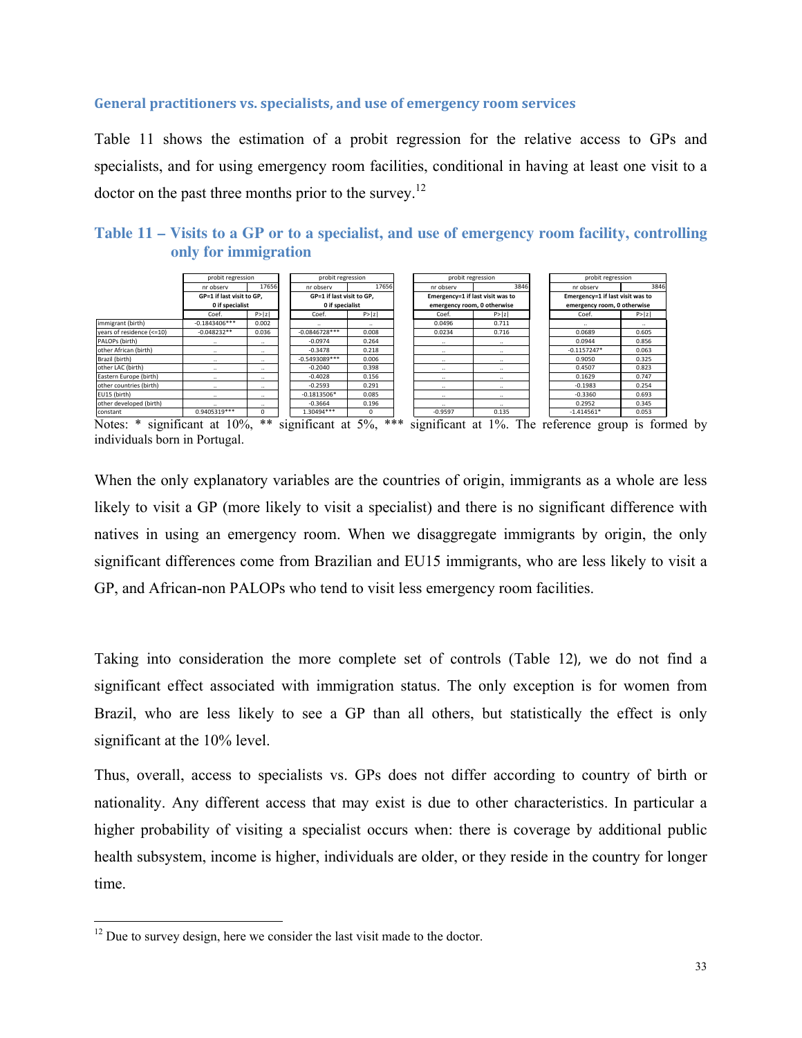### General practitioners vs. specialists, and use of emergency room services

Table 11 shows the estimation of a probit regression for the relative access to GPs and specialists, and for using emergency room facilities, conditional in having at least one visit to a doctor on the past three months prior to the survey.[12]

### Table 11 – Visits to a GP or to a specialist, and use of emergency room facility, controlling only for immigration

| | probit regression | | probit regression | | probit regression | | probit regression | |
|---|---|---|---|---|---|---|---|---|
| | nr observ | 17656 | nr observ | 17656 | nr observ | 3846 | nr observ | 3846 |
| | GP=1 if last visit to GP, 0 if specialist | | GP=1 if last visit to GP, 0 if specialist | | Emergency=1 if last visit was to emergency room, 0 otherwise | | Emergency=1 if last visit was to emergency room, 0 otherwise | |
| | Coef. | P>\|z\| | Coef. | P>\|z\| | Coef. | P>\|z\| | Coef. | P>\|z\| |
| immigrant (birth) | -0.1843406*** | 0.002 | .. | .. | 0.0496 | 0.711 | .. | .. |
| years of residence (<=10) | -0.048232** | 0.036 | -0.0846728*** | 0.008 | 0.0234 | 0.716 | 0.0689 | 0.605 |
| PALOPs (birth) | .. | .. | -0.0974 | 0.264 | .. | .. | 0.0944 | 0.856 |
| other African (birth) | .. | .. | -0.3478 | 0.218 | .. | .. | -0.1157247* | 0.063 |
| Brazil (birth) | .. | .. | -0.5493089*** | 0.006 | .. | .. | 0.9050 | 0.325 |
| other LAC (birth) | .. | .. | -0.2040 | 0.398 | .. | .. | 0.4507 | 0.823 |
| Eastern Europe (birth) | .. | .. | -0.4028 | 0.156 | .. | .. | 0.1629 | 0.747 |
| other countries (birth) | .. | .. | -0.2593 | 0.291 | .. | .. | -0.1983 | 0.254 |
| EU15 (birth) | .. | .. | -0.1813506* | 0.085 | .. | .. | -0.3360 | 0.693 |
| other developed (birth) | .. | .. | -0.3664 | 0.196 | .. | .. | 0.2952 | 0.345 |
| constant | 0.9405319*** | 0 | 1.30494*** | 0 | -0.9597 | 0.135 | -1.414561* | 0.053 |

Notes: * significant at 10%, ** significant at 5%, *** significant at 1%. The reference group is formed by individuals born in Portugal.

When the only explanatory variables are the countries of origin, immigrants as a whole are less likely to visit a GP (more likely to visit a specialist) and there is no significant difference with natives in using an emergency room. When we disaggregate immigrants by origin, the only significant differences come from Brazilian and EU15 immigrants, who are less likely to visit a GP, and African-non PALOPs who tend to visit less emergency room facilities.

Taking into consideration the more complete set of controls (Table 12), we do not find a significant effect associated with immigration status. The only exception is for women from Brazil, who are less likely to see a GP than all others, but statistically the effect is only significant at the 10% level.

Thus, overall, access to specialists vs. GPs does not differ according to country of birth or nationality. Any different access that may exist is due to other characteristics. In particular a higher probability of visiting a specialist occurs when: there is coverage by additional public health subsystem, income is higher, individuals are older, or they reside in the country for longer time.

[12] Due to survey design, here we consider the last visit made to the doctor.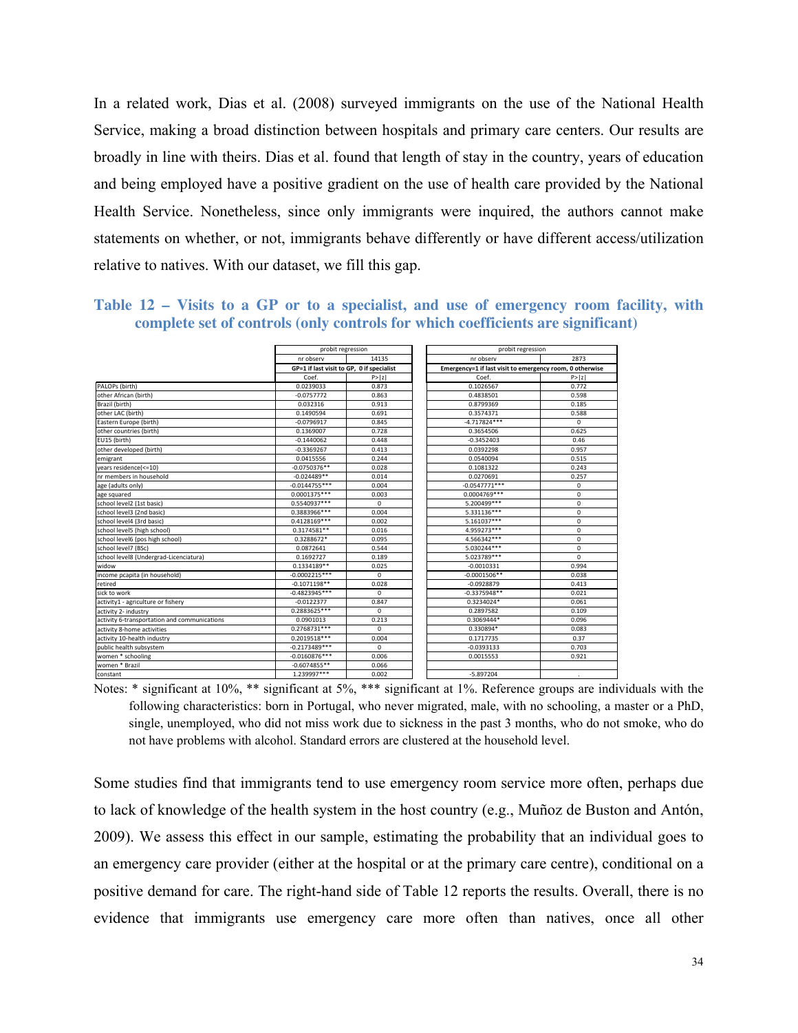In a related work, Dias et al. (2008) surveyed immigrants on the use of the National Health Service, making a broad distinction between hospitals and primary care centers. Our results are broadly in line with theirs. Dias et al. found that length of stay in the country, years of education and being employed have a positive gradient on the use of health care provided by the National Health Service. Nonetheless, since only immigrants were inquired, the authors cannot make statements on whether, or not, immigrants behave differently or have different access/utilization relative to natives. With our dataset, we fill this gap.

**Table 12 – Visits to a GP or to a specialist, and use of emergency room facility, with complete set of controls (only controls for which coefficients are significant)**

| | probit regression | | probit regression | |
|---|---|---|---|---|
| | nr observ | 14135 | nr observ | 2873 |
| | GP=1 if last visit to GP, 0 if specialist | | Emergency=1 if last visit to emergency room, 0 otherwise | |
| | Coef. | P>\|z\| | Coef. | P>\|z\| |
| PALOPs (birth) | 0.0239033 | 0.873 | 0.1026567 | 0.772 |
| other African (birth) | -0.0757772 | 0.863 | 0.4838501 | 0.598 |
| Brazil (birth) | 0.032316 | 0.913 | 0.8799369 | 0.185 |
| other LAC (birth) | 0.1490594 | 0.691 | 0.3574371 | 0.588 |
| Eastern Europe (birth) | -0.0796917 | 0.845 | -4.717824*** | 0 |
| other countries (birth) | 0.1369007 | 0.728 | 0.3654506 | 0.625 |
| EU15 (birth) | -0.1440062 | 0.448 | -0.3452403 | 0.46 |
| other developed (birth) | -0.3369267 | 0.413 | 0.0392298 | 0.957 |
| emigrant | 0.0415556 | 0.244 | 0.0540094 | 0.515 |
| years residence(<=10) | -0.0750376** | 0.028 | 0.1081322 | 0.243 |
| nr members in household | -0.024489** | 0.014 | 0.0270691 | 0.257 |
| age (adults only) | -0.0144755*** | 0.004 | -0.0547771*** | 0 |
| age squared | 0.0001375*** | 0.003 | 0.0004769*** | 0 |
| school level2 (1st basic) | 0.5540937*** | 0 | 5.200499*** | 0 |
| school level3 (2nd basic) | 0.3883966*** | 0.004 | 5.331136*** | 0 |
| school level4 (3rd basic) | 0.4128169*** | 0.002 | 5.161037*** | 0 |
| school level5 (high school) | 0.3174581** | 0.016 | 4.959273*** | 0 |
| school level6 (pos high school) | 0.3288672* | 0.095 | 4.566342*** | 0 |
| school level7 (BSc) | 0.0872641 | 0.544 | 5.030244*** | 0 |
| school level8 (Undergrad-Licenciatura) | 0.1692727 | 0.189 | 5.023789*** | 0 |
| widow | 0.1334189** | 0.025 | -0.0010331 | 0.994 |
| income pcapita (in household) | -0.0002215*** | 0 | -0.0001506** | 0.038 |
| retired | -0.1071198** | 0.028 | -0.0928879 | 0.413 |
| sick to work | -0.4823945*** | 0 | -0.3375948** | 0.021 |
| activity1 - agriculture or fishery | -0.0122377 | 0.847 | 0.3234024* | 0.061 |
| activity 2- industry | 0.2883625*** | 0 | 0.2897582 | 0.109 |
| activity 6-transportation and communications | 0.0901013 | 0.213 | 0.3069444* | 0.096 |
| activity 8-home activities | 0.2768731*** | 0 | 0.330894* | 0.083 |
| activity 10-health industry | 0.2019518*** | 0.004 | 0.1717735 | 0.37 |
| public health subsystem | -0.2173489*** | 0 | -0.0393133 | 0.703 |
| women * schooling | -0.0160876*** | 0.006 | 0.0015553 | 0.921 |
| women * Brazil | -0.6074855** | 0.066 | | |
| constant | 1.239997*** | 0.002 | -5.897204 | . |

Notes: * significant at 10%, ** significant at 5%, *** significant at 1%. Reference groups are individuals with the following characteristics: born in Portugal, who never migrated, male, with no schooling, a master or a PhD, single, unemployed, who did not miss work due to sickness in the past 3 months, who do not smoke, who do not have problems with alcohol. Standard errors are clustered at the household level.

Some studies find that immigrants tend to use emergency room service more often, perhaps due to lack of knowledge of the health system in the host country (e.g., Muñoz de Buston and Antón, 2009). We assess this effect in our sample, estimating the probability that an individual goes to an emergency care provider (either at the hospital or at the primary care centre), conditional on a positive demand for care. The right-hand side of Table 12 reports the results. Overall, there is no evidence that immigrants use emergency care more often than natives, once all other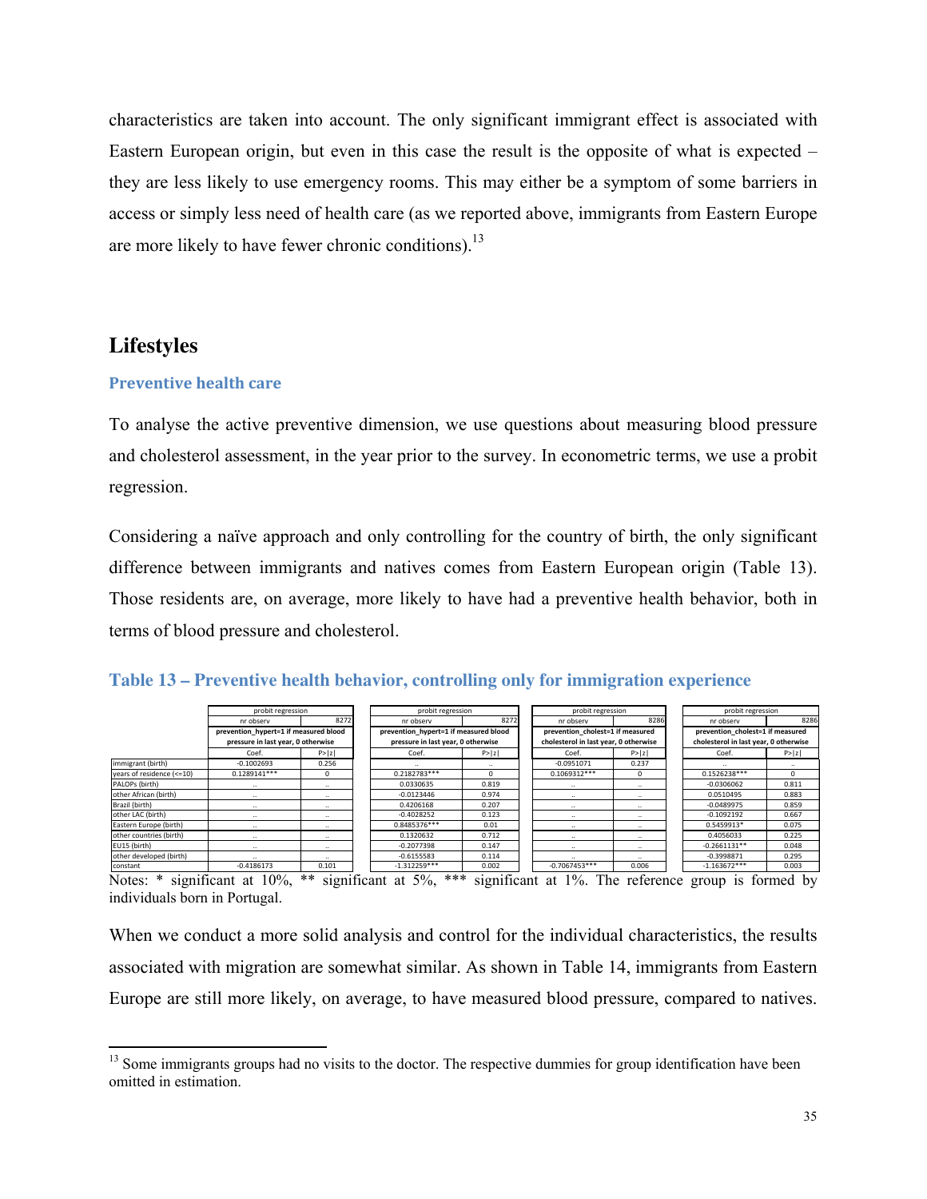characteristics are taken into account. The only significant immigrant effect is associated with Eastern European origin, but even in this case the result is the opposite of what is expected – they are less likely to use emergency rooms. This may either be a symptom of some barriers in access or simply less need of health care (as we reported above, immigrants from Eastern Europe are more likely to have fewer chronic conditions).[13]

## Lifestyles

### Preventive health care

To analyse the active preventive dimension, we use questions about measuring blood pressure and cholesterol assessment, in the year prior to the survey. In econometric terms, we use a probit regression.

Considering a naïve approach and only controlling for the country of birth, the only significant difference between immigrants and natives comes from Eastern European origin (Table 13). Those residents are, on average, more likely to have had a preventive health behavior, both in terms of blood pressure and cholesterol.

**Table 13 – Preventive health behavior, controlling only for immigration experience**

| | probit regression | | probit regression | | probit regression | | probit regression | |
|---|---|---|---|---|---|---|---|---|
| | nr observ | 8272 | nr observ | 8272 | nr observ | 8286 | nr observ | 8286 |
| | prevention_hypert=1 if measured blood pressure in last year, 0 otherwise | | prevention_hypert=1 if measured blood pressure in last year, 0 otherwise | | prevention_cholest=1 if measured cholesterol in last year, 0 otherwise | | prevention_cholest=1 if measured cholesterol in last year, 0 otherwise | |
| | Coef. | P>\|z\| | Coef. | P>\|z\| | Coef. | P>\|z\| | Coef. | P>\|z\| |
| immigrant (birth) | -0.1002693 | 0.256 | .. | .. | -0.0951071 | 0.237 | .. | .. |
| years of residence (<=10) | 0.1289141*** | 0 | 0.2182783*** | 0 | 0.1069312*** | 0 | 0.1526238*** | 0 |
| PALOPs (birth) | .. | .. | 0.0330635 | 0.819 | .. | .. | -0.0306062 | 0.811 |
| other African (birth) | .. | .. | -0.0123446 | 0.974 | .. | .. | 0.0510495 | 0.883 |
| Brazil (birth) | .. | .. | 0.4206168 | 0.207 | .. | .. | -0.0489975 | 0.859 |
| other LAC (birth) | .. | .. | -0.4028252 | 0.123 | .. | .. | -0.1092192 | 0.667 |
| Eastern Europe (birth) | .. | .. | 0.8485376*** | 0.01 | .. | .. | 0.5459913* | 0.075 |
| other countries (birth) | .. | .. | 0.1320632 | 0.712 | .. | .. | 0.4056033 | 0.225 |
| EU15 (birth) | .. | .. | -0.2077398 | 0.147 | .. | .. | -0.2661131** | 0.048 |
| other developed (birth) | .. | .. | -0.6155583 | 0.114 | .. | .. | -0.3998871 | 0.295 |
| constant | -0.4186173 | 0.101 | -1.312259*** | 0.002 | -0.7067453*** | 0.006 | -1.163672*** | 0.003 |

Notes: * significant at 10%, ** significant at 5%, *** significant at 1%. The reference group is formed by individuals born in Portugal.

When we conduct a more solid analysis and control for the individual characteristics, the results associated with migration are somewhat similar. As shown in Table 14, immigrants from Eastern Europe are still more likely, on average, to have measured blood pressure, compared to natives.

[13] Some immigrants groups had no visits to the doctor. The respective dummies for group identification have been omitted in estimation.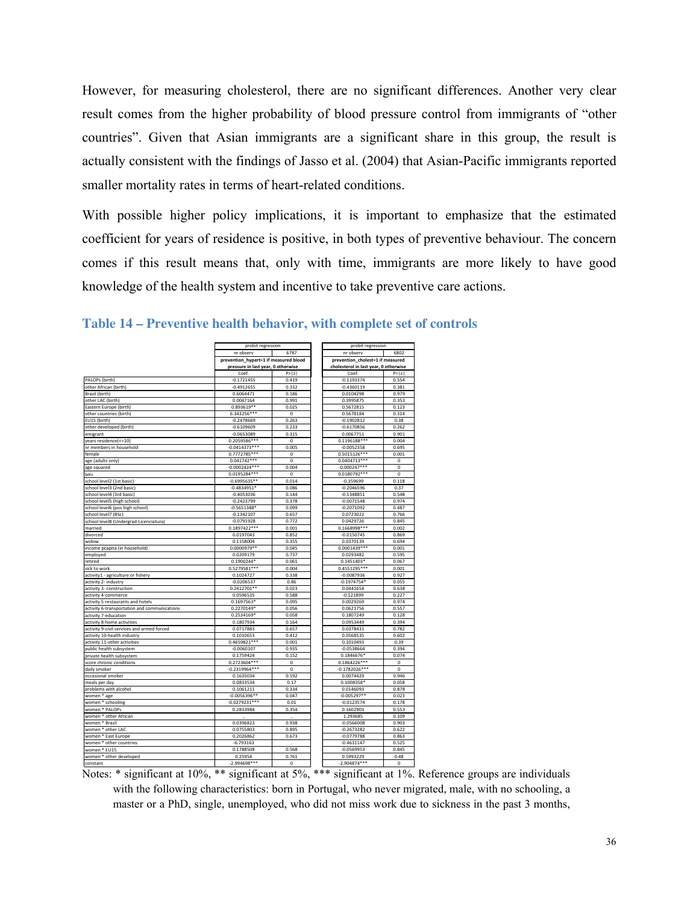However, for measuring cholesterol, there are no significant differences. Another very clear result comes from the higher probability of blood pressure control from immigrants of "other countries". Given that Asian immigrants are a significant share in this group, the result is actually consistent with the findings of Jasso et al. (2004) that Asian-Pacific immigrants reported smaller mortality rates in terms of heart-related conditions.

With possible higher policy implications, it is important to emphasize that the estimated coefficient for years of residence is positive, in both types of preventive behaviour. The concern comes if this result means that, only with time, immigrants are more likely to have good knowledge of the health system and incentive to take preventive care actions.

## Table 14 – Preventive health behavior, with complete set of controls

| | probit regression | | probit regression | |
|---|---|---|---|---|
| | nr observ | 6787 | nr observ | 6802 |
| | prevention_hypert=1 if measured blood pressure in last year, 0 otherwise | | prevention_cholest=1 if measured cholesterol in last year, 0 otherwise | |
| | Coef. | P>\|z\| | Coef. | P>\|z\| |
| PALOPs (birth) | -0.1721455 | 0.419 | -0.1193374 | 0.554 |
| other African (birth) | -0.4912655 | 0.332 | -0.4360119 | 0.381 |
| Brazil (birth) | 0.6064471 | 0.186 | 0.0104298 | 0.979 |
| other LAC (birth) | 0.0047164 | 0.991 | 0.3995875 | 0.353 |
| Eastern Europe (birth) | 0.893619** | 0.025 | 0.5672815 | 0.123 |
| other countries (birth) | 6.343256*** | 0 | 0.5678184 | 0.314 |
| EU15 (birth) | -0.2478669 | 0.263 | -0.1902812 | 0.38 |
| other developed (birth) | -0.6109609 | 0.233 | -0.6170856 | 0.262 |
| emigrant | -0.0653089 | 0.315 | 0.0067751 | 0.901 |
| years residence(<=10) | 0.2059586*** | 0 | 0.1196188*** | 0.004 |
| nr members in household | -0.0414373*** | 0.005 | -0.0052358 | 0.695 |
| female | 0.7772785*** | 0 | 0.5015126*** | 0.001 |
| age (adults only) | 0.041742*** | 0 | 0.0404713*** | 0 |
| age squared | -0.0002424*** | 0.004 | -0.000247*** | 0 |
| bmi | 0.0195284*** | 0 | 0.0180792*** | 0 |
| school level2 (1st basic) | -0.6995635** | 0.014 | -0.359699 | 0.118 |
| school level3 (2nd basic) | -0.4834951* | 0.086 | -0.2046596 | 0.37 |
| school level4 (3rd basic) | -0.4053036 | 0.144 | -0.1348851 | 0.548 |
| school level5 (high school) | -0.2423799 | 0.378 | -0.0071548 | 0.974 |
| school level6 (pos high school) | -0.5651388* | 0.099 | -0.2071092 | 0.487 |
| school level7 (BSc) | -0.1342107 | 0.657 | 0.0723022 | 0.766 |
| school level8 (Undergrad-Licenciatura) | -0.0791928 | 0.772 | 0.0429726 | 0.845 |
| married | 0.1897422*** | 0.001 | 0.1668998*** | 0.002 |
| divorced | 0.0197043 | 0.852 | -0.0150745 | 0.869 |
| widow | 0.1158004 | 0.355 | 0.0370139 | 0.694 |
| income pcapita (in household) | 0.0000979** | 0.045 | 0.0001439*** | 0.001 |
| employed | 0.0209179 | 0.737 | 0.0293482 | 0.595 |
| retired | 0.1900244* | 0.061 | 0.1451403* | 0.067 |
| sick to work | 0.5279581*** | 0.004 | 0.4551295*** | 0.001 |
| activity1 - agriculture or fishery | 0.1024727 | 0.338 | -0.0087936 | 0.927 |
| activity 2- industry | -0.0206537 | 0.86 | -0.1974754* | 0.055 |
| activity 3- construction | 0.2412701** | 0.023 | 0.0441654 | 0.638 |
| activity 4-commerce | 0.0596535 | 0.588 | -0.121899 | 0.227 |
| activity 5-restaurants and hotels | 0.1697563* | 0.095 | 0.0029269 | 0.974 |
| activity 6-transportation and communications | 0.2270149* | 0.056 | 0.0621756 | 0.557 |
| activity 7-education | 0.2534169* | 0.058 | 0.1807249 | 0.128 |
| activity 8-home activities | 0.1807934 | 0.164 | 0.0953449 | 0.394 |
| activity 9-civil services and armed forced | 0.0717883 | 0.657 | 0.0378431 | 0.782 |
| activity 10-health industry | 0.1010653 | 0.412 | 0.0568535 | 0.602 |
| activity 11-other activities | 0.4659821*** | 0.001 | 0.1010493 | 0.39 |
| public health subsystem | -0.0060107 | 0.935 | -0.0538664 | 0.394 |
| private health subsystem | 0.1759424 | 0.152 | 0.1846676* | 0.074 |
| score chronic conditions | 0.2723604*** | 0 | 0.1864226*** | 0 |
| daily smoker | -0.2319964*** | 0 | -0.1782026*** | 0 |
| occasional smoker | 0.1635034 | 0.192 | 0.0074429 | 0.946 |
| meals per day | 0.0833534 | 0.17 | 0.1008358* | 0.058 |
| problems with alcohol | 0.1061211 | 0.334 | 0.0146093 | 0.878 |
| women * age | -0.0056396** | 0.047 | -0.005297** | 0.023 |
| women * schooling | -0.0279231*** | 0.01 | -0.0123574 | 0.178 |
| women * PALOPs | 0.2833984 | 0.354 | 0.1602903 | 0.553 |
| women * other African | . | . | 1.293685 | 0.109 |
| women * Brazil | 0.0396823 | 0.938 | -0.0566008 | 0.903 |
| women * other LAC | 0.0755803 | 0.895 | -0.2673282 | 0.622 |
| women * East Europe | 0.2026862 | 0.673 | -0.0779788 | 0.863 |
| women * other countries | -6.793163 | . | -0.4631147 | 0.525 |
| women * EU15 | 0.1788508 | 0.568 | -0.0569953 | 0.845 |
| women * other developed | 0.25954 | 0.761 | 0.5993229 | 0.48 |
| constant | -2.994698*** | 0 | -2.904874*** | 0 |

Notes: * significant at 10%, ** significant at 5%, *** significant at 1%. Reference groups are individuals with the following characteristics: born in Portugal, who never migrated, male, with no schooling, a master or a PhD, single, unemployed, who did not miss work due to sickness in the past 3 months,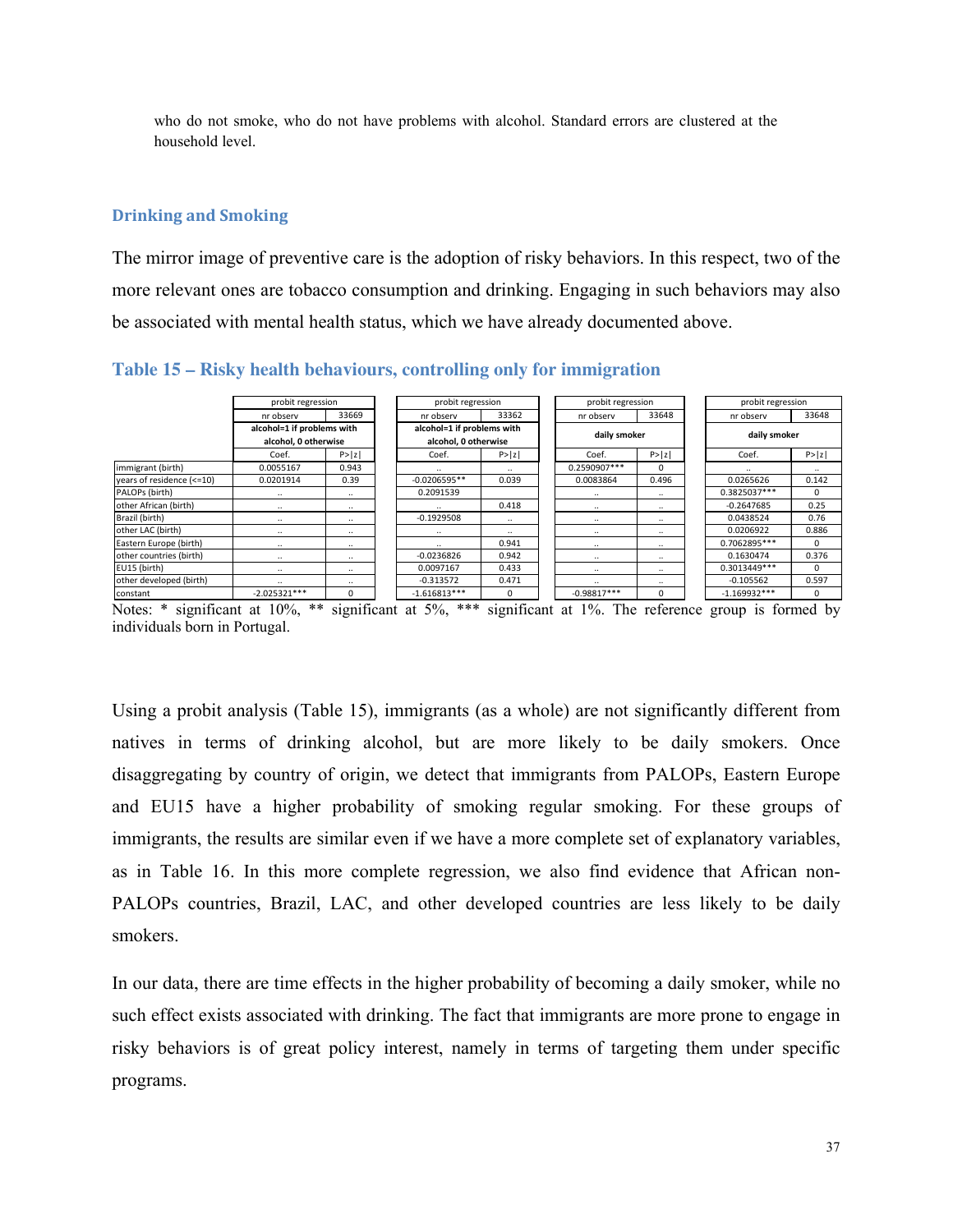who do not smoke, who do not have problems with alcohol. Standard errors are clustered at the household level.

## Drinking and Smoking

The mirror image of preventive care is the adoption of risky behaviors. In this respect, two of the more relevant ones are tobacco consumption and drinking. Engaging in such behaviors may also be associated with mental health status, which we have already documented above.

## Table 15 – Risky health behaviours, controlling only for immigration

| | probit regression | | probit regression | | probit regression | | probit regression | |
|---|---|---|---|---|---|---|---|---|
| | nr observ | 33669 | nr observ | 33362 | nr observ | 33648 | nr observ | 33648 |
| | alcohol=1 if problems with alcohol, 0 otherwise | | alcohol=1 if problems with alcohol, 0 otherwise | | daily smoker | | daily smoker | |
| | Coef. | P>\|z\| | Coef. | P>\|z\| | Coef. | P>\|z\| | Coef. | P>\|z\| |
| immigrant (birth) | 0.0055167 | 0.943 | .. | .. | 0.2590907*** | 0 | .. | .. |
| years of residence (<=10) | 0.0201914 | 0.39 | -0.0206595** | 0.039 | 0.0083864 | 0.496 | 0.0265626 | 0.142 |
| PALOPs (birth) | .. | .. | 0.2091539 | | .. | .. | 0.3825037*** | 0 |
| other African (birth) | .. | .. | .. | 0.418 | .. | .. | -0.2647685 | 0.25 |
| Brazil (birth) | .. | .. | -0.1929508 | .. | .. | .. | 0.0438524 | 0.76 |
| other LAC (birth) | .. | .. | .. | .. | .. | .. | 0.0206922 | 0.886 |
| Eastern Europe (birth) | .. | .. | .. | 0.941 | .. | .. | 0.7062895*** | 0 |
| other countries (birth) | .. | .. | -0.0236826 | 0.942 | .. | .. | 0.1630474 | 0.376 |
| EU15 (birth) | .. | .. | 0.0097167 | 0.433 | .. | .. | 0.3013449*** | 0 |
| other developed (birth) | .. | .. | -0.313572 | 0.471 | .. | .. | -0.105562 | 0.597 |
| constant | -2.025321*** | 0 | -1.616813*** | 0 | -0.98817*** | 0 | -1.169932*** | 0 |

Notes: * significant at 10%, ** significant at 5%, *** significant at 1%. The reference group is formed by individuals born in Portugal.

Using a probit analysis (Table 15), immigrants (as a whole) are not significantly different from natives in terms of drinking alcohol, but are more likely to be daily smokers. Once disaggregating by country of origin, we detect that immigrants from PALOPs, Eastern Europe and EU15 have a higher probability of smoking regular smoking. For these groups of immigrants, the results are similar even if we have a more complete set of explanatory variables, as in Table 16. In this more complete regression, we also find evidence that African non-PALOPs countries, Brazil, LAC, and other developed countries are less likely to be daily smokers.

In our data, there are time effects in the higher probability of becoming a daily smoker, while no such effect exists associated with drinking. The fact that immigrants are more prone to engage in risky behaviors is of great policy interest, namely in terms of targeting them under specific programs.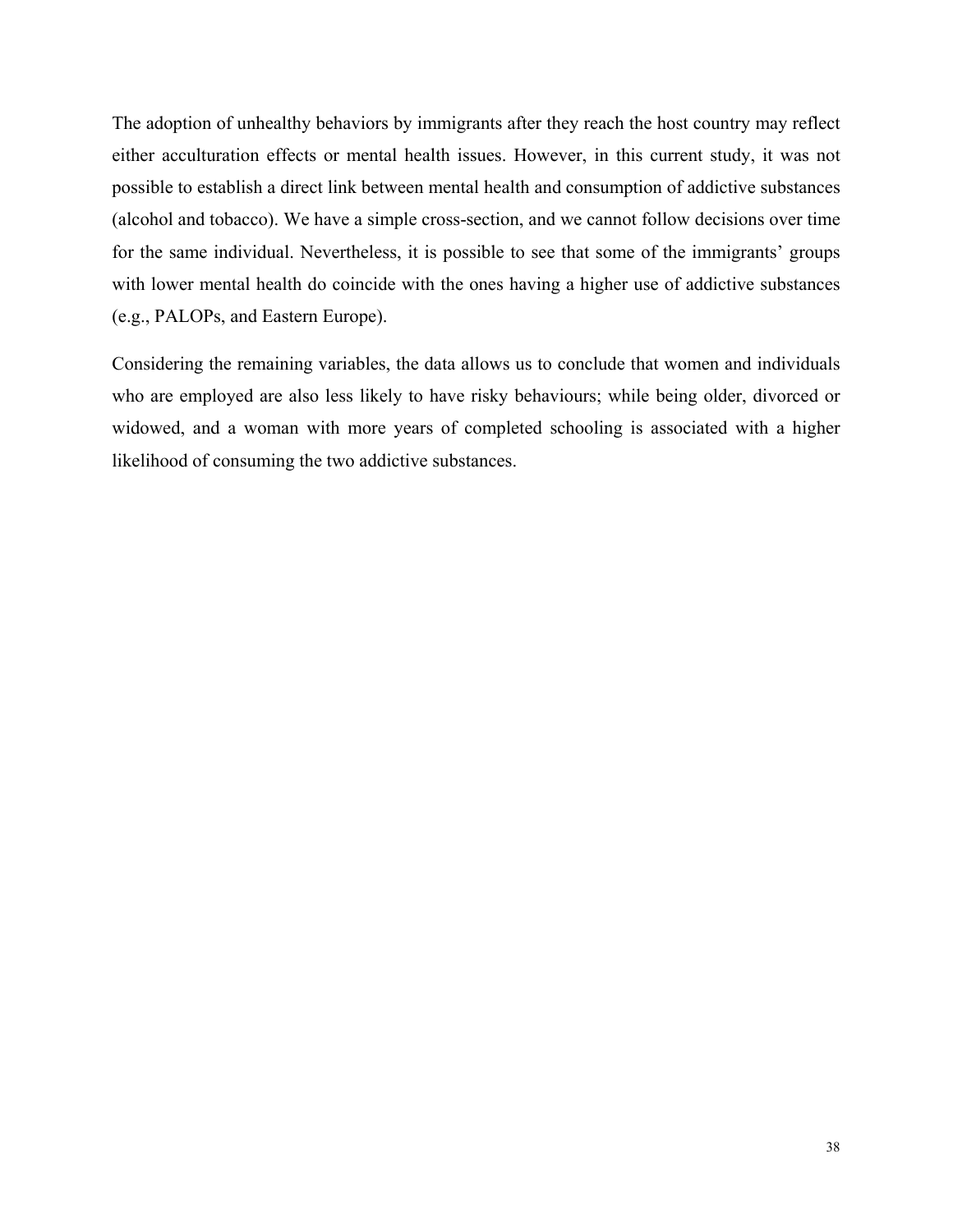The adoption of unhealthy behaviors by immigrants after they reach the host country may reflect either acculturation effects or mental health issues. However, in this current study, it was not possible to establish a direct link between mental health and consumption of addictive substances (alcohol and tobacco). We have a simple cross-section, and we cannot follow decisions over time for the same individual. Nevertheless, it is possible to see that some of the immigrants' groups with lower mental health do coincide with the ones having a higher use of addictive substances (e.g., PALOPs, and Eastern Europe).

Considering the remaining variables, the data allows us to conclude that women and individuals who are employed are also less likely to have risky behaviours; while being older, divorced or widowed, and a woman with more years of completed schooling is associated with a higher likelihood of consuming the two addictive substances.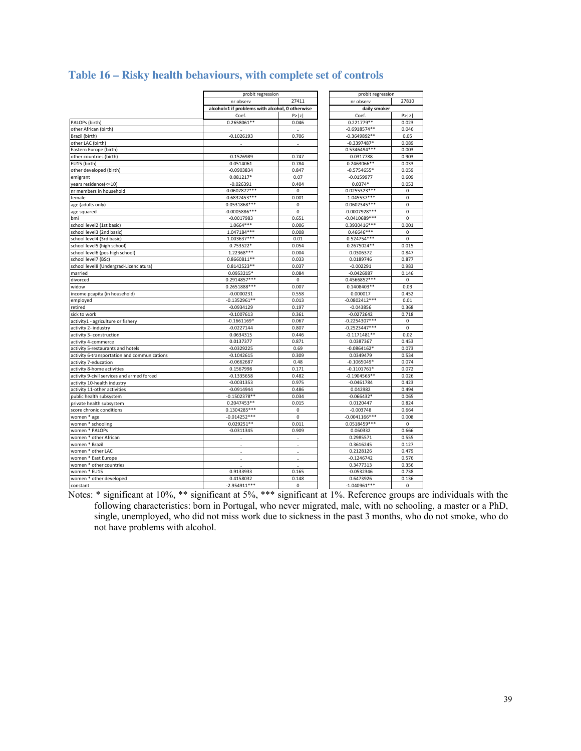## Table 16 – Risky health behaviours, with complete set of controls

| | probit regression | | probit regression | |
|---|---|---|---|---|
| | nr observ | 27411 | nr observ | 27810 |
| | alcohol=1 if problems with alcohol, 0 otherwise | | daily smoker | |
| | Coef. | P>\|z\| | Coef. | P>\|z\| |
| PALOPs (birth) | 0.2658061** | 0.046 | 0.221779** | 0.023 |
| other African (birth) | .. | .. | -0.6918574** | 0.046 |
| Brazil (birth) | -0.1026193 | 0.706 | -0.3649892** | 0.05 |
| other LAC (birth) | .. | .. | -0.3397487* | 0.089 |
| Eastern Europe (birth) | .. | .. | 0.5346494*** | 0.003 |
| other countries (birth) | -0.1526989 | 0.747 | -0.0317788 | 0.903 |
| EU15 (birth) | 0.0514061 | 0.784 | 0.2463066** | 0.033 |
| other developed (birth) | -0.0903834 | 0.847 | -0.5754655* | 0.059 |
| emigrant | 0.081217* | 0.07 | -0.0159977 | 0.609 |
| years residence(<=10) | -0.026391 | 0.404 | 0.0374* | 0.053 |
| nr members in household | -0.0607872*** | 0 | 0.0255323*** | 0 |
| female | -0.6832453*** | 0.001 | -1.045537*** | 0 |
| age (adults only) | 0.0531868*** | 0 | 0.0602345*** | 0 |
| age squared | -0.0005886*** | 0 | -0.0007928*** | 0 |
| bmi | -0.0017983 | 0.651 | -0.0410689*** | 0 |
| school level2 (1st basic) | 1.0664*** | 0.006 | 0.3930416*** | 0.001 |
| school level3 (2nd basic) | 1.047184*** | 0.008 | 0.46646*** | 0 |
| school level4 (3rd basic) | 1.003637*** | 0.01 | 0.524754*** | 0 |
| school level5 (high school) | 0.753522* | 0.054 | 0.2675024** | 0.015 |
| school level6 (pos high school) | 1.22368*** | 0.004 | 0.0306372 | 0.847 |
| school level7 (BSc) | 0.8660811** | 0.033 | 0.0189746 | 0.877 |
| school level8 (Undergrad-Licenciatura) | 0.8142523** | 0.037 | -0.002291 | 0.983 |
| married | 0.0953215* | 0.084 | -0.0426987 | 0.146 |
| divorced | 0.2914857*** | 0 | 0.4566852*** | 0 |
| widow | 0.2651888*** | 0.007 | 0.1408403** | 0.03 |
| income pcapita (in household) | -0.0000231 | 0.558 | 0.000017 | 0.452 |
| employed | -0.1352961** | 0.013 | -0.0802412*** | 0.01 |
| retired | -0.0934129 | 0.197 | -0.043856 | 0.368 |
| sick to work | -0.1007613 | 0.361 | -0.0272642 | 0.718 |
| activity1 - agriculture or fishery | -0.1661169* | 0.067 | -0.2254307*** | 0 |
| activity 2- industry | -0.0227144 | 0.807 | -0.2523447*** | 0 |
| activity 3- construction | 0.0634315 | 0.446 | -0.1171481** | 0.02 |
| activity 4-commerce | 0.0137377 | 0.871 | 0.0387367 | 0.453 |
| activity 5-restaurants and hotels | -0.0329225 | 0.69 | -0.0864162* | 0.073 |
| activity 6-transportation and communications | -0.1042615 | 0.309 | 0.0349479 | 0.534 |
| activity 7-education | -0.0662687 | 0.48 | -0.1065049* | 0.074 |
| activity 8-home activities | 0.1567998 | 0.171 | -0.1101761* | 0.072 |
| activity 9-civil services and armed forced | -0.1335658 | 0.482 | -0.1904563** | 0.026 |
| activity 10-health industry | -0.0031353 | 0.975 | -0.0461784 | 0.423 |
| activity 11-other activities | -0.0914944 | 0.486 | 0.042982 | 0.494 |
| public health subsystem | -0.1502378** | 0.034 | -0.066432* | 0.065 |
| private health subsystem | 0.2047453** | 0.015 | 0.0120447 | 0.824 |
| score chronic conditions | 0.1304285*** | 0 | -0.003748 | 0.664 |
| women * age | -0.014252*** | 0 | -0.0041166*** | 0.008 |
| women * schooling | 0.029251** | 0.011 | 0.0518459*** | 0 |
| women * PALOPs | -0.0311345 | 0.909 | 0.060332 | 0.666 |
| women * other African | .. | .. | 0.2985571 | 0.555 |
| women * Brazil | .. | .. | 0.3616245 | 0.127 |
| women * other LAC | .. | .. | 0.2128126 | 0.479 |
| women * East Europe | .. | .. | -0.1246742 | 0.576 |
| women * other countries | .. | .. | 0.3477313 | 0.356 |
| women * EU15 | 0.9133933 | 0.165 | -0.0532346 | 0.738 |
| women * other developed | 0.4158032 | 0.148 | 0.6473926 | 0.136 |
| constant | -2.954911*** | 0 | -1.040961*** | 0 |

Notes: * significant at 10%, ** significant at 5%, *** significant at 1%. Reference groups are individuals with the following characteristics: born in Portugal, who never migrated, male, with no schooling, a master or a PhD, single, unemployed, who did not miss work due to sickness in the past 3 months, who do not smoke, who do not have problems with alcohol.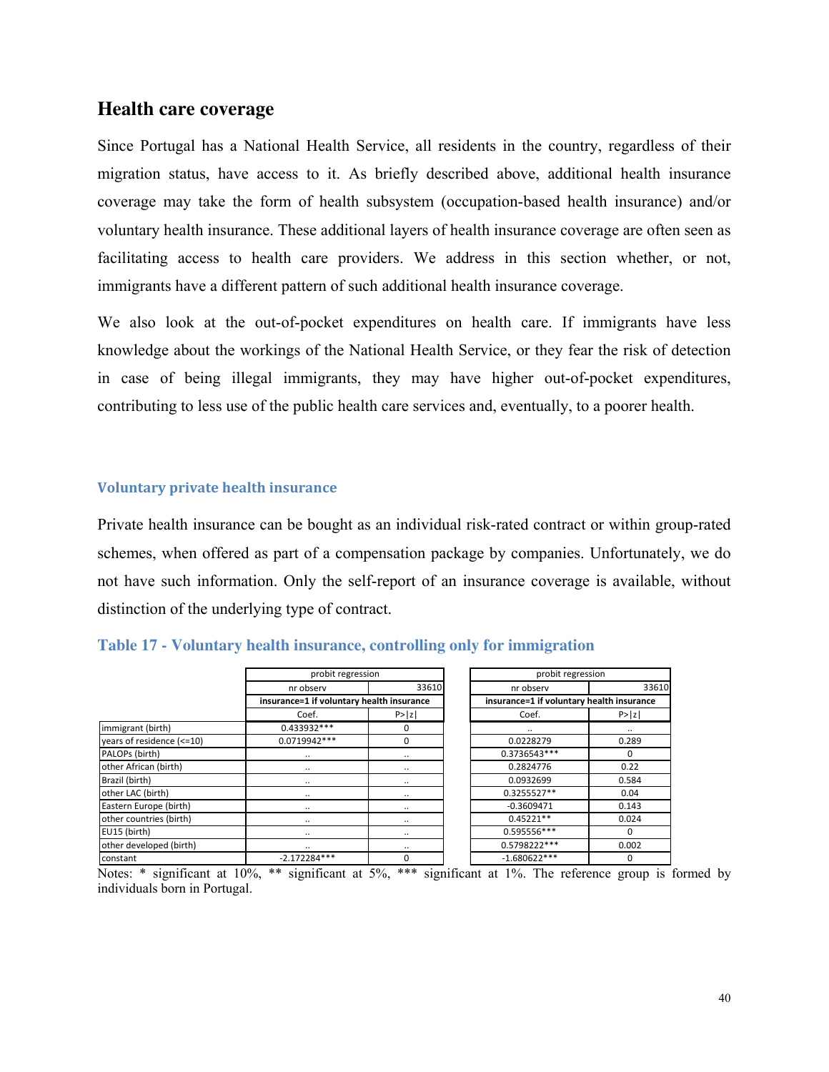## Health care coverage

Since Portugal has a National Health Service, all residents in the country, regardless of their migration status, have access to it. As briefly described above, additional health insurance coverage may take the form of health subsystem (occupation-based health insurance) and/or voluntary health insurance. These additional layers of health insurance coverage are often seen as facilitating access to health care providers. We address in this section whether, or not, immigrants have a different pattern of such additional health insurance coverage.

We also look at the out-of-pocket expenditures on health care. If immigrants have less knowledge about the workings of the National Health Service, or they fear the risk of detection in case of being illegal immigrants, they may have higher out-of-pocket expenditures, contributing to less use of the public health care services and, eventually, to a poorer health.

### Voluntary private health insurance

Private health insurance can be bought as an individual risk-rated contract or within group-rated schemes, when offered as part of a compensation package by companies. Unfortunately, we do not have such information. Only the self-report of an insurance coverage is available, without distinction of the underlying type of contract.

**Table 17 - Voluntary health insurance, controlling only for immigration**

| | probit regression | | probit regression | |
|---|---|---|---|---|
| | nr observ | 33610 | nr observ | 33610 |
| | insurance=1 if voluntary health insurance | | insurance=1 if voluntary health insurance | |
| | Coef. | P>\|z\| | Coef. | P>\|z\| |
| immigrant (birth) | 0.433932*** | 0 | .. | .. |
| years of residence (<=10) | 0.0719942*** | 0 | 0.0228279 | 0.289 |
| PALOPs (birth) | .. | .. | 0.3736543*** | 0 |
| other African (birth) | .. | .. | 0.2824776 | 0.22 |
| Brazil (birth) | .. | .. | 0.0932699 | 0.584 |
| other LAC (birth) | .. | .. | 0.3255527** | 0.04 |
| Eastern Europe (birth) | .. | .. | -0.3609471 | 0.143 |
| other countries (birth) | .. | .. | 0.45221** | 0.024 |
| EU15 (birth) | .. | .. | 0.595556*** | 0 |
| other developed (birth) | .. | .. | 0.5798222*** | 0.002 |
| constant | -2.172284*** | 0 | -1.680622*** | 0 |

Notes: * significant at 10%, ** significant at 5%, *** significant at 1%. The reference group is formed by individuals born in Portugal.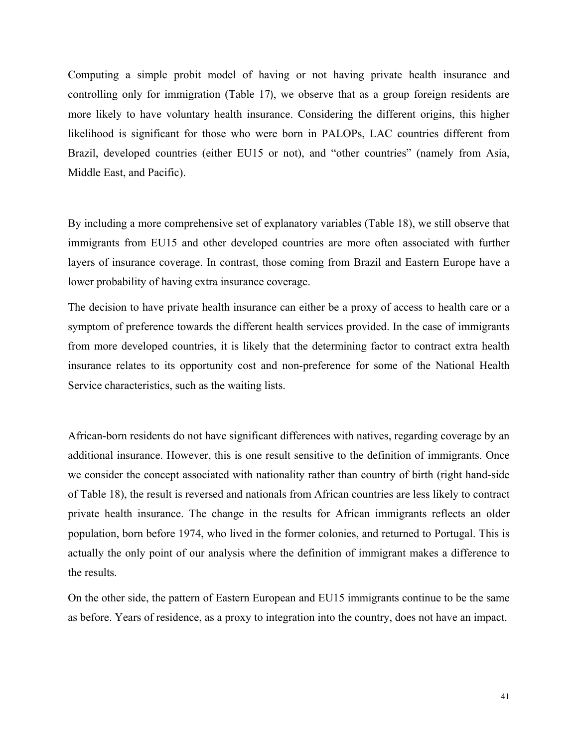Computing a simple probit model of having or not having private health insurance and controlling only for immigration (Table 17), we observe that as a group foreign residents are more likely to have voluntary health insurance. Considering the different origins, this higher likelihood is significant for those who were born in PALOPs, LAC countries different from Brazil, developed countries (either EU15 or not), and "other countries" (namely from Asia, Middle East, and Pacific).

By including a more comprehensive set of explanatory variables (Table 18), we still observe that immigrants from EU15 and other developed countries are more often associated with further layers of insurance coverage. In contrast, those coming from Brazil and Eastern Europe have a lower probability of having extra insurance coverage.

The decision to have private health insurance can either be a proxy of access to health care or a symptom of preference towards the different health services provided. In the case of immigrants from more developed countries, it is likely that the determining factor to contract extra health insurance relates to its opportunity cost and non-preference for some of the National Health Service characteristics, such as the waiting lists.

African-born residents do not have significant differences with natives, regarding coverage by an additional insurance. However, this is one result sensitive to the definition of immigrants. Once we consider the concept associated with nationality rather than country of birth (right hand-side of Table 18), the result is reversed and nationals from African countries are less likely to contract private health insurance. The change in the results for African immigrants reflects an older population, born before 1974, who lived in the former colonies, and returned to Portugal. This is actually the only point of our analysis where the definition of immigrant makes a difference to the results.

On the other side, the pattern of Eastern European and EU15 immigrants continue to be the same as before. Years of residence, as a proxy to integration into the country, does not have an impact.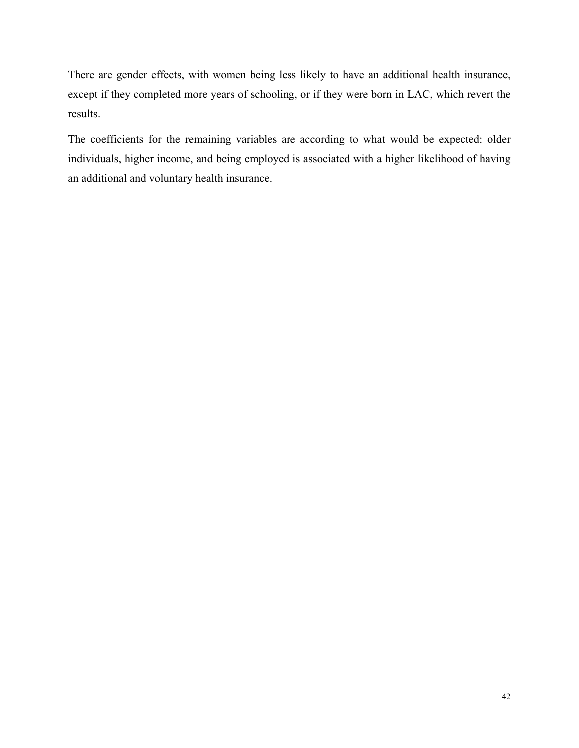There are gender effects, with women being less likely to have an additional health insurance, except if they completed more years of schooling, or if they were born in LAC, which revert the results.

The coefficients for the remaining variables are according to what would be expected: older individuals, higher income, and being employed is associated with a higher likelihood of having an additional and voluntary health insurance.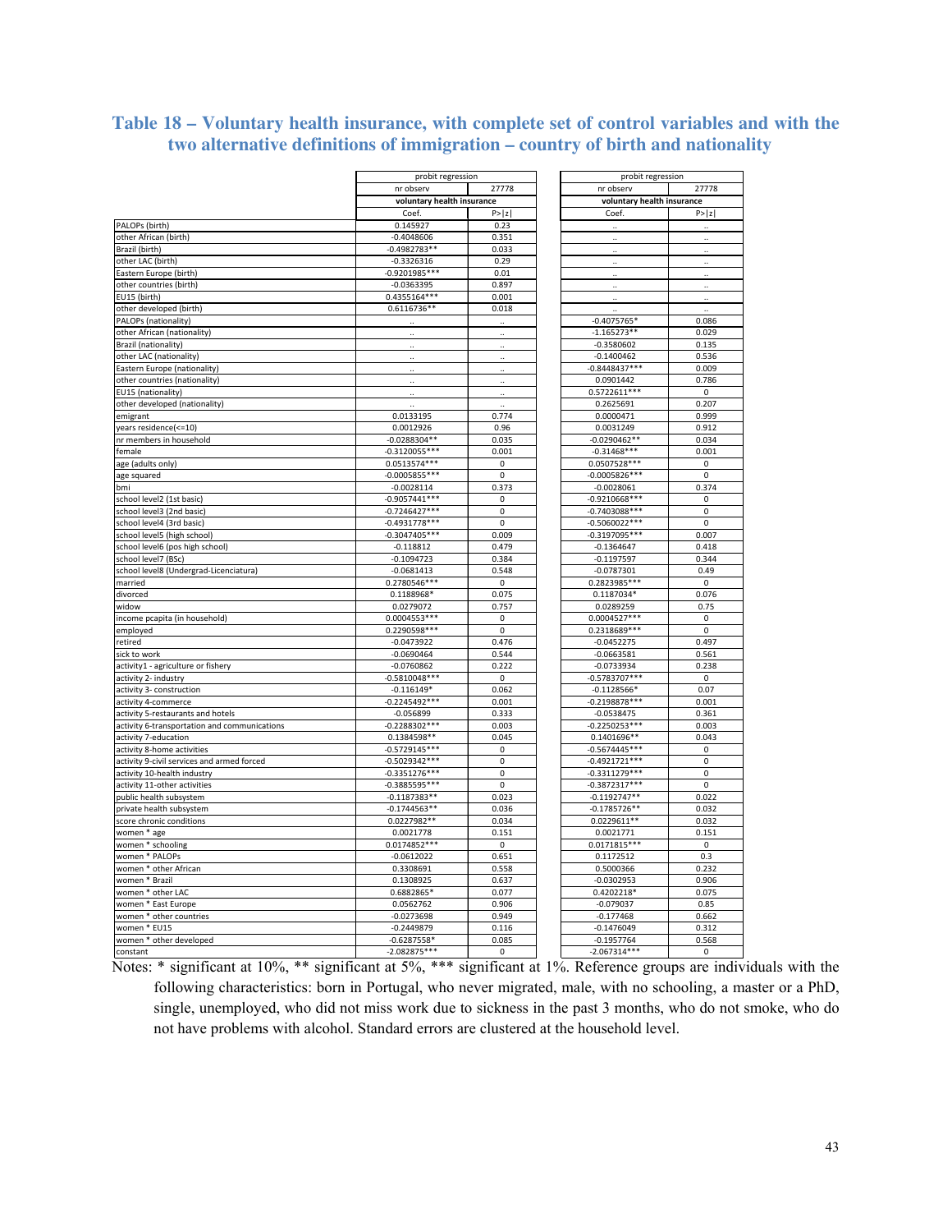## Table 18 – Voluntary health insurance, with complete set of control variables and with the two alternative definitions of immigration – country of birth and nationality

| | probit regression | | probit regression | |
|---|---|---|---|---|
| | nr observ | 27778 | nr observ | 27778 |
| | voluntary health insurance | | voluntary health insurance | |
| | Coef. | P>\|z\| | Coef. | P>\|z\| |
| PALOPs (birth) | 0.145927 | 0.23 | .. | .. |
| other African (birth) | -0.4048606 | 0.351 | .. | .. |
| Brazil (birth) | -0.4982783** | 0.033 | .. | .. |
| other LAC (birth) | -0.3326316 | 0.29 | .. | .. |
| Eastern Europe (birth) | -0.9201985*** | 0.01 | .. | .. |
| other countries (birth) | -0.0363395 | 0.897 | .. | .. |
| EU15 (birth) | 0.4355164*** | 0.001 | .. | .. |
| other developed (birth) | 0.6116736** | 0.018 | .. | .. |
| PALOPs (nationality) | .. | .. | -0.4075765* | 0.086 |
| other African (nationality) | .. | .. | -1.165273** | 0.029 |
| Brazil (nationality) | .. | .. | -0.3580602 | 0.135 |
| other LAC (nationality) | .. | .. | -0.1400462 | 0.536 |
| Eastern Europe (nationality) | .. | .. | -0.8448437*** | 0.009 |
| other countries (nationality) | .. | .. | 0.0901442 | 0.786 |
| EU15 (nationality) | .. | .. | 0.5722611*** | 0 |
| other developed (nationality) | .. | .. | 0.2625691 | 0.207 |
| emigrant | 0.0133195 | 0.774 | 0.0000471 | 0.999 |
| years residence(<=10) | 0.0012926 | 0.96 | 0.0031249 | 0.912 |
| nr members in household | -0.0288304** | 0.035 | -0.0290462** | 0.034 |
| female | -0.3120055*** | 0.001 | -0.31468*** | 0.001 |
| age (adults only) | 0.0513574*** | 0 | 0.0507528*** | 0 |
| age squared | -0.0005855*** | 0 | -0.0005826*** | 0 |
| bmi | -0.0028114 | 0.373 | -0.0028061 | 0.374 |
| school level2 (1st basic) | -0.9057441*** | 0 | -0.9210668*** | 0 |
| school level3 (2nd basic) | -0.7246427*** | 0 | -0.7403088*** | 0 |
| school level4 (3rd basic) | -0.4931778*** | 0 | -0.5060022*** | 0 |
| school level5 (high school) | -0.3047405*** | 0.009 | -0.3197095*** | 0.007 |
| school level6 (pos high school) | -0.118812 | 0.479 | -0.1364647 | 0.418 |
| school level7 (BSc) | -0.1094723 | 0.384 | -0.1197597 | 0.344 |
| school level8 (Undergrad-Licenciatura) | -0.0681413 | 0.548 | -0.0787301 | 0.49 |
| married | 0.2780546*** | 0 | 0.2823985*** | 0 |
| divorced | 0.1188968* | 0.075 | 0.1187034* | 0.076 |
| widow | 0.0279072 | 0.757 | 0.0289259 | 0.75 |
| income pcapita (in household) | 0.0004553*** | 0 | 0.0004527*** | 0 |
| employed | 0.2290598*** | 0 | 0.2318689*** | 0 |
| retired | -0.0473922 | 0.476 | -0.0452275 | 0.497 |
| sick to work | -0.0690464 | 0.544 | -0.0663581 | 0.561 |
| activity1 - agriculture or fishery | -0.0760862 | 0.222 | -0.0733934 | 0.238 |
| activity 2- industry | -0.5810048*** | 0 | -0.5783707*** | 0 |
| activity 3- construction | -0.116149* | 0.062 | -0.1128566* | 0.07 |
| activity 4-commerce | -0.2245492*** | 0.001 | -0.2198878*** | 0.001 |
| activity 5-restaurants and hotels | -0.056899 | 0.333 | -0.0538475 | 0.361 |
| activity 6-transportation and communications | -0.2288302*** | 0.003 | -0.2250253*** | 0.003 |
| activity 7-education | 0.1384598** | 0.045 | 0.1401696** | 0.043 |
| activity 8-home activities | -0.5729145*** | 0 | -0.5674445*** | 0 |
| activity 9-civil services and armed forced | -0.5029342*** | 0 | -0.4921721*** | 0 |
| activity 10-health industry | -0.3351276*** | 0 | -0.3311279*** | 0 |
| activity 11-other activities | -0.3885595*** | 0 | -0.3872317*** | 0 |
| public health subsystem | -0.1187383** | 0.023 | -0.1192747** | 0.022 |
| private health subsystem | -0.1744563** | 0.036 | -0.1785726** | 0.032 |
| score chronic conditions | 0.0227982** | 0.034 | 0.0229611** | 0.032 |
| women * age | 0.0021778 | 0.151 | 0.0021771 | 0.151 |
| women * schooling | 0.0174852*** | 0 | 0.0171815*** | 0 |
| women * PALOPs | -0.0612022 | 0.651 | 0.1172512 | 0.3 |
| women * other African | 0.3308691 | 0.558 | 0.5000366 | 0.232 |
| women * Brazil | 0.1308925 | 0.637 | -0.0302953 | 0.906 |
| women * other LAC | 0.6882865* | 0.077 | 0.4202218* | 0.075 |
| women * East Europe | 0.0562762 | 0.906 | -0.079037 | 0.85 |
| women * other countries | -0.0273698 | 0.949 | -0.177468 | 0.662 |
| women * EU15 | -0.2449879 | 0.116 | -0.1476049 | 0.312 |
| women * other developed | -0.6287558* | 0.085 | -0.1957764 | 0.568 |
| constant | -2.082875*** | 0 | -2.067314*** | 0 |

Notes: * significant at 10%, ** significant at 5%, *** significant at 1%. Reference groups are individuals with the following characteristics: born in Portugal, who never migrated, male, with no schooling, a master or a PhD, single, unemployed, who did not miss work due to sickness in the past 3 months, who do not smoke, who do not have problems with alcohol. Standard errors are clustered at the household level.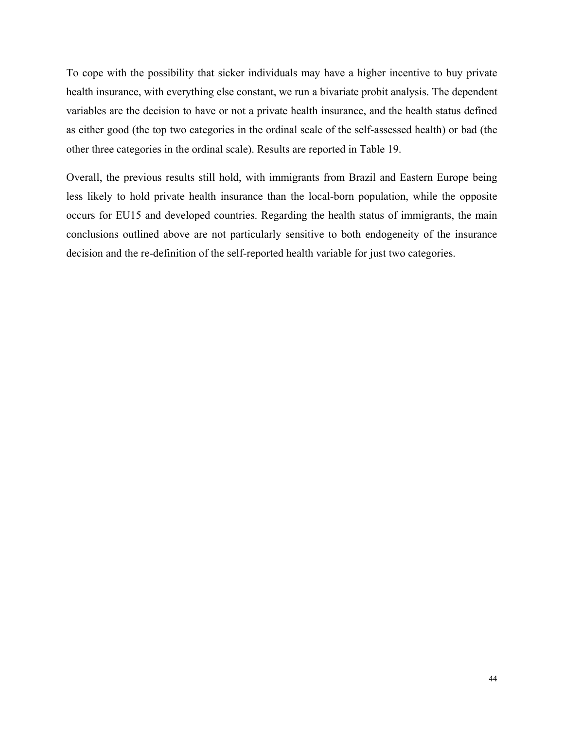To cope with the possibility that sicker individuals may have a higher incentive to buy private health insurance, with everything else constant, we run a bivariate probit analysis. The dependent variables are the decision to have or not a private health insurance, and the health status defined as either good (the top two categories in the ordinal scale of the self-assessed health) or bad (the other three categories in the ordinal scale). Results are reported in Table 19.

Overall, the previous results still hold, with immigrants from Brazil and Eastern Europe being less likely to hold private health insurance than the local-born population, while the opposite occurs for EU15 and developed countries. Regarding the health status of immigrants, the main conclusions outlined above are not particularly sensitive to both endogeneity of the insurance decision and the re-definition of the self-reported health variable for just two categories.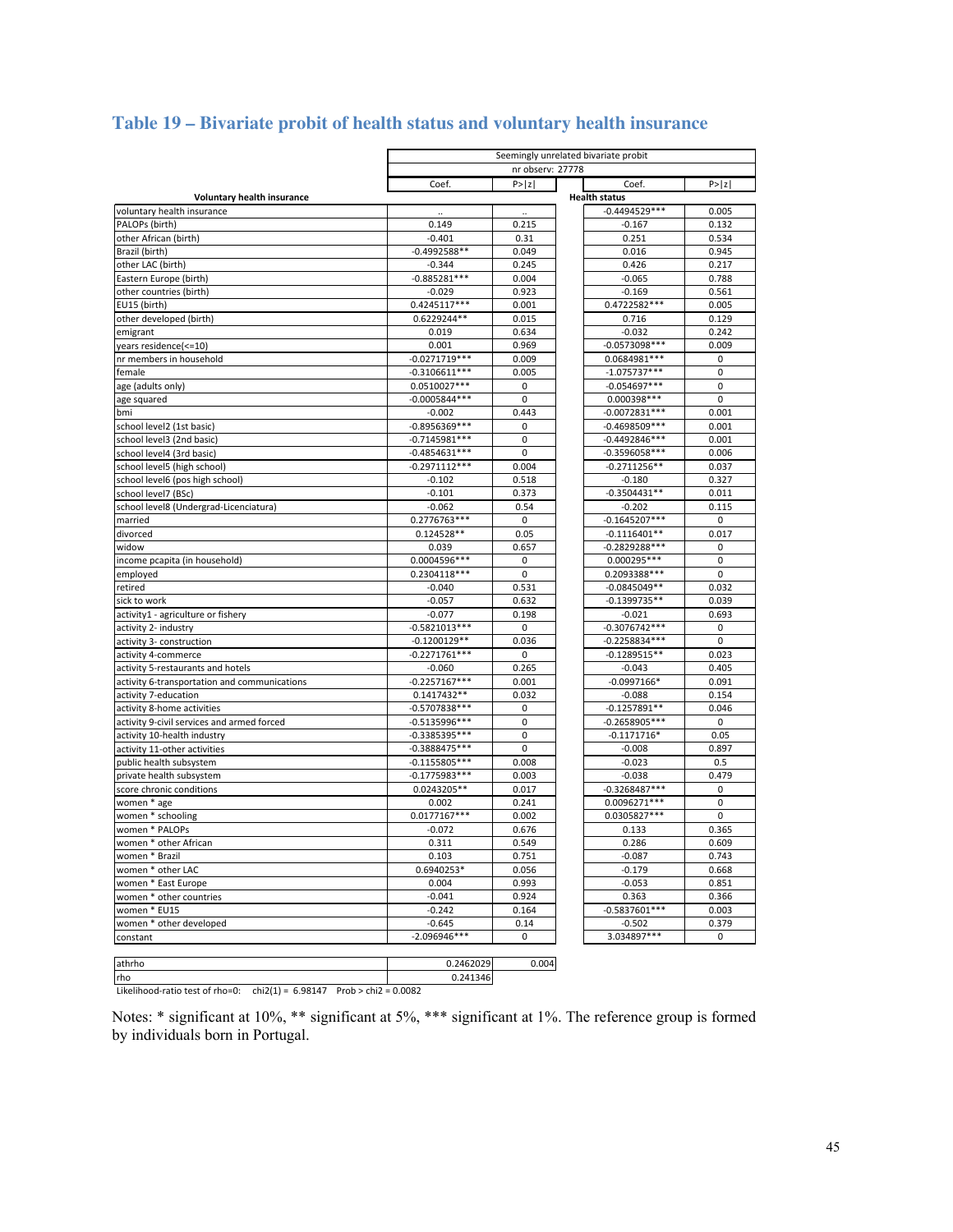## Table 19 – Bivariate probit of health status and voluntary health insurance

| | Seemingly unrelated bivariate probit | | | |
|---|---|---|---|---|
| | nr observ: 27778 | | | |
| | Coef. | P>\|z\| | Coef. | P>\|z\| |
| **Voluntary health insurance** | | | **Health status** | |
| voluntary health insurance | .. | .. | -0.4494529*** | 0.005 |
| PALOPs (birth) | 0.149 | 0.215 | -0.167 | 0.132 |
| other African (birth) | -0.401 | 0.31 | 0.251 | 0.534 |
| Brazil (birth) | -0.4992588** | 0.049 | 0.016 | 0.945 |
| other LAC (birth) | -0.344 | 0.245 | 0.426 | 0.217 |
| Eastern Europe (birth) | -0.885281*** | 0.004 | -0.065 | 0.788 |
| other countries (birth) | -0.029 | 0.923 | -0.169 | 0.561 |
| EU15 (birth) | 0.4245117*** | 0.001 | 0.4722582*** | 0.005 |
| other developed (birth) | 0.6229244** | 0.015 | 0.716 | 0.129 |
| emigrant | 0.019 | 0.634 | -0.032 | 0.242 |
| years residence(<=10) | 0.001 | 0.969 | -0.0573098*** | 0.009 |
| nr members in household | -0.0271719*** | 0.009 | 0.0684981*** | 0 |
| female | -0.3106611*** | 0.005 | -1.075737*** | 0 |
| age (adults only) | 0.0510027*** | 0 | -0.054697*** | 0 |
| age squared | -0.0005844*** | 0 | 0.000398*** | 0 |
| bmi | -0.002 | 0.443 | -0.0072831*** | 0.001 |
| school level2 (1st basic) | -0.8956369*** | 0 | -0.4698509*** | 0.001 |
| school level3 (2nd basic) | -0.7145981*** | 0 | -0.4492846*** | 0.001 |
| school level4 (3rd basic) | -0.4854631*** | 0 | -0.3596058*** | 0.006 |
| school level5 (high school) | -0.2971112*** | 0.004 | -0.2711256** | 0.037 |
| school level6 (pos high school) | -0.102 | 0.518 | -0.180 | 0.327 |
| school level7 (BSc) | -0.101 | 0.373 | -0.3504431** | 0.011 |
| school level8 (Undergrad-Licenciatura) | -0.062 | 0.54 | -0.202 | 0.115 |
| married | 0.2776763*** | 0 | -0.1645207*** | 0 |
| divorced | 0.124528** | 0.05 | -0.1116401** | 0.017 |
| widow | 0.039 | 0.657 | -0.2829288*** | 0 |
| income pcapita (in household) | 0.0004596*** | 0 | 0.000295*** | 0 |
| employed | 0.2304118*** | 0 | 0.2093388*** | 0 |
| retired | -0.040 | 0.531 | -0.0845049** | 0.032 |
| sick to work | -0.057 | 0.632 | -0.1399735** | 0.039 |
| activity1 - agriculture or fishery | -0.077 | 0.198 | -0.021 | 0.693 |
| activity 2- industry | -0.5821013*** | 0 | -0.3076742*** | 0 |
| activity 3- construction | -0.1200129** | 0.036 | -0.2258834*** | 0 |
| activity 4-commerce | -0.2271761*** | 0 | -0.1289515** | 0.023 |
| activity 5-restaurants and hotels | -0.060 | 0.265 | -0.043 | 0.405 |
| activity 6-transportation and communications | -0.2257167*** | 0.001 | -0.0997166* | 0.091 |
| activity 7-education | 0.1417432** | 0.032 | -0.088 | 0.154 |
| activity 8-home activities | -0.5707838*** | 0 | -0.1257891** | 0.046 |
| activity 9-civil services and armed forced | -0.5135996*** | 0 | -0.2658905*** | 0 |
| activity 10-health industry | -0.3385395*** | 0 | -0.1171716* | 0.05 |
| activity 11-other activities | -0.3888475*** | 0 | -0.008 | 0.897 |
| public health subsystem | -0.1155805*** | 0.008 | -0.023 | 0.5 |
| private health subsystem | -0.1775983*** | 0.003 | -0.038 | 0.479 |
| score chronic conditions | 0.0243205** | 0.017 | -0.3268487*** | 0 |
| women * age | 0.002 | 0.241 | 0.0096271*** | 0 |
| women * schooling | 0.0177167*** | 0.002 | 0.0305827*** | 0 |
| women * PALOPs | -0.072 | 0.676 | 0.133 | 0.365 |
| women * other African | 0.311 | 0.549 | 0.286 | 0.609 |
| women * Brazil | 0.103 | 0.751 | -0.087 | 0.743 |
| women * other LAC | 0.6940253* | 0.056 | -0.179 | 0.668 |
| women * East Europe | 0.004 | 0.993 | -0.053 | 0.851 |
| women * other countries | -0.041 | 0.924 | 0.363 | 0.366 |
| women * EU15 | -0.242 | 0.164 | -0.5837601*** | 0.003 |
| women * other developed | -0.645 | 0.14 | -0.502 | 0.379 |
| constant | -2.096946*** | 0 | 3.034897*** | 0 |
| | | | | |
| athrho | 0.2462029 | 0.004 | | |
| rho | 0.241346 | | | |

Likelihood-ratio test of rho=0: chi2(1) = 6.98147 Prob > chi2 = 0.0082

Notes: * significant at 10%, ** significant at 5%, *** significant at 1%. The reference group is formed by individuals born in Portugal.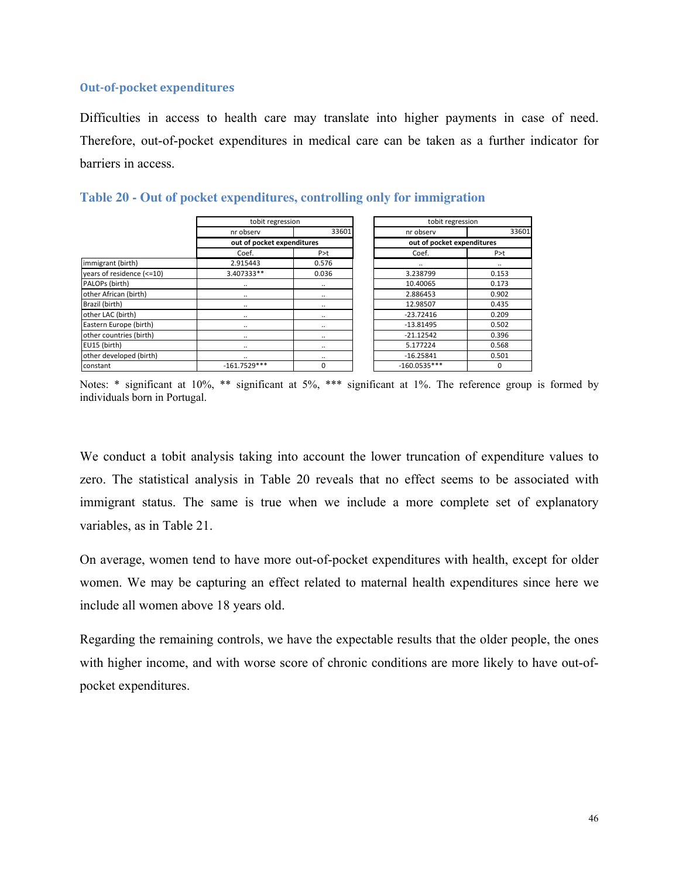### Out-of-pocket expenditures

Difficulties in access to health care may translate into higher payments in case of need. Therefore, out-of-pocket expenditures in medical care can be taken as a further indicator for barriers in access.

### Table 20 - Out of pocket expenditures, controlling only for immigration

| | tobit regression | | | tobit regression | |
|---|---|---|---|---|---|
| | nr observ | 33601 | | nr observ | 33601 |
| | out of pocket expenditures | | | out of pocket expenditures | |
| | Coef. | P>t | | Coef. | P>t |
| immigrant (birth) | 2.915443 | 0.576 | | .. | .. |
| years of residence (<=10) | 3.407333** | 0.036 | | 3.238799 | 0.153 |
| PALOPs (birth) | .. | .. | | 10.40065 | 0.173 |
| other African (birth) | .. | .. | | 2.886453 | 0.902 |
| Brazil (birth) | .. | .. | | 12.98507 | 0.435 |
| other LAC (birth) | .. | .. | | -23.72416 | 0.209 |
| Eastern Europe (birth) | .. | .. | | -13.81495 | 0.502 |
| other countries (birth) | .. | .. | | -21.12542 | 0.396 |
| EU15 (birth) | .. | .. | | 5.177224 | 0.568 |
| other developed (birth) | .. | .. | | -16.25841 | 0.501 |
| constant | -161.7529*** | 0 | | -160.0535*** | 0 |

Notes: * significant at 10%, ** significant at 5%, *** significant at 1%. The reference group is formed by individuals born in Portugal.

We conduct a tobit analysis taking into account the lower truncation of expenditure values to zero. The statistical analysis in Table 20 reveals that no effect seems to be associated with immigrant status. The same is true when we include a more complete set of explanatory variables, as in Table 21.

On average, women tend to have more out-of-pocket expenditures with health, except for older women. We may be capturing an effect related to maternal health expenditures since here we include all women above 18 years old.

Regarding the remaining controls, we have the expectable results that the older people, the ones with higher income, and with worse score of chronic conditions are more likely to have out-of-pocket expenditures.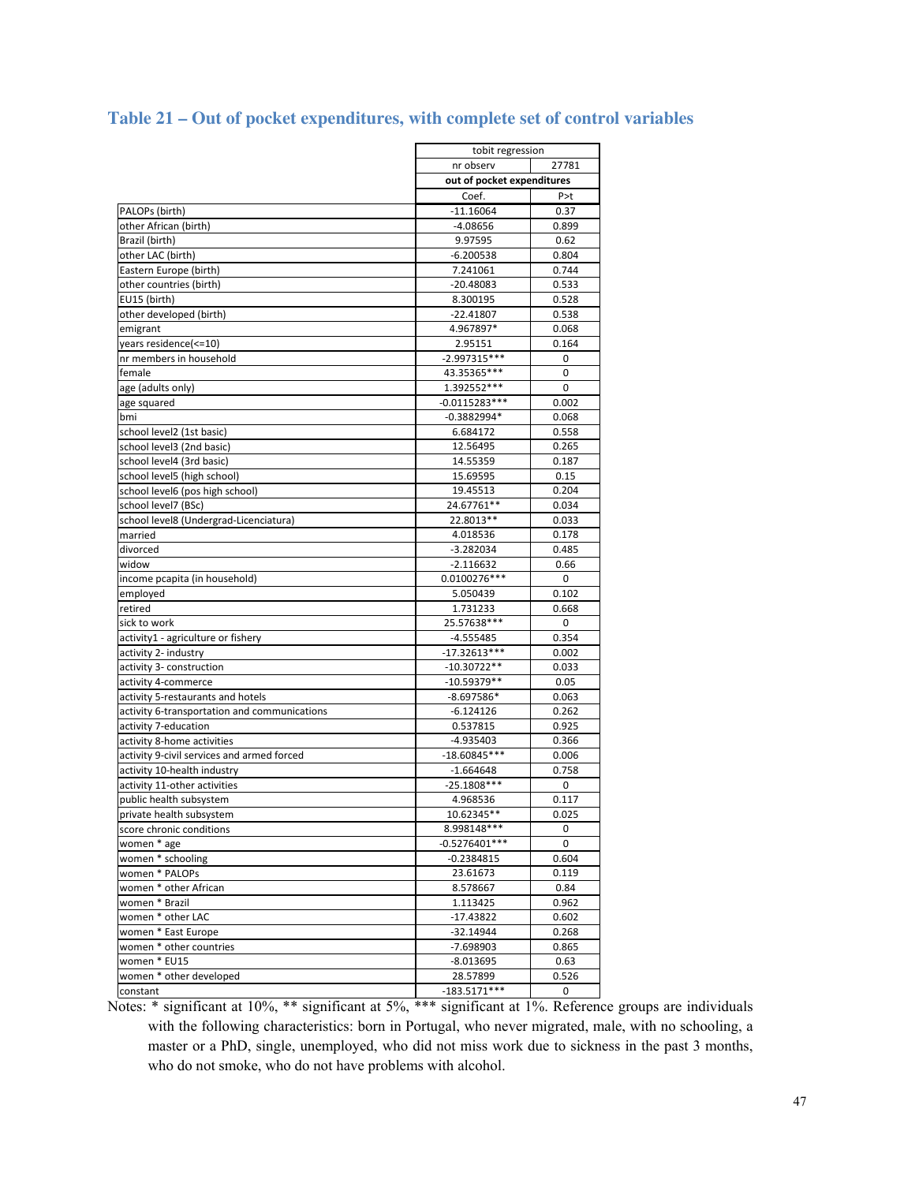## Table 21 – Out of pocket expenditures, with complete set of control variables

| | tobit regression | |
|---|---|---|
| | nr observ | 27781 |
| | out of pocket expenditures | |
| | Coef. | P>t |
| PALOPs (birth) | -11.16064 | 0.37 |
| other African (birth) | -4.08656 | 0.899 |
| Brazil (birth) | 9.97595 | 0.62 |
| other LAC (birth) | -6.200538 | 0.804 |
| Eastern Europe (birth) | 7.241061 | 0.744 |
| other countries (birth) | -20.48083 | 0.533 |
| EU15 (birth) | 8.300195 | 0.528 |
| other developed (birth) | -22.41807 | 0.538 |
| emigrant | 4.967897* | 0.068 |
| years residence(<=10) | 2.95151 | 0.164 |
| nr members in household | -2.997315*** | 0 |
| female | 43.35365*** | 0 |
| age (adults only) | 1.392552*** | 0 |
| age squared | -0.0115283*** | 0.002 |
| bmi | -0.3882994* | 0.068 |
| school level2 (1st basic) | 6.684172 | 0.558 |
| school level3 (2nd basic) | 12.56495 | 0.265 |
| school level4 (3rd basic) | 14.55359 | 0.187 |
| school level5 (high school) | 15.69595 | 0.15 |
| school level6 (pos high school) | 19.45513 | 0.204 |
| school level7 (BSc) | 24.67761** | 0.034 |
| school level8 (Undergrad-Licenciatura) | 22.8013** | 0.033 |
| married | 4.018536 | 0.178 |
| divorced | -3.282034 | 0.485 |
| widow | -2.116632 | 0.66 |
| income pcapita (in household) | 0.0100276*** | 0 |
| employed | 5.050439 | 0.102 |
| retired | 1.731233 | 0.668 |
| sick to work | 25.57638*** | 0 |
| activity1 - agriculture or fishery | -4.555485 | 0.354 |
| activity 2- industry | -17.32613*** | 0.002 |
| activity 3- construction | -10.30722** | 0.033 |
| activity 4-commerce | -10.59379** | 0.05 |
| activity 5-restaurants and hotels | -8.697586* | 0.063 |
| activity 6-transportation and communications | -6.124126 | 0.262 |
| activity 7-education | 0.537815 | 0.925 |
| activity 8-home activities | -4.935403 | 0.366 |
| activity 9-civil services and armed forced | -18.60845*** | 0.006 |
| activity 10-health industry | -1.664648 | 0.758 |
| activity 11-other activities | -25.1808*** | 0 |
| public health subsystem | 4.968536 | 0.117 |
| private health subsystem | 10.62345** | 0.025 |
| score chronic conditions | 8.998148*** | 0 |
| women * age | -0.5276401*** | 0 |
| women * schooling | -0.2384815 | 0.604 |
| women * PALOPs | 23.61673 | 0.119 |
| women * other African | 8.578667 | 0.84 |
| women * Brazil | 1.113425 | 0.962 |
| women * other LAC | -17.43822 | 0.602 |
| women * East Europe | -32.14944 | 0.268 |
| women * other countries | -7.698903 | 0.865 |
| women * EU15 | -8.013695 | 0.63 |
| women * other developed | 28.57899 | 0.526 |
| constant | -183.5171*** | 0 |

Notes: * significant at 10%, ** significant at 5%, *** significant at 1%. Reference groups are individuals with the following characteristics: born in Portugal, who never migrated, male, with no schooling, a master or a PhD, single, unemployed, who did not miss work due to sickness in the past 3 months, who do not smoke, who do not have problems with alcohol.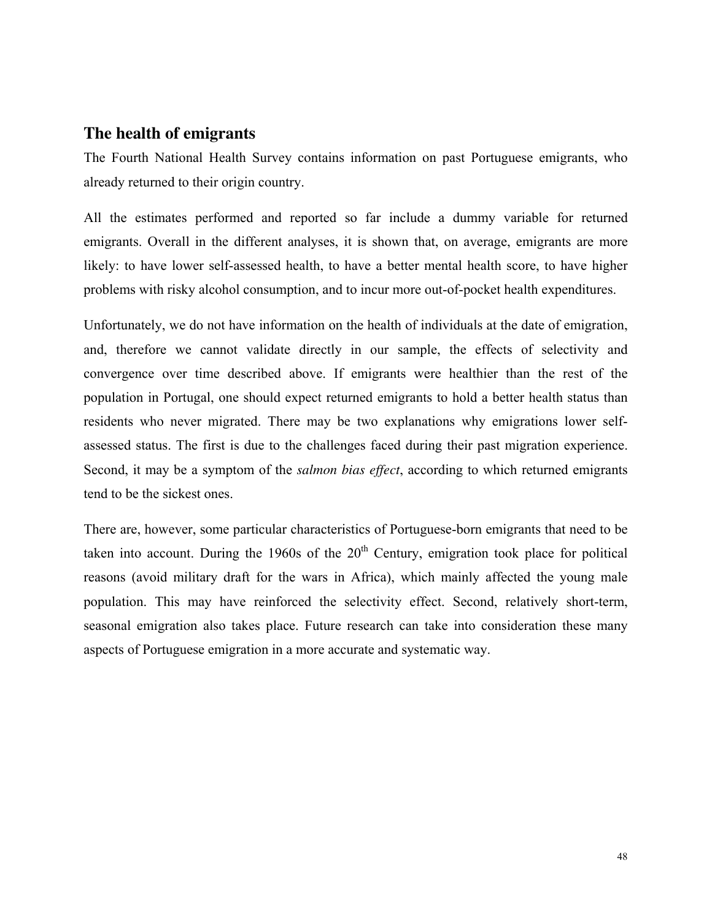## The health of emigrants

The Fourth National Health Survey contains information on past Portuguese emigrants, who already returned to their origin country.

All the estimates performed and reported so far include a dummy variable for returned emigrants. Overall in the different analyses, it is shown that, on average, emigrants are more likely: to have lower self-assessed health, to have a better mental health score, to have higher problems with risky alcohol consumption, and to incur more out-of-pocket health expenditures.

Unfortunately, we do not have information on the health of individuals at the date of emigration, and, therefore we cannot validate directly in our sample, the effects of selectivity and convergence over time described above. If emigrants were healthier than the rest of the population in Portugal, one should expect returned emigrants to hold a better health status than residents who never migrated. There may be two explanations why emigrations lower self-assessed status. The first is due to the challenges faced during their past migration experience. Second, it may be a symptom of the *salmon bias effect*, according to which returned emigrants tend to be the sickest ones.

There are, however, some particular characteristics of Portuguese-born emigrants that need to be taken into account. During the 1960s of the 20th Century, emigration took place for political reasons (avoid military draft for the wars in Africa), which mainly affected the young male population. This may have reinforced the selectivity effect. Second, relatively short-term, seasonal emigration also takes place. Future research can take into consideration these many aspects of Portuguese emigration in a more accurate and systematic way.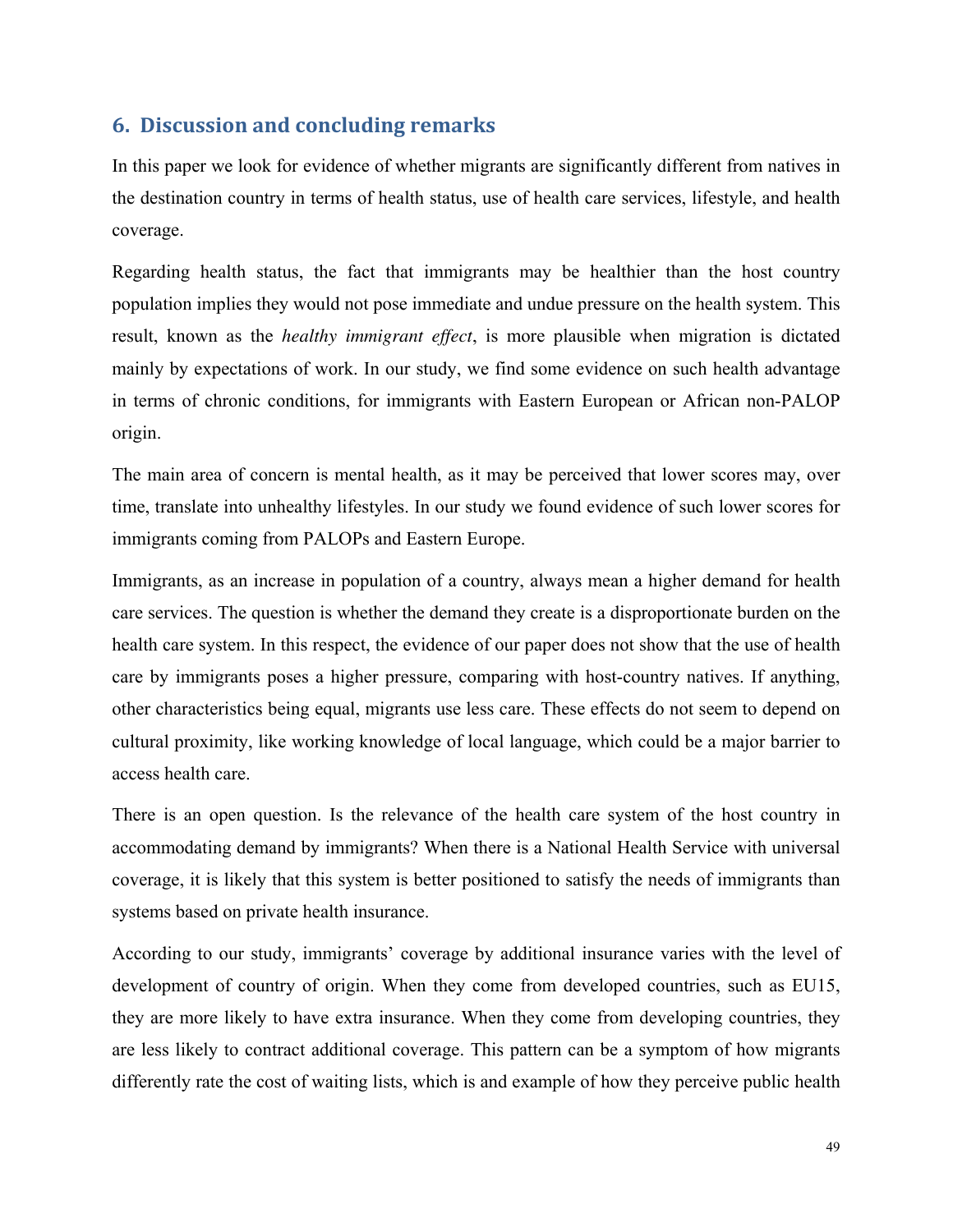## 6. Discussion and concluding remarks

In this paper we look for evidence of whether migrants are significantly different from natives in the destination country in terms of health status, use of health care services, lifestyle, and health coverage.

Regarding health status, the fact that immigrants may be healthier than the host country population implies they would not pose immediate and undue pressure on the health system. This result, known as the *healthy immigrant effect*, is more plausible when migration is dictated mainly by expectations of work. In our study, we find some evidence on such health advantage in terms of chronic conditions, for immigrants with Eastern European or African non-PALOP origin.

The main area of concern is mental health, as it may be perceived that lower scores may, over time, translate into unhealthy lifestyles. In our study we found evidence of such lower scores for immigrants coming from PALOPs and Eastern Europe.

Immigrants, as an increase in population of a country, always mean a higher demand for health care services. The question is whether the demand they create is a disproportionate burden on the health care system. In this respect, the evidence of our paper does not show that the use of health care by immigrants poses a higher pressure, comparing with host-country natives. If anything, other characteristics being equal, migrants use less care. These effects do not seem to depend on cultural proximity, like working knowledge of local language, which could be a major barrier to access health care.

There is an open question. Is the relevance of the health care system of the host country in accommodating demand by immigrants? When there is a National Health Service with universal coverage, it is likely that this system is better positioned to satisfy the needs of immigrants than systems based on private health insurance.

According to our study, immigrants' coverage by additional insurance varies with the level of development of country of origin. When they come from developed countries, such as EU15, they are more likely to have extra insurance. When they come from developing countries, they are less likely to contract additional coverage. This pattern can be a symptom of how migrants differently rate the cost of waiting lists, which is and example of how they perceive public health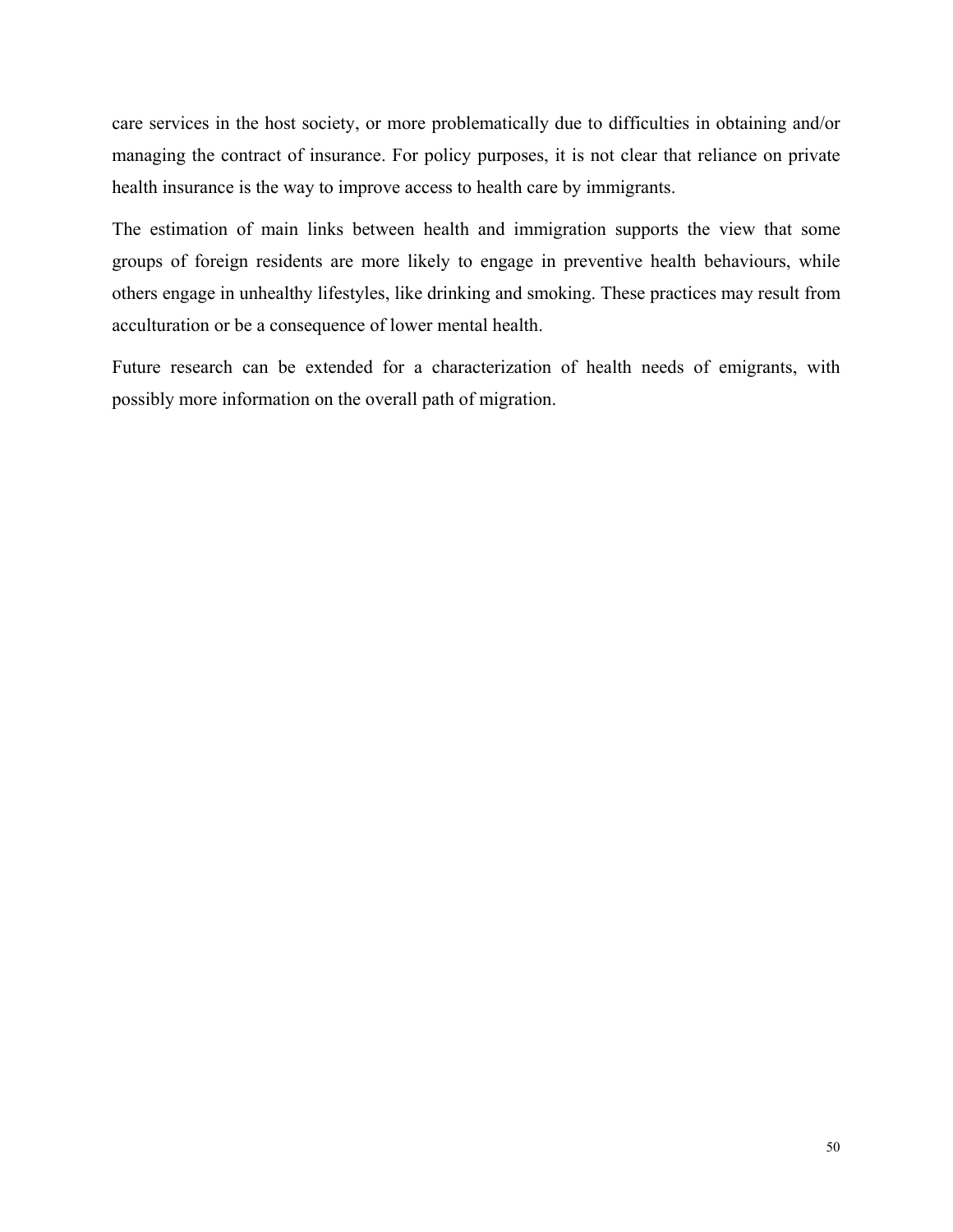care services in the host society, or more problematically due to difficulties in obtaining and/or managing the contract of insurance. For policy purposes, it is not clear that reliance on private health insurance is the way to improve access to health care by immigrants.

The estimation of main links between health and immigration supports the view that some groups of foreign residents are more likely to engage in preventive health behaviours, while others engage in unhealthy lifestyles, like drinking and smoking. These practices may result from acculturation or be a consequence of lower mental health.

Future research can be extended for a characterization of health needs of emigrants, with possibly more information on the overall path of migration.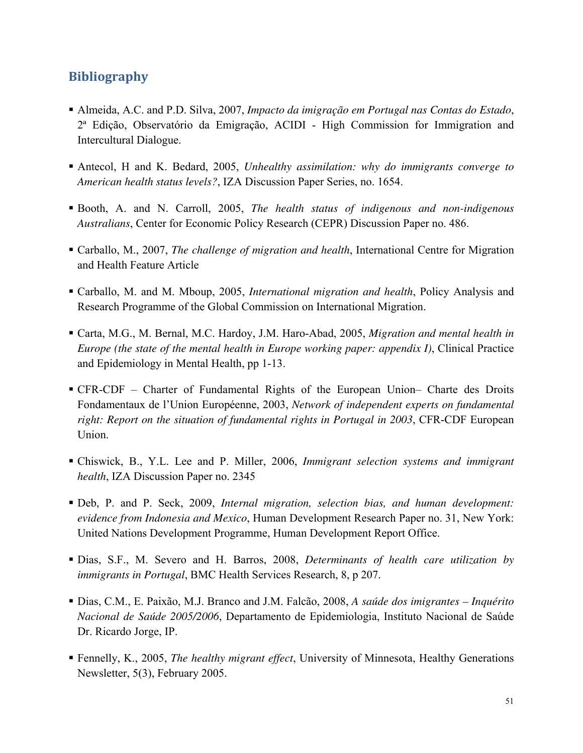## Bibliography

- Almeida, A.C. and P.D. Silva, 2007, *Impacto da imigração em Portugal nas Contas do Estado*, 2ª Edição, Observatório da Emigração, ACIDI - High Commission for Immigration and Intercultural Dialogue.

- Antecol, H and K. Bedard, 2005, *Unhealthy assimilation: why do immigrants converge to American health status levels?*, IZA Discussion Paper Series, no. 1654.

- Booth, A. and N. Carroll, 2005, *The health status of indigenous and non-indigenous Australians*, Center for Economic Policy Research (CEPR) Discussion Paper no. 486.

- Carballo, M., 2007, *The challenge of migration and health*, International Centre for Migration and Health Feature Article

- Carballo, M. and M. Mboup, 2005, *International migration and health*, Policy Analysis and Research Programme of the Global Commission on International Migration.

- Carta, M.G., M. Bernal, M.C. Hardoy, J.M. Haro-Abad, 2005, *Migration and mental health in Europe (the state of the mental health in Europe working paper: appendix I)*, Clinical Practice and Epidemiology in Mental Health, pp 1-13.

- CFR-CDF – Charter of Fundamental Rights of the European Union– Charte des Droits Fondamentaux de l'Union Européenne, 2003, *Network of independent experts on fundamental right: Report on the situation of fundamental rights in Portugal in 2003*, CFR-CDF European Union.

- Chiswick, B., Y.L. Lee and P. Miller, 2006, *Immigrant selection systems and immigrant health*, IZA Discussion Paper no. 2345

- Deb, P. and P. Seck, 2009, *Internal migration, selection bias, and human development: evidence from Indonesia and Mexico*, Human Development Research Paper no. 31, New York: United Nations Development Programme, Human Development Report Office.

- Dias, S.F., M. Severo and H. Barros, 2008, *Determinants of health care utilization by immigrants in Portugal*, BMC Health Services Research, 8, p 207.

- Dias, C.M., E. Paixão, M.J. Branco and J.M. Falcão, 2008, *A saúde dos imigrantes – Inquérito Nacional de Saúde 2005/2006*, Departamento de Epidemiologia, Instituto Nacional de Saúde Dr. Ricardo Jorge, IP.

- Fennelly, K., 2005, *The healthy migrant effect*, University of Minnesota, Healthy Generations Newsletter, 5(3), February 2005.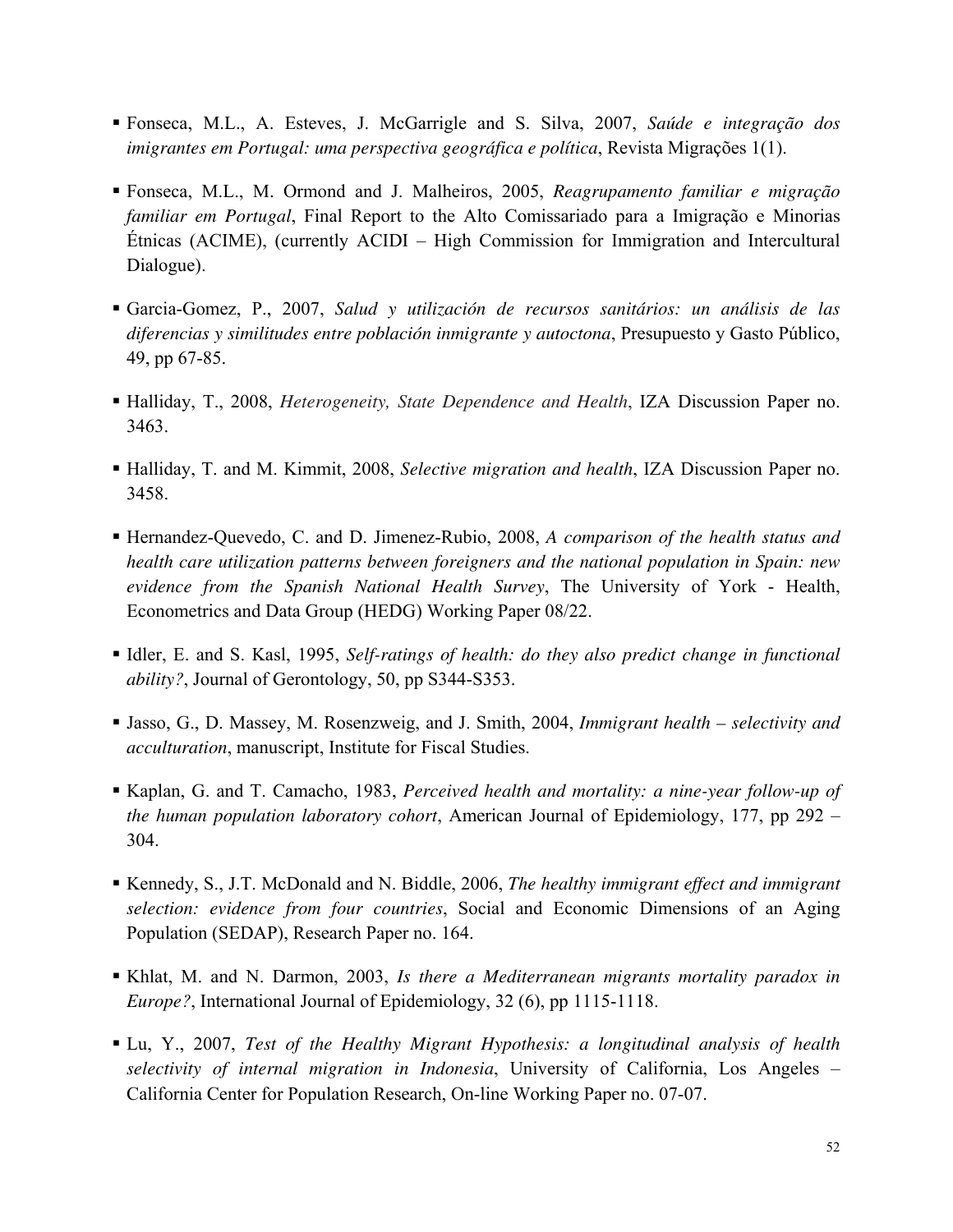- Fonseca, M.L., A. Esteves, J. McGarrigle and S. Silva, 2007, *Saúde e integração dos imigrantes em Portugal: uma perspectiva geográfica e política*, Revista Migrações 1(1).

- Fonseca, M.L., M. Ormond and J. Malheiros, 2005, *Reagrupamento familiar e migração familiar em Portugal*, Final Report to the Alto Comissariado para a Imigração e Minorias Étnicas (ACIME), (currently ACIDI – High Commission for Immigration and Intercultural Dialogue).

- Garcia-Gomez, P., 2007, *Salud y utilización de recursos sanitários: un análisis de las diferencias y similitudes entre población inmigrante y autoctona*, Presupuesto y Gasto Público, 49, pp 67-85.

- Halliday, T., 2008, *Heterogeneity, State Dependence and Health*, IZA Discussion Paper no. 3463.

- Halliday, T. and M. Kimmit, 2008, *Selective migration and health*, IZA Discussion Paper no. 3458.

- Hernandez-Quevedo, C. and D. Jimenez-Rubio, 2008, *A comparison of the health status and health care utilization patterns between foreigners and the national population in Spain: new evidence from the Spanish National Health Survey*, The University of York - Health, Econometrics and Data Group (HEDG) Working Paper 08/22.

- Idler, E. and S. Kasl, 1995, *Self-ratings of health: do they also predict change in functional ability?*, Journal of Gerontology, 50, pp S344-S353.

- Jasso, G., D. Massey, M. Rosenzweig, and J. Smith, 2004, *Immigrant health – selectivity and acculturation*, manuscript, Institute for Fiscal Studies.

- Kaplan, G. and T. Camacho, 1983, *Perceived health and mortality: a nine-year follow-up of the human population laboratory cohort*, American Journal of Epidemiology, 177, pp 292 – 304.

- Kennedy, S., J.T. McDonald and N. Biddle, 2006, *The healthy immigrant effect and immigrant selection: evidence from four countries*, Social and Economic Dimensions of an Aging Population (SEDAP), Research Paper no. 164.

- Khlat, M. and N. Darmon, 2003, *Is there a Mediterranean migrants mortality paradox in Europe?*, International Journal of Epidemiology, 32 (6), pp 1115-1118.

- Lu, Y., 2007, *Test of the Healthy Migrant Hypothesis: a longitudinal analysis of health selectivity of internal migration in Indonesia*, University of California, Los Angeles – California Center for Population Research, On-line Working Paper no. 07-07.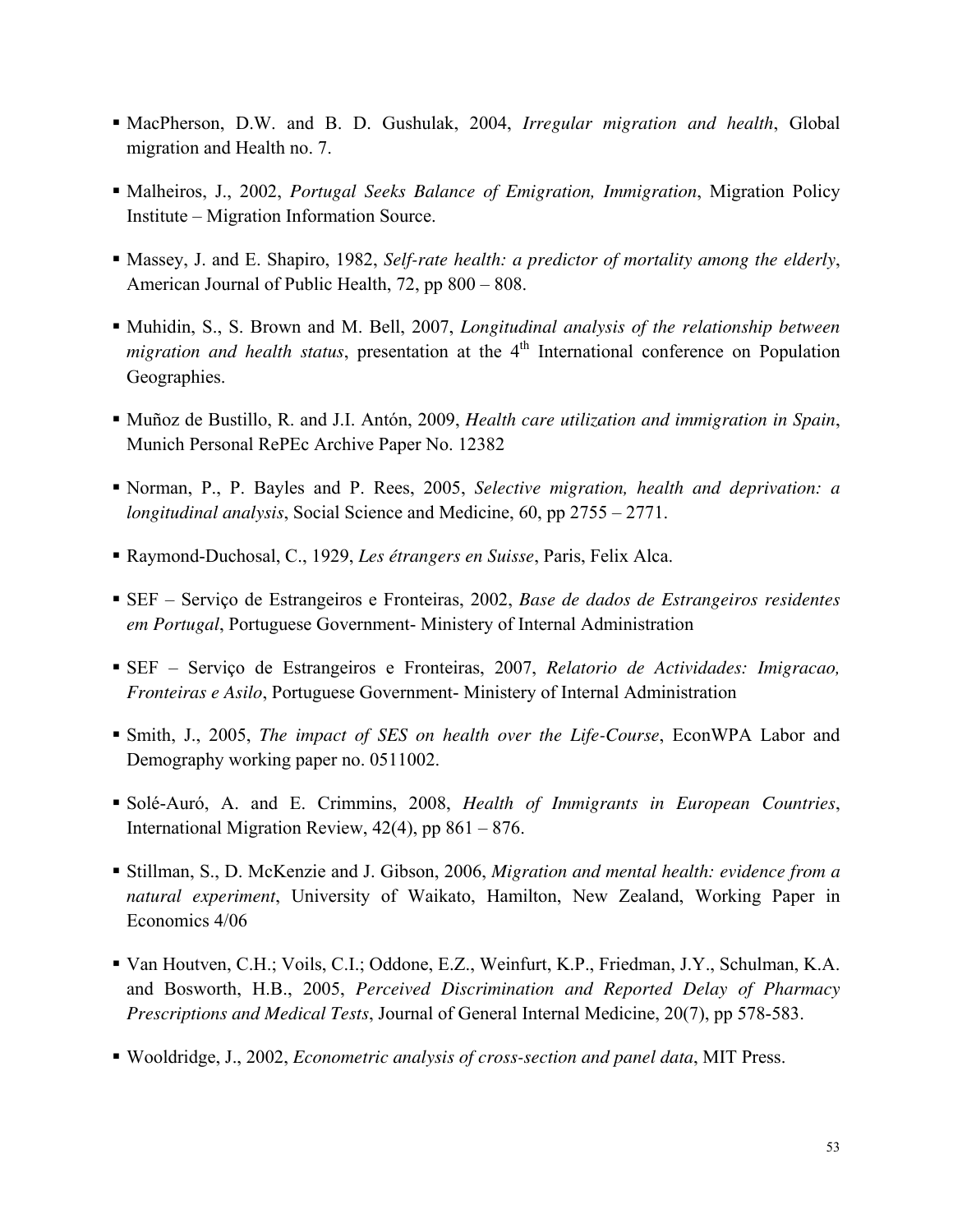- MacPherson, D.W. and B. D. Gushulak, 2004, *Irregular migration and health*, Global migration and Health no. 7.

- Malheiros, J., 2002, *Portugal Seeks Balance of Emigration, Immigration*, Migration Policy Institute – Migration Information Source.

- Massey, J. and E. Shapiro, 1982, *Self-rate health: a predictor of mortality among the elderly*, American Journal of Public Health, 72, pp 800 – 808.

- Muhidin, S., S. Brown and M. Bell, 2007, *Longitudinal analysis of the relationship between migration and health status*, presentation at the 4th International conference on Population Geographies.

- Muñoz de Bustillo, R. and J.I. Antón, 2009, *Health care utilization and immigration in Spain*, Munich Personal RePEc Archive Paper No. 12382

- Norman, P., P. Bayles and P. Rees, 2005, *Selective migration, health and deprivation: a longitudinal analysis*, Social Science and Medicine, 60, pp 2755 – 2771.

- Raymond-Duchosal, C., 1929, *Les étrangers en Suisse*, Paris, Felix Alca.

- SEF – Serviço de Estrangeiros e Fronteiras, 2002, *Base de dados de Estrangeiros residentes em Portugal*, Portuguese Government- Ministery of Internal Administration

- SEF – Serviço de Estrangeiros e Fronteiras, 2007, *Relatorio de Actividades: Imigracao, Fronteiras e Asilo*, Portuguese Government- Ministery of Internal Administration

- Smith, J., 2005, *The impact of SES on health over the Life-Course*, EconWPA Labor and Demography working paper no. 0511002.

- Solé-Auró, A. and E. Crimmins, 2008, *Health of Immigrants in European Countries*, International Migration Review, 42(4), pp 861 – 876.

- Stillman, S., D. McKenzie and J. Gibson, 2006, *Migration and mental health: evidence from a natural experiment*, University of Waikato, Hamilton, New Zealand, Working Paper in Economics 4/06

- Van Houtven, C.H.; Voils, C.I.; Oddone, E.Z., Weinfurt, K.P., Friedman, J.Y., Schulman, K.A. and Bosworth, H.B., 2005, *Perceived Discrimination and Reported Delay of Pharmacy Prescriptions and Medical Tests*, Journal of General Internal Medicine, 20(7), pp 578-583.

- Wooldridge, J., 2002, *Econometric analysis of cross-section and panel data*, MIT Press.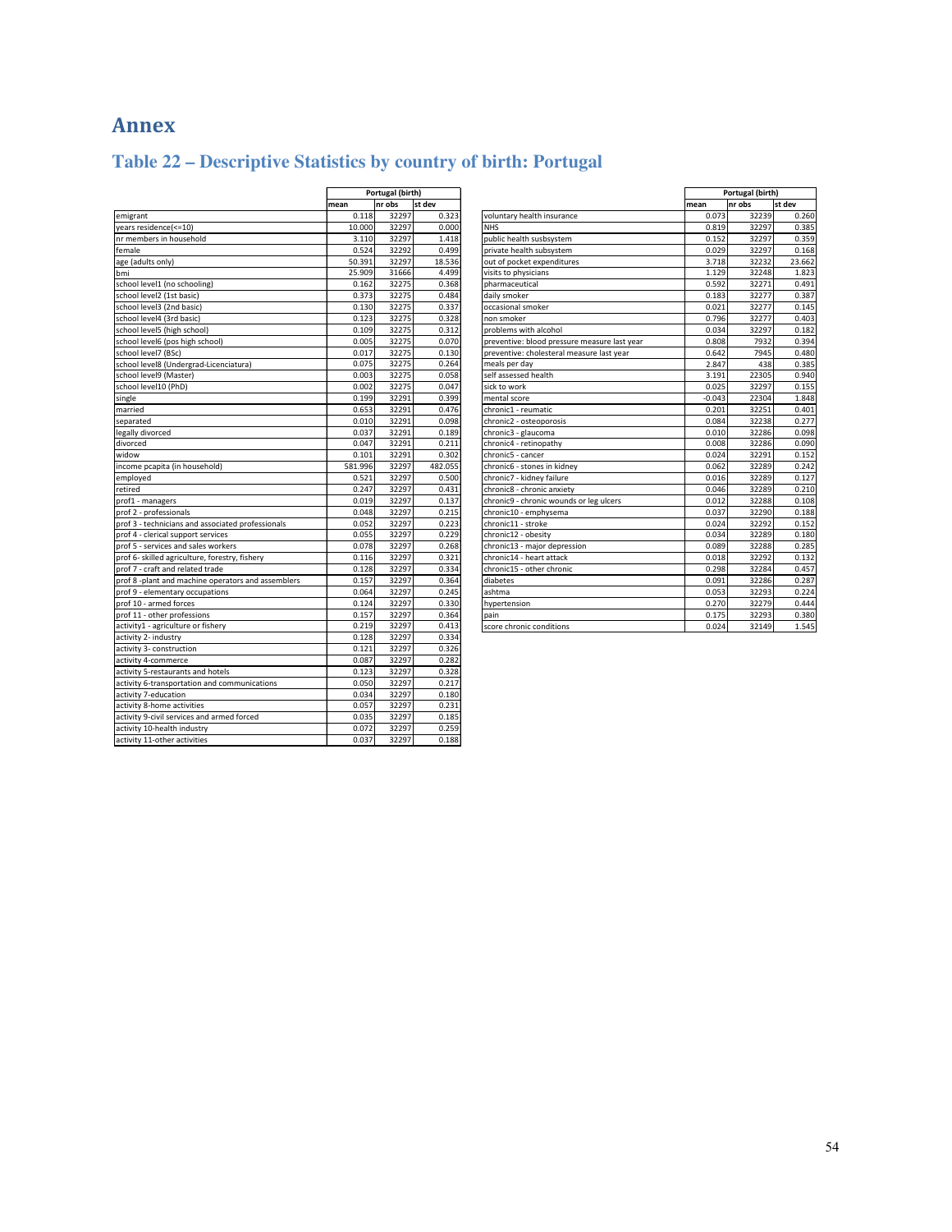# Annex

## Table 22 – Descriptive Statistics by country of birth: Portugal

| | Portugal (birth) | | |
|---|---|---|---|
| | mean | nr obs | st dev |
| emigrant | 0.118 | 32297 | 0.323 |
| years residence(<=10) | 10.000 | 32297 | 0.000 |
| nr members in household | 3.110 | 32297 | 1.418 |
| female | 0.524 | 32292 | 0.499 |
| age (adults only) | 50.391 | 32297 | 18.536 |
| bmi | 25.909 | 31666 | 4.499 |
| school level1 (no schooling) | 0.162 | 32275 | 0.368 |
| school level2 (1st basic) | 0.373 | 32275 | 0.484 |
| school level3 (2nd basic) | 0.130 | 32275 | 0.337 |
| school level4 (3rd basic) | 0.123 | 32275 | 0.328 |
| school level5 (high school) | 0.109 | 32275 | 0.312 |
| school level6 (pos high school) | 0.005 | 32275 | 0.070 |
| school level7 (BSc) | 0.017 | 32275 | 0.130 |
| school level8 (Undergrad-Licenciatura) | 0.075 | 32275 | 0.264 |
| school level9 (Master) | 0.003 | 32275 | 0.058 |
| school level10 (PhD) | 0.002 | 32275 | 0.047 |
| single | 0.199 | 32291 | 0.399 |
| married | 0.653 | 32291 | 0.476 |
| separated | 0.010 | 32291 | 0.098 |
| legally divorced | 0.037 | 32291 | 0.189 |
| divorced | 0.047 | 32291 | 0.211 |
| widow | 0.101 | 32291 | 0.302 |
| income pcapita (in household) | 581.996 | 32297 | 482.055 |
| employed | 0.521 | 32297 | 0.500 |
| retired | 0.247 | 32297 | 0.431 |
| prof1 - managers | 0.019 | 32297 | 0.137 |
| prof 2 - professionals | 0.048 | 32297 | 0.215 |
| prof 3 - technicians and associated professionals | 0.052 | 32297 | 0.223 |
| prof 4 - clerical support services | 0.055 | 32297 | 0.229 |
| prof 5 - services and sales workers | 0.078 | 32297 | 0.268 |
| prof 6- skilled agriculture, forestry, fishery | 0.116 | 32297 | 0.321 |
| prof 7 - craft and related trade | 0.128 | 32297 | 0.334 |
| prof 8 -plant and machine operators and assemblers | 0.157 | 32297 | 0.364 |
| prof 9 - elementary occupations | 0.064 | 32297 | 0.245 |
| prof 10 - armed forces | 0.124 | 32297 | 0.330 |
| prof 11 - other professions | 0.157 | 32297 | 0.364 |
| activity1 - agriculture or fishery | 0.219 | 32297 | 0.413 |
| activity 2- industry | 0.128 | 32297 | 0.334 |
| activity 3- construction | 0.121 | 32297 | 0.326 |
| activity 4-commerce | 0.087 | 32297 | 0.282 |
| activity 5-restaurants and hotels | 0.123 | 32297 | 0.328 |
| activity 6-transportation and communications | 0.050 | 32297 | 0.217 |
| activity 7-education | 0.034 | 32297 | 0.180 |
| activity 8-home activities | 0.057 | 32297 | 0.231 |
| activity 9-civil services and armed forced | 0.035 | 32297 | 0.185 |
| activity 10-health industry | 0.072 | 32297 | 0.259 |
| activity 11-other activities | 0.037 | 32297 | 0.188 |

| | Portugal (birth) | | |
|---|---|---|---|
| | mean | nr obs | st dev |
| voluntary health insurance | 0.073 | 32239 | 0.260 |
| NHS | 0.819 | 32297 | 0.385 |
| public health susbsystem | 0.152 | 32297 | 0.359 |
| private health subsystem | 0.029 | 32297 | 0.168 |
| out of pocket expenditures | 3.718 | 32232 | 23.662 |
| visits to physicians | 1.129 | 32248 | 1.823 |
| pharmaceutical | 0.592 | 32271 | 0.491 |
| daily smoker | 0.183 | 32277 | 0.387 |
| occasional smoker | 0.021 | 32277 | 0.145 |
| non smoker | 0.796 | 32277 | 0.403 |
| problems with alcohol | 0.034 | 32297 | 0.182 |
| preventive: blood pressure measure last year | 0.808 | 7932 | 0.394 |
| preventive: cholesteral measure last year | 0.642 | 7945 | 0.480 |
| meals per day | 2.847 | 438 | 0.385 |
| self assessed health | 3.191 | 22305 | 0.940 |
| sick to work | 0.025 | 32297 | 0.155 |
| mental score | -0.043 | 22304 | 1.848 |
| chronic1 - reumatic | 0.201 | 32251 | 0.401 |
| chronic2 - osteoporosis | 0.084 | 32238 | 0.277 |
| chronic3 - glaucoma | 0.010 | 32286 | 0.098 |
| chronic4 - retinopathy | 0.008 | 32286 | 0.090 |
| chronic5 - cancer | 0.024 | 32291 | 0.152 |
| chronic6 - stones in kidney | 0.062 | 32289 | 0.242 |
| chronic7 - kidney failure | 0.016 | 32289 | 0.127 |
| chronic8 - chronic anxiety | 0.046 | 32289 | 0.210 |
| chronic9 - chronic wounds or leg ulcers | 0.012 | 32288 | 0.108 |
| chronic10 - emphysema | 0.037 | 32290 | 0.188 |
| chronic11 - stroke | 0.024 | 32292 | 0.152 |
| chronic12 - obesity | 0.034 | 32289 | 0.180 |
| chronic13 - major depression | 0.089 | 32288 | 0.285 |
| chronic14 - heart attack | 0.018 | 32292 | 0.132 |
| chronic15 - other chronic | 0.298 | 32284 | 0.457 |
| diabetes | 0.091 | 32286 | 0.287 |
| ashtma | 0.053 | 32293 | 0.224 |
| hypertension | 0.270 | 32279 | 0.444 |
| pain | 0.175 | 32293 | 0.380 |
| score chronic conditions | 0.024 | 32149 | 1.545 |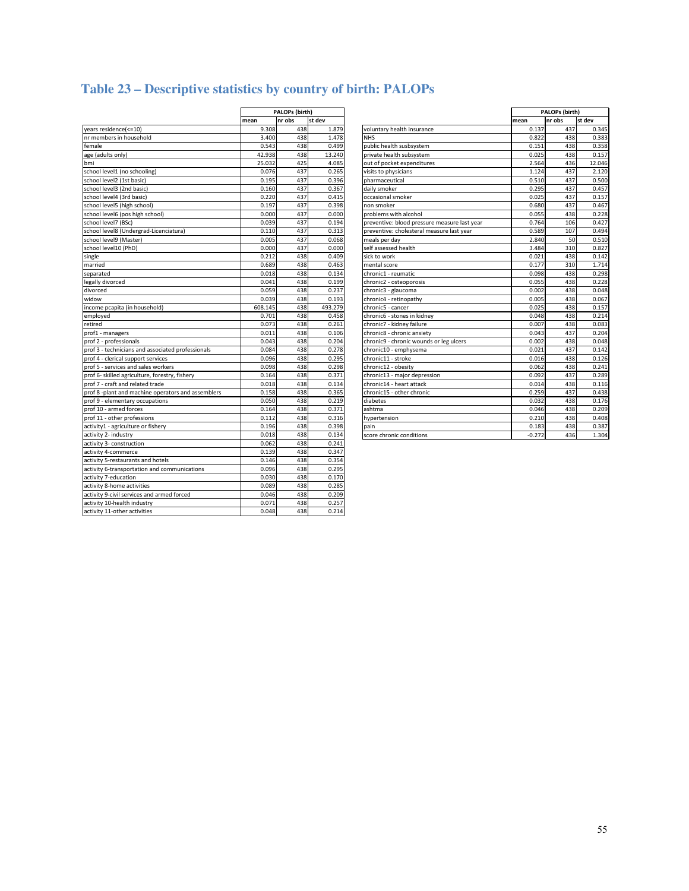# Table 23 – Descriptive statistics by country of birth: PALOPs

| | PALOPs (birth) | | |
|---|---|---|---|
| | mean | nr obs | st dev |
| years residence(<=10) | 9.308 | 438 | 1.879 |
| nr members in household | 3.400 | 438 | 1.478 |
| female | 0.543 | 438 | 0.499 |
| age (adults only) | 42.938 | 438 | 13.240 |
| bmi | 25.032 | 425 | 4.085 |
| school level1 (no schooling) | 0.076 | 437 | 0.265 |
| school level2 (1st basic) | 0.195 | 437 | 0.396 |
| school level3 (2nd basic) | 0.160 | 437 | 0.367 |
| school level4 (3rd basic) | 0.220 | 437 | 0.415 |
| school level5 (high school) | 0.197 | 437 | 0.398 |
| school level6 (pos high school) | 0.000 | 437 | 0.000 |
| school level7 (BSc) | 0.039 | 437 | 0.194 |
| school level8 (Undergrad-Licenciatura) | 0.110 | 437 | 0.313 |
| school level9 (Master) | 0.005 | 437 | 0.068 |
| school level10 (PhD) | 0.000 | 437 | 0.000 |
| single | 0.212 | 438 | 0.409 |
| married | 0.689 | 438 | 0.463 |
| separated | 0.018 | 438 | 0.134 |
| legally divorced | 0.041 | 438 | 0.199 |
| divorced | 0.059 | 438 | 0.237 |
| widow | 0.039 | 438 | 0.193 |
| income pcapita (in household) | 608.145 | 438 | 493.279 |
| employed | 0.701 | 438 | 0.458 |
| retired | 0.073 | 438 | 0.261 |
| prof1 - managers | 0.011 | 438 | 0.106 |
| prof 2 - professionals | 0.043 | 438 | 0.204 |
| prof 3 - technicians and associated professionals | 0.084 | 438 | 0.278 |
| prof 4 - clerical support services | 0.096 | 438 | 0.295 |
| prof 5 - services and sales workers | 0.098 | 438 | 0.298 |
| prof 6- skilled agriculture, forestry, fishery | 0.164 | 438 | 0.371 |
| prof 7 - craft and related trade | 0.018 | 438 | 0.134 |
| prof 8 -plant and machine operators and assemblers | 0.158 | 438 | 0.365 |
| prof 9 - elementary occupations | 0.050 | 438 | 0.219 |
| prof 10 - armed forces | 0.164 | 438 | 0.371 |
| prof 11 - other professions | 0.112 | 438 | 0.316 |
| activity1 - agriculture or fishery | 0.196 | 438 | 0.398 |
| activity 2- industry | 0.018 | 438 | 0.134 |
| activity 3- construction | 0.062 | 438 | 0.241 |
| activity 4-commerce | 0.139 | 438 | 0.347 |
| activity 5-restaurants and hotels | 0.146 | 438 | 0.354 |
| activity 6-transportation and communications | 0.096 | 438 | 0.295 |
| activity 7-education | 0.030 | 438 | 0.170 |
| activity 8-home activities | 0.089 | 438 | 0.285 |
| activity 9-civil services and armed forced | 0.046 | 438 | 0.209 |
| activity 10-health industry | 0.071 | 438 | 0.257 |
| activity 11-other activities | 0.048 | 438 | 0.214 |

| | PALOPs (birth) | | |
|---|---|---|---|
| | mean | nr obs | st dev |
| voluntary health insurance | 0.137 | 437 | 0.345 |
| NHS | 0.822 | 438 | 0.383 |
| public health susbsystem | 0.151 | 438 | 0.358 |
| private health subsystem | 0.025 | 438 | 0.157 |
| out of pocket expenditures | 2.564 | 436 | 12.046 |
| visits to physicians | 1.124 | 437 | 2.120 |
| pharmaceutical | 0.510 | 437 | 0.500 |
| daily smoker | 0.295 | 437 | 0.457 |
| occasional smoker | 0.025 | 437 | 0.157 |
| non smoker | 0.680 | 437 | 0.467 |
| problems with alcohol | 0.055 | 438 | 0.228 |
| preventive: blood pressure measure last year | 0.764 | 106 | 0.427 |
| preventive: cholesteral measure last year | 0.589 | 107 | 0.494 |
| meals per day | 2.840 | 50 | 0.510 |
| self assessed health | 3.484 | 310 | 0.827 |
| sick to work | 0.021 | 438 | 0.142 |
| mental score | 0.177 | 310 | 1.714 |
| chronic1 - reumatic | 0.098 | 438 | 0.298 |
| chronic2 - osteoporosis | 0.055 | 438 | 0.228 |
| chronic3 - glaucoma | 0.002 | 438 | 0.048 |
| chronic4 - retinopathy | 0.005 | 438 | 0.067 |
| chronic5 - cancer | 0.025 | 438 | 0.157 |
| chronic6 - stones in kidney | 0.048 | 438 | 0.214 |
| chronic7 - kidney failure | 0.007 | 438 | 0.083 |
| chronic8 - chronic anxiety | 0.043 | 437 | 0.204 |
| chronic9 - chronic wounds or leg ulcers | 0.002 | 438 | 0.048 |
| chronic10 - emphysema | 0.021 | 437 | 0.142 |
| chronic11 - stroke | 0.016 | 438 | 0.126 |
| chronic12 - obesity | 0.062 | 438 | 0.241 |
| chronic13 - major depression | 0.092 | 437 | 0.289 |
| chronic14 - heart attack | 0.014 | 438 | 0.116 |
| chronic15 - other chronic | 0.259 | 437 | 0.438 |
| diabetes | 0.032 | 438 | 0.176 |
| ashtma | 0.046 | 438 | 0.209 |
| hypertension | 0.210 | 438 | 0.408 |
| pain | 0.183 | 438 | 0.387 |
| score chronic conditions | -0.272 | 436 | 1.304 |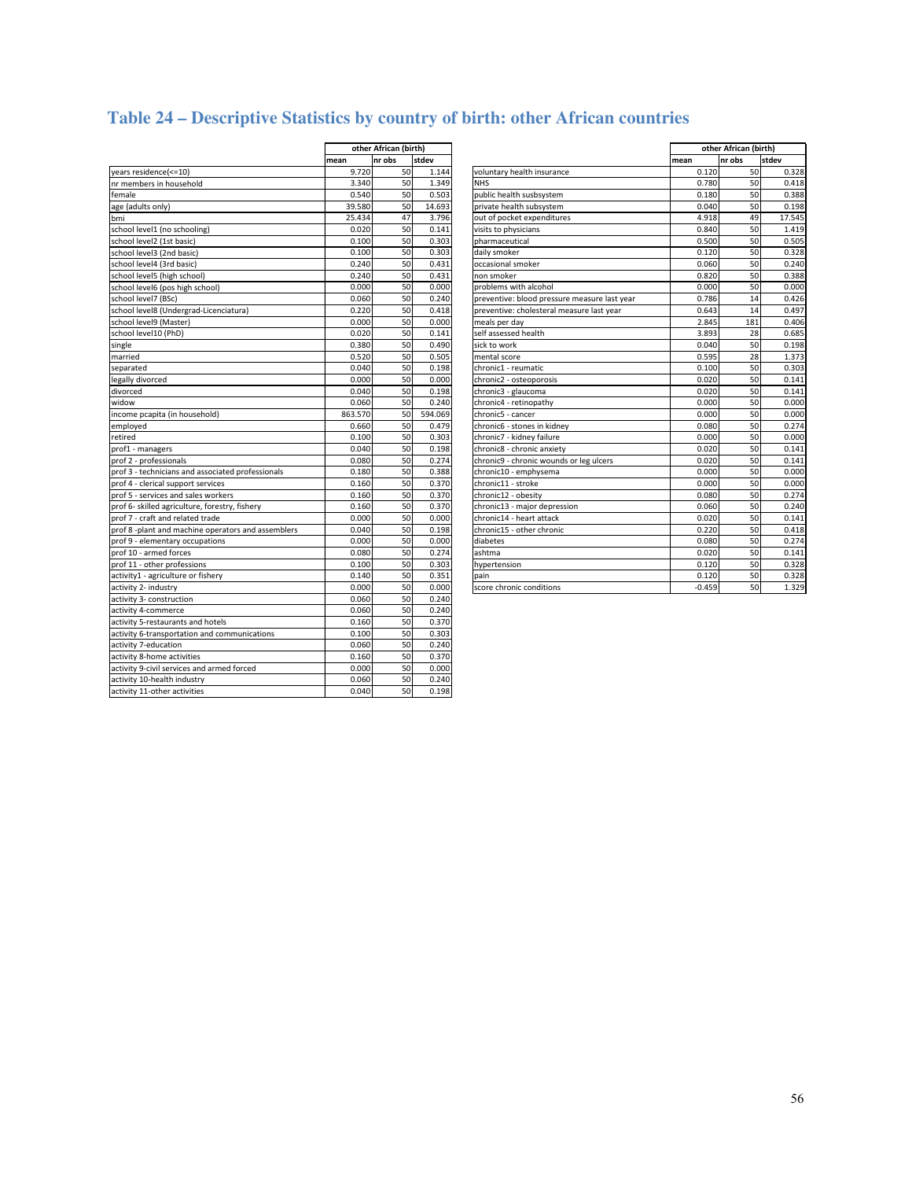# Table 24 – Descriptive Statistics by country of birth: other African countries

| | other African (birth) | | |
|---|---|---|---|
| | mean | nr obs | stdev |
| years residence(<=10) | 9.720 | 50 | 1.144 |
| nr members in household | 3.340 | 50 | 1.349 |
| female | 0.540 | 50 | 0.503 |
| age (adults only) | 39.580 | 50 | 14.693 |
| bmi | 25.434 | 47 | 3.796 |
| school level1 (no schooling) | 0.020 | 50 | 0.141 |
| school level2 (1st basic) | 0.100 | 50 | 0.303 |
| school level3 (2nd basic) | 0.100 | 50 | 0.303 |
| school level4 (3rd basic) | 0.240 | 50 | 0.431 |
| school level5 (high school) | 0.240 | 50 | 0.431 |
| school level6 (pos high school) | 0.000 | 50 | 0.000 |
| school level7 (BSc) | 0.060 | 50 | 0.240 |
| school level8 (Undergrad-Licenciatura) | 0.220 | 50 | 0.418 |
| school level9 (Master) | 0.000 | 50 | 0.000 |
| school level10 (PhD) | 0.020 | 50 | 0.141 |
| single | 0.380 | 50 | 0.490 |
| married | 0.520 | 50 | 0.505 |
| separated | 0.040 | 50 | 0.198 |
| legally divorced | 0.000 | 50 | 0.000 |
| divorced | 0.040 | 50 | 0.198 |
| widow | 0.060 | 50 | 0.240 |
| income pcapita (in household) | 863.570 | 50 | 594.069 |
| employed | 0.660 | 50 | 0.479 |
| retired | 0.100 | 50 | 0.303 |
| prof1 - managers | 0.040 | 50 | 0.198 |
| prof 2 - professionals | 0.080 | 50 | 0.274 |
| prof 3 - technicians and associated professionals | 0.180 | 50 | 0.388 |
| prof 4 - clerical support services | 0.160 | 50 | 0.370 |
| prof 5 - services and sales workers | 0.160 | 50 | 0.370 |
| prof 6- skilled agriculture, forestry, fishery | 0.160 | 50 | 0.370 |
| prof 7 - craft and related trade | 0.000 | 50 | 0.000 |
| prof 8 -plant and machine operators and assemblers | 0.040 | 50 | 0.198 |
| prof 9 - elementary occupations | 0.000 | 50 | 0.000 |
| prof 10 - armed forces | 0.080 | 50 | 0.274 |
| prof 11 - other professions | 0.100 | 50 | 0.303 |
| activity1 - agriculture or fishery | 0.140 | 50 | 0.351 |
| activity 2- industry | 0.000 | 50 | 0.000 |
| activity 3- construction | 0.060 | 50 | 0.240 |
| activity 4-commerce | 0.060 | 50 | 0.240 |
| activity 5-restaurants and hotels | 0.160 | 50 | 0.370 |
| activity 6-transportation and communications | 0.100 | 50 | 0.303 |
| activity 7-education | 0.060 | 50 | 0.240 |
| activity 8-home activities | 0.160 | 50 | 0.370 |
| activity 9-civil services and armed forced | 0.000 | 50 | 0.000 |
| activity 10-health industry | 0.060 | 50 | 0.240 |
| activity 11-other activities | 0.040 | 50 | 0.198 |

| | other African (birth) | | |
|---|---|---|---|
| | mean | nr obs | stdev |
| voluntary health insurance | 0.120 | 50 | 0.328 |
| NHS | 0.780 | 50 | 0.418 |
| public health susbsystem | 0.180 | 50 | 0.388 |
| private health subsystem | 0.040 | 50 | 0.198 |
| out of pocket expenditures | 4.918 | 49 | 17.545 |
| visits to physicians | 0.840 | 50 | 1.419 |
| pharmaceutical | 0.500 | 50 | 0.505 |
| daily smoker | 0.120 | 50 | 0.328 |
| occasional smoker | 0.060 | 50 | 0.240 |
| non smoker | 0.820 | 50 | 0.388 |
| problems with alcohol | 0.000 | 50 | 0.000 |
| preventive: blood pressure measure last year | 0.786 | 14 | 0.426 |
| preventive: cholesterol measure last year | 0.643 | 14 | 0.497 |
| meals per day | 2.845 | 181 | 0.406 |
| self assessed health | 3.893 | 28 | 0.685 |
| sick to work | 0.040 | 50 | 0.198 |
| mental score | 0.595 | 28 | 1.373 |
| chronic1 - reumatic | 0.100 | 50 | 0.303 |
| chronic2 - osteoporosis | 0.020 | 50 | 0.141 |
| chronic3 - glaucoma | 0.020 | 50 | 0.141 |
| chronic4 - retinopathy | 0.000 | 50 | 0.000 |
| chronic5 - cancer | 0.000 | 50 | 0.000 |
| chronic6 - stones in kidney | 0.080 | 50 | 0.274 |
| chronic7 - kidney failure | 0.000 | 50 | 0.000 |
| chronic8 - chronic anxiety | 0.020 | 50 | 0.141 |
| chronic9 - chronic wounds or leg ulcers | 0.020 | 50 | 0.141 |
| chronic10 - emphysema | 0.000 | 50 | 0.000 |
| chronic11 - stroke | 0.000 | 50 | 0.000 |
| chronic12 - obesity | 0.080 | 50 | 0.274 |
| chronic13 - major depression | 0.060 | 50 | 0.240 |
| chronic14 - heart attack | 0.020 | 50 | 0.141 |
| chronic15 - other chronic | 0.220 | 50 | 0.418 |
| diabetes | 0.080 | 50 | 0.274 |
| ashtma | 0.020 | 50 | 0.141 |
| hypertension | 0.120 | 50 | 0.328 |
| pain | 0.120 | 50 | 0.328 |
| score chronic conditions | -0.459 | 50 | 1.329 |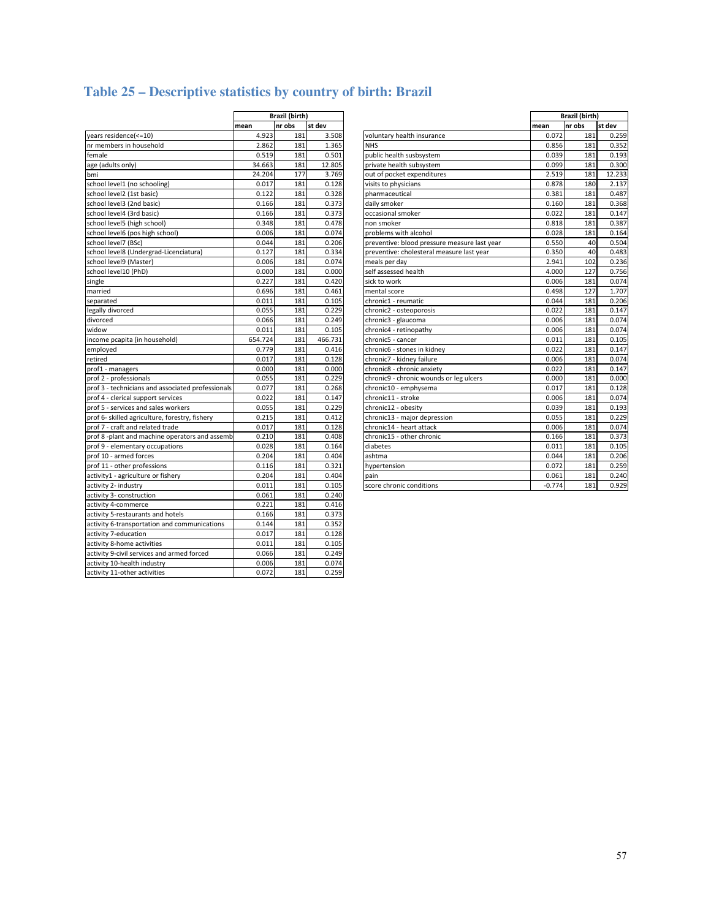# Table 25 – Descriptive statistics by country of birth: Brazil

| | Brazil (birth) | | |
|---|---|---|---|
| | mean | nr obs | st dev |
| years residence(<=10) | 4.923 | 181 | 3.508 |
| nr members in household | 2.862 | 181 | 1.365 |
| female | 0.519 | 181 | 0.501 |
| age (adults only) | 34.663 | 181 | 12.805 |
| bmi | 24.204 | 177 | 3.769 |
| school level1 (no schooling) | 0.017 | 181 | 0.128 |
| school level2 (1st basic) | 0.122 | 181 | 0.328 |
| school level3 (2nd basic) | 0.166 | 181 | 0.373 |
| school level4 (3rd basic) | 0.166 | 181 | 0.373 |
| school level5 (high school) | 0.348 | 181 | 0.478 |
| school level6 (pos high school) | 0.006 | 181 | 0.074 |
| school level7 (BSc) | 0.044 | 181 | 0.206 |
| school level8 (Undergrad-Licenciatura) | 0.127 | 181 | 0.334 |
| school level9 (Master) | 0.006 | 181 | 0.074 |
| school level10 (PhD) | 0.000 | 181 | 0.000 |
| single | 0.227 | 181 | 0.420 |
| married | 0.696 | 181 | 0.461 |
| separated | 0.011 | 181 | 0.105 |
| legally divorced | 0.055 | 181 | 0.229 |
| divorced | 0.066 | 181 | 0.249 |
| widow | 0.011 | 181 | 0.105 |
| income pcapita (in household) | 654.724 | 181 | 466.731 |
| employed | 0.779 | 181 | 0.416 |
| retired | 0.017 | 181 | 0.128 |
| prof1 - managers | 0.000 | 181 | 0.000 |
| prof 2 - professionals | 0.055 | 181 | 0.229 |
| prof 3 - technicians and associated professionals | 0.077 | 181 | 0.268 |
| prof 4 - clerical support services | 0.022 | 181 | 0.147 |
| prof 5 - services and sales workers | 0.055 | 181 | 0.229 |
| prof 6- skilled agriculture, forestry, fishery | 0.215 | 181 | 0.412 |
| prof 7 - craft and related trade | 0.017 | 181 | 0.128 |
| prof 8 -plant and machine operators and assemb | 0.210 | 181 | 0.408 |
| prof 9 - elementary occupations | 0.028 | 181 | 0.164 |
| prof 10 - armed forces | 0.204 | 181 | 0.404 |
| prof 11 - other professions | 0.116 | 181 | 0.321 |
| activity1 - agriculture or fishery | 0.204 | 181 | 0.404 |
| activity 2- industry | 0.011 | 181 | 0.105 |
| activity 3- construction | 0.061 | 181 | 0.240 |
| activity 4-commerce | 0.221 | 181 | 0.416 |
| activity 5-restaurants and hotels | 0.166 | 181 | 0.373 |
| activity 6-transportation and communications | 0.144 | 181 | 0.352 |
| activity 7-education | 0.017 | 181 | 0.128 |
| activity 8-home activities | 0.011 | 181 | 0.105 |
| activity 9-civil services and armed forced | 0.066 | 181 | 0.249 |
| activity 10-health industry | 0.006 | 181 | 0.074 |
| activity 11-other activities | 0.072 | 181 | 0.259 |

| | Brazil (birth) | | |
|---|---|---|---|
| | mean | nr obs | st dev |
| voluntary health insurance | 0.072 | 181 | 0.259 |
| NHS | 0.856 | 181 | 0.352 |
| public health susbsystem | 0.039 | 181 | 0.193 |
| private health subsystem | 0.099 | 181 | 0.300 |
| out of pocket expenditures | 2.519 | 181 | 12.233 |
| visits to physicians | 0.878 | 180 | 2.137 |
| pharmaceutical | 0.381 | 181 | 0.487 |
| daily smoker | 0.160 | 181 | 0.368 |
| occasional smoker | 0.022 | 181 | 0.147 |
| non smoker | 0.818 | 181 | 0.387 |
| problems with alcohol | 0.028 | 181 | 0.164 |
| preventive: blood pressure measure last year | 0.550 | 40 | 0.504 |
| preventive: cholesterol measure last year | 0.350 | 40 | 0.483 |
| meals per day | 2.941 | 102 | 0.236 |
| self assessed health | 4.000 | 127 | 0.756 |
| sick to work | 0.006 | 181 | 0.074 |
| mental score | 0.498 | 127 | 1.707 |
| chronic1 - reumatic | 0.044 | 181 | 0.206 |
| chronic2 - osteoporosis | 0.022 | 181 | 0.147 |
| chronic3 - glaucoma | 0.006 | 181 | 0.074 |
| chronic4 - retinopathy | 0.006 | 181 | 0.074 |
| chronic5 - cancer | 0.011 | 181 | 0.105 |
| chronic6 - stones in kidney | 0.022 | 181 | 0.147 |
| chronic7 - kidney failure | 0.006 | 181 | 0.074 |
| chronic8 - chronic anxiety | 0.022 | 181 | 0.147 |
| chronic9 - chronic wounds or leg ulcers | 0.000 | 181 | 0.000 |
| chronic10 - emphysema | 0.017 | 181 | 0.128 |
| chronic11 - stroke | 0.006 | 181 | 0.074 |
| chronic12 - obesity | 0.039 | 181 | 0.193 |
| chronic13 - major depression | 0.055 | 181 | 0.229 |
| chronic14 - heart attack | 0.006 | 181 | 0.074 |
| chronic15 - other chronic | 0.166 | 181 | 0.373 |
| diabetes | 0.011 | 181 | 0.105 |
| ashtma | 0.044 | 181 | 0.206 |
| hypertension | 0.072 | 181 | 0.259 |
| pain | 0.061 | 181 | 0.240 |
| score chronic conditions | -0.774 | 181 | 0.929 |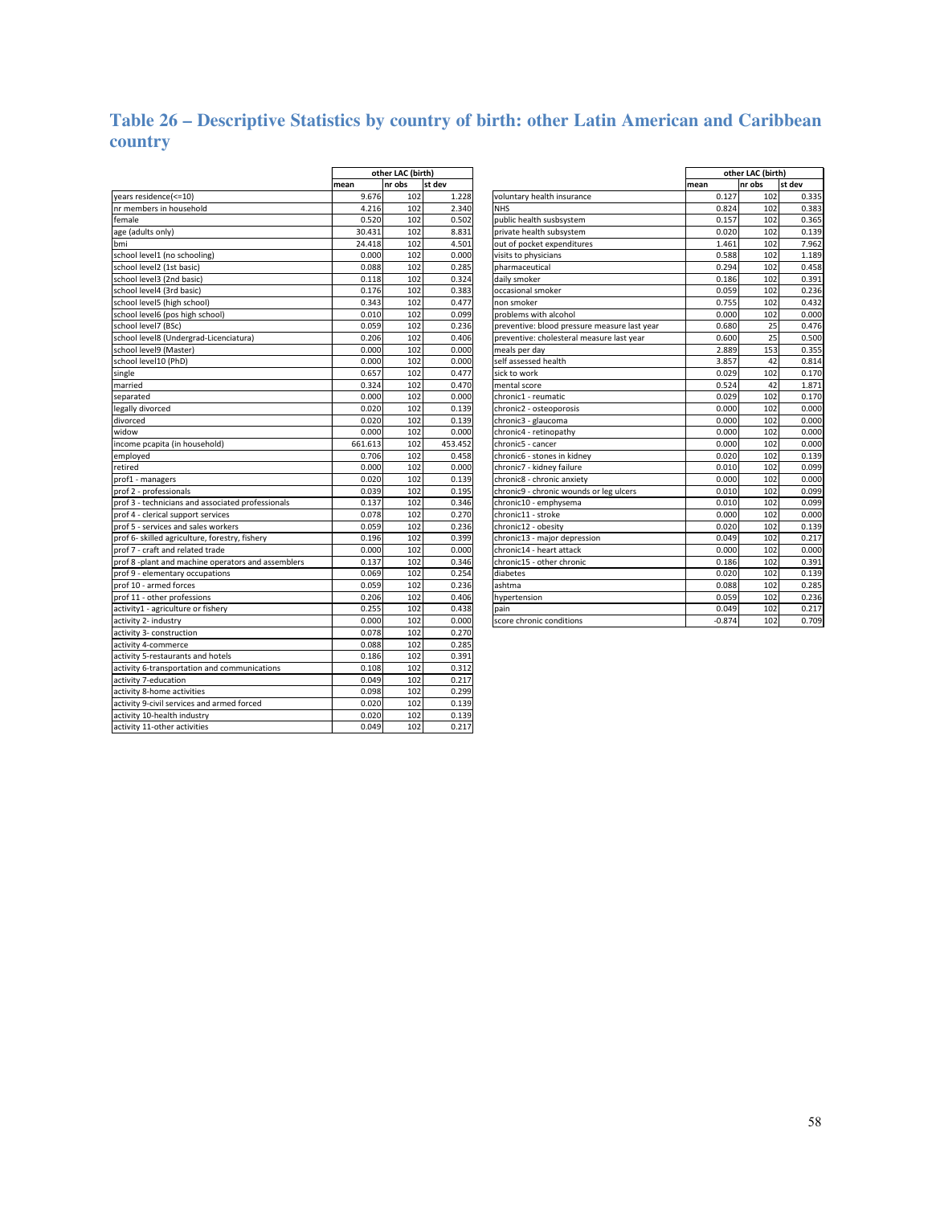## Table 26 – Descriptive Statistics by country of birth: other Latin American and Caribbean country

| | other LAC (birth) | | |
|---|---|---|---|
| | mean | nr obs | st dev |
| years residence(<=10) | 9.676 | 102 | 1.228 |
| nr members in household | 4.216 | 102 | 2.340 |
| female | 0.520 | 102 | 0.502 |
| age (adults only) | 30.431 | 102 | 8.831 |
| bmi | 24.418 | 102 | 4.501 |
| school level1 (no schooling) | 0.000 | 102 | 0.000 |
| school level2 (1st basic) | 0.088 | 102 | 0.285 |
| school level3 (2nd basic) | 0.118 | 102 | 0.324 |
| school level4 (3rd basic) | 0.176 | 102 | 0.383 |
| school level5 (high school) | 0.343 | 102 | 0.477 |
| school level6 (pos high school) | 0.010 | 102 | 0.099 |
| school level7 (BSc) | 0.059 | 102 | 0.236 |
| school level8 (Undergrad-Licenciatura) | 0.206 | 102 | 0.406 |
| school level9 (Master) | 0.000 | 102 | 0.000 |
| school level10 (PhD) | 0.000 | 102 | 0.000 |
| single | 0.657 | 102 | 0.477 |
| married | 0.324 | 102 | 0.470 |
| separated | 0.000 | 102 | 0.000 |
| legally divorced | 0.020 | 102 | 0.139 |
| divorced | 0.020 | 102 | 0.139 |
| widow | 0.000 | 102 | 0.000 |
| income pcapita (in household) | 661.613 | 102 | 453.452 |
| employed | 0.706 | 102 | 0.458 |
| retired | 0.000 | 102 | 0.000 |
| prof1 - managers | 0.020 | 102 | 0.139 |
| prof 2 - professionals | 0.039 | 102 | 0.195 |
| prof 3 - technicians and associated professionals | 0.137 | 102 | 0.346 |
| prof 4 - clerical support services | 0.078 | 102 | 0.270 |
| prof 5 - services and sales workers | 0.059 | 102 | 0.236 |
| prof 6- skilled agriculture, forestry, fishery | 0.196 | 102 | 0.399 |
| prof 7 - craft and related trade | 0.000 | 102 | 0.000 |
| prof 8 -plant and machine operators and assemblers | 0.137 | 102 | 0.346 |
| prof 9 - elementary occupations | 0.069 | 102 | 0.254 |
| prof 10 - armed forces | 0.059 | 102 | 0.236 |
| prof 11 - other professions | 0.206 | 102 | 0.406 |
| activity1 - agriculture or fishery | 0.255 | 102 | 0.438 |
| activity 2- industry | 0.000 | 102 | 0.000 |
| activity 3- construction | 0.078 | 102 | 0.270 |
| activity 4-commerce | 0.088 | 102 | 0.285 |
| activity 5-restaurants and hotels | 0.186 | 102 | 0.391 |
| activity 6-transportation and communications | 0.108 | 102 | 0.312 |
| activity 7-education | 0.049 | 102 | 0.217 |
| activity 8-home activities | 0.098 | 102 | 0.299 |
| activity 9-civil services and armed forced | 0.020 | 102 | 0.139 |
| activity 10-health industry | 0.020 | 102 | 0.139 |
| activity 11-other activities | 0.049 | 102 | 0.217 |

| | other LAC (birth) | | |
|---|---|---|---|
| | mean | nr obs | st dev |
| voluntary health insurance | 0.127 | 102 | 0.335 |
| NHS | 0.824 | 102 | 0.383 |
| public health susbsystem | 0.157 | 102 | 0.365 |
| private health subsystem | 0.020 | 102 | 0.139 |
| out of pocket expenditures | 1.461 | 102 | 7.962 |
| visits to physicians | 0.588 | 102 | 1.189 |
| pharmaceutical | 0.294 | 102 | 0.458 |
| daily smoker | 0.186 | 102 | 0.391 |
| occasional smoker | 0.059 | 102 | 0.236 |
| non smoker | 0.755 | 102 | 0.432 |
| problems with alcohol | 0.000 | 102 | 0.000 |
| preventive: blood pressure measure last year | 0.680 | 25 | 0.476 |
| preventive: cholesteral measure last year | 0.600 | 25 | 0.500 |
| meals per day | 2.889 | 153 | 0.355 |
| self assessed health | 3.857 | 42 | 0.814 |
| sick to work | 0.029 | 102 | 0.170 |
| mental score | 0.524 | 42 | 1.871 |
| chronic1 - reumatic | 0.029 | 102 | 0.170 |
| chronic2 - osteoporosis | 0.000 | 102 | 0.000 |
| chronic3 - glaucoma | 0.000 | 102 | 0.000 |
| chronic4 - retinopathy | 0.000 | 102 | 0.000 |
| chronic5 - cancer | 0.000 | 102 | 0.000 |
| chronic6 - stones in kidney | 0.020 | 102 | 0.139 |
| chronic7 - kidney failure | 0.010 | 102 | 0.099 |
| chronic8 - chronic anxiety | 0.000 | 102 | 0.000 |
| chronic9 - chronic wounds or leg ulcers | 0.010 | 102 | 0.099 |
| chronic10 - emphysema | 0.010 | 102 | 0.099 |
| chronic11 - stroke | 0.000 | 102 | 0.000 |
| chronic12 - obesity | 0.020 | 102 | 0.139 |
| chronic13 - major depression | 0.049 | 102 | 0.217 |
| chronic14 - heart attack | 0.000 | 102 | 0.000 |
| chronic15 - other chronic | 0.186 | 102 | 0.391 |
| diabetes | 0.020 | 102 | 0.139 |
| ashtma | 0.088 | 102 | 0.285 |
| hypertension | 0.059 | 102 | 0.236 |
| pain | 0.049 | 102 | 0.217 |
| score chronic conditions | -0.874 | 102 | 0.709 |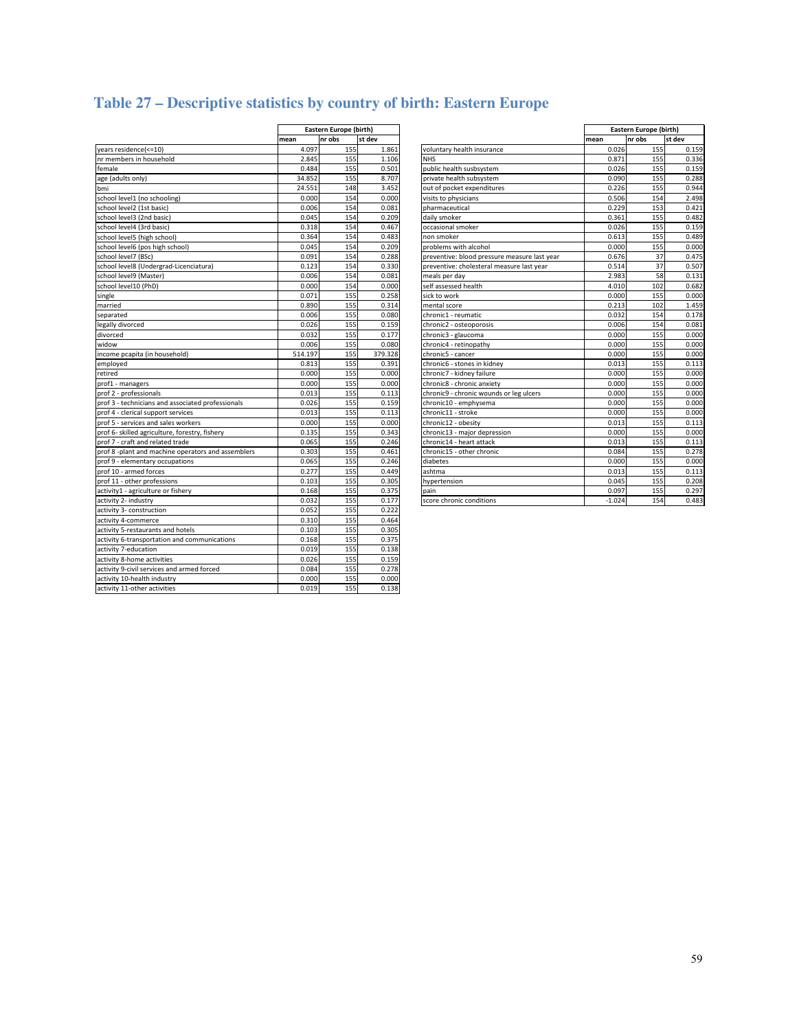# Table 27 – Descriptive statistics by country of birth: Eastern Europe

| | Eastern Europe (birth) | | |
|---|---|---|---|
| | mean | nr obs | st dev |
| years residence(<=10) | 4.097 | 155 | 1.861 |
| nr members in household | 2.845 | 155 | 1.106 |
| female | 0.484 | 155 | 0.501 |
| age (adults only) | 34.852 | 155 | 8.707 |
| bmi | 24.551 | 148 | 3.452 |
| school level1 (no schooling) | 0.000 | 154 | 0.000 |
| school level2 (1st basic) | 0.006 | 154 | 0.081 |
| school level3 (2nd basic) | 0.045 | 154 | 0.209 |
| school level4 (3rd basic) | 0.318 | 154 | 0.467 |
| school level5 (high school) | 0.364 | 154 | 0.483 |
| school level6 (pos high school) | 0.045 | 154 | 0.209 |
| school level7 (BSc) | 0.091 | 154 | 0.288 |
| school level8 (Undergrad-Licenciatura) | 0.123 | 154 | 0.330 |
| school level9 (Master) | 0.006 | 154 | 0.081 |
| school level10 (PhD) | 0.000 | 154 | 0.000 |
| single | 0.071 | 155 | 0.258 |
| married | 0.890 | 155 | 0.314 |
| separated | 0.006 | 155 | 0.080 |
| legally divorced | 0.026 | 155 | 0.159 |
| divorced | 0.032 | 155 | 0.177 |
| widow | 0.006 | 155 | 0.080 |
| income pcapita (in household) | 514.197 | 155 | 379.328 |
| employed | 0.813 | 155 | 0.391 |
| retired | 0.000 | 155 | 0.000 |
| prof1 - managers | 0.000 | 155 | 0.000 |
| prof 2 - professionals | 0.013 | 155 | 0.113 |
| prof 3 - technicians and associated professionals | 0.026 | 155 | 0.159 |
| prof 4 - clerical support services | 0.013 | 155 | 0.113 |
| prof 5 - services and sales workers | 0.000 | 155 | 0.000 |
| prof 6- skilled agriculture, forestry, fishery | 0.135 | 155 | 0.343 |
| prof 7 - craft and related trade | 0.065 | 155 | 0.246 |
| prof 8 -plant and machine operators and assemblers | 0.303 | 155 | 0.461 |
| prof 9 - elementary occupations | 0.065 | 155 | 0.246 |
| prof 10 - armed forces | 0.277 | 155 | 0.449 |
| prof 11 - other professions | 0.103 | 155 | 0.305 |
| activity1 - agriculture or fishery | 0.168 | 155 | 0.375 |
| activity 2- industry | 0.032 | 155 | 0.177 |
| activity 3- construction | 0.052 | 155 | 0.222 |
| activity 4-commerce | 0.310 | 155 | 0.464 |
| activity 5-restaurants and hotels | 0.103 | 155 | 0.305 |
| activity 6-transportation and communications | 0.168 | 155 | 0.375 |
| activity 7-education | 0.019 | 155 | 0.138 |
| activity 8-home activities | 0.026 | 155 | 0.159 |
| activity 9-civil services and armed forced | 0.084 | 155 | 0.278 |
| activity 10-health industry | 0.000 | 155 | 0.000 |
| activity 11-other activities | 0.019 | 155 | 0.138 |

| | Eastern Europe (birth) | | |
|---|---|---|---|
| | mean | nr obs | st dev |
| voluntary health insurance | 0.026 | 155 | 0.159 |
| NHS | 0.871 | 155 | 0.336 |
| public health susbsystem | 0.026 | 155 | 0.159 |
| private health subsystem | 0.090 | 155 | 0.288 |
| out of pocket expenditures | 0.226 | 155 | 0.944 |
| visits to physicians | 0.506 | 154 | 2.498 |
| pharmaceutical | 0.229 | 153 | 0.421 |
| daily smoker | 0.361 | 155 | 0.482 |
| occasional smoker | 0.026 | 155 | 0.159 |
| non smoker | 0.613 | 155 | 0.489 |
| problems with alcohol | 0.000 | 155 | 0.000 |
| preventive: blood pressure measure last year | 0.676 | 37 | 0.475 |
| preventive: cholesteral measure last year | 0.514 | 37 | 0.507 |
| meals per day | 2.983 | 58 | 0.131 |
| self assessed health | 4.010 | 102 | 0.682 |
| sick to work | 0.000 | 155 | 0.000 |
| mental score | 0.213 | 102 | 1.459 |
| chronic1 - reumatic | 0.032 | 154 | 0.178 |
| chronic2 - osteoporosis | 0.006 | 154 | 0.081 |
| chronic3 - glaucoma | 0.000 | 155 | 0.000 |
| chronic4 - retinopathy | 0.000 | 155 | 0.000 |
| chronic5 - cancer | 0.000 | 155 | 0.000 |
| chronic6 - stones in kidney | 0.013 | 155 | 0.113 |
| chronic7 - kidney failure | 0.000 | 155 | 0.000 |
| chronic8 - chronic anxiety | 0.000 | 155 | 0.000 |
| chronic9 - chronic wounds or leg ulcers | 0.000 | 155 | 0.000 |
| chronic10 - emphysema | 0.000 | 155 | 0.000 |
| chronic11 - stroke | 0.000 | 155 | 0.000 |
| chronic12 - obesity | 0.013 | 155 | 0.113 |
| chronic13 - major depression | 0.000 | 155 | 0.000 |
| chronic14 - heart attack | 0.013 | 155 | 0.113 |
| chronic15 - other chronic | 0.084 | 155 | 0.278 |
| diabetes | 0.000 | 155 | 0.000 |
| ashtma | 0.013 | 155 | 0.113 |
| hypertension | 0.045 | 155 | 0.208 |
| pain | 0.097 | 155 | 0.297 |
| score chronic conditions | -1.024 | 154 | 0.483 |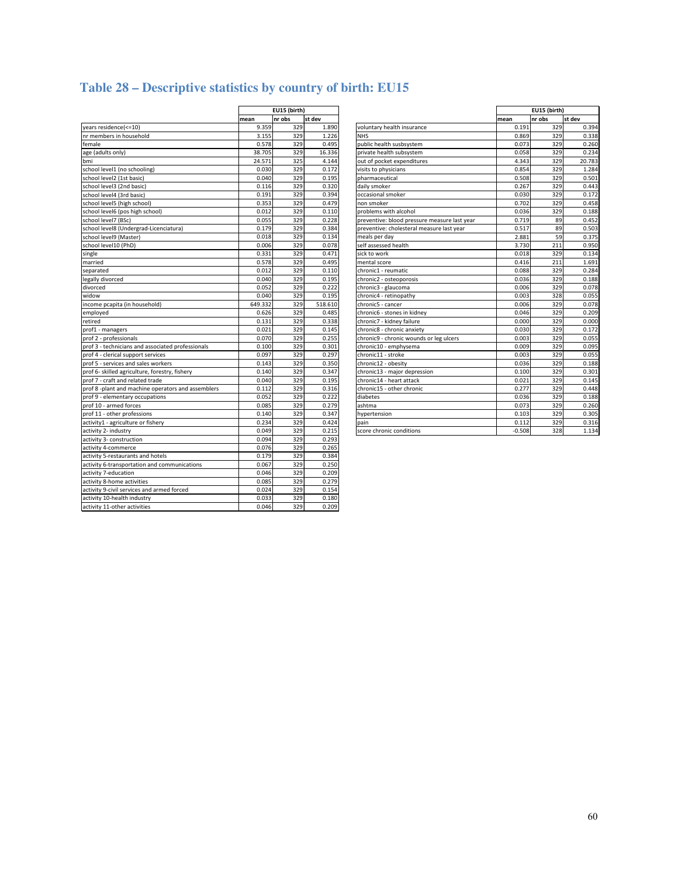# Table 28 – Descriptive statistics by country of birth: EU15

| | EU15 (birth) | | |
|---|---|---|---|
| | mean | nr obs | st dev |
| years residence(<=10) | 9.359 | 329 | 1.890 |
| nr members in household | 3.155 | 329 | 1.226 |
| female | 0.578 | 329 | 0.495 |
| age (adults only) | 38.705 | 329 | 16.336 |
| bmi | 24.571 | 325 | 4.144 |
| school level1 (no schooling) | 0.030 | 329 | 0.172 |
| school level2 (1st basic) | 0.040 | 329 | 0.195 |
| school level3 (2nd basic) | 0.116 | 329 | 0.320 |
| school level4 (3rd basic) | 0.191 | 329 | 0.394 |
| school level5 (high school) | 0.353 | 329 | 0.479 |
| school level6 (pos high school) | 0.012 | 329 | 0.110 |
| school level7 (BSc) | 0.055 | 329 | 0.228 |
| school level8 (Undergrad-Licenciatura) | 0.179 | 329 | 0.384 |
| school level9 (Master) | 0.018 | 329 | 0.134 |
| school level10 (PhD) | 0.006 | 329 | 0.078 |
| single | 0.331 | 329 | 0.471 |
| married | 0.578 | 329 | 0.495 |
| separated | 0.012 | 329 | 0.110 |
| legally divorced | 0.040 | 329 | 0.195 |
| divorced | 0.052 | 329 | 0.222 |
| widow | 0.040 | 329 | 0.195 |
| income pcapita (in household) | 649.332 | 329 | 518.610 |
| employed | 0.626 | 329 | 0.485 |
| retired | 0.131 | 329 | 0.338 |
| prof1 - managers | 0.021 | 329 | 0.145 |
| prof 2 - professionals | 0.070 | 329 | 0.255 |
| prof 3 - technicians and associated professionals | 0.100 | 329 | 0.301 |
| prof 4 - clerical support services | 0.097 | 329 | 0.297 |
| prof 5 - services and sales workers | 0.143 | 329 | 0.350 |
| prof 6- skilled agriculture, forestry, fishery | 0.140 | 329 | 0.347 |
| prof 7 - craft and related trade | 0.040 | 329 | 0.195 |
| prof 8 -plant and machine operators and assemblers | 0.112 | 329 | 0.316 |
| prof 9 - elementary occupations | 0.052 | 329 | 0.222 |
| prof 10 - armed forces | 0.085 | 329 | 0.279 |
| prof 11 - other professions | 0.140 | 329 | 0.347 |
| activity1 - agriculture or fishery | 0.234 | 329 | 0.424 |
| activity 2- industry | 0.049 | 329 | 0.215 |
| activity 3- construction | 0.094 | 329 | 0.293 |
| activity 4-commerce | 0.076 | 329 | 0.265 |
| activity 5-restaurants and hotels | 0.179 | 329 | 0.384 |
| activity 6-transportation and communications | 0.067 | 329 | 0.250 |
| activity 7-education | 0.046 | 329 | 0.209 |
| activity 8-home activities | 0.085 | 329 | 0.279 |
| activity 9-civil services and armed forced | 0.024 | 329 | 0.154 |
| activity 10-health industry | 0.033 | 329 | 0.180 |
| activity 11-other activities | 0.046 | 329 | 0.209 |

| | EU15 (birth) | | |
|---|---|---|---|
| | mean | nr obs | st dev |
| voluntary health insurance | 0.191 | 329 | 0.394 |
| NHS | 0.869 | 329 | 0.338 |
| public health susbsystem | 0.073 | 329 | 0.260 |
| private health subsystem | 0.058 | 329 | 0.234 |
| out of pocket expenditures | 4.343 | 329 | 20.783 |
| visits to physicians | 0.854 | 329 | 1.284 |
| pharmaceutical | 0.508 | 329 | 0.501 |
| daily smoker | 0.267 | 329 | 0.443 |
| occasional smoker | 0.030 | 329 | 0.172 |
| non smoker | 0.702 | 329 | 0.458 |
| problems with alcohol | 0.036 | 329 | 0.188 |
| preventive: blood pressure measure last year | 0.719 | 89 | 0.452 |
| preventive: cholesteral measure last year | 0.517 | 89 | 0.503 |
| meals per day | 2.881 | 59 | 0.375 |
| self assessed health | 3.730 | 211 | 0.950 |
| sick to work | 0.018 | 329 | 0.134 |
| mental score | 0.416 | 211 | 1.691 |
| chronic1 - reumatic | 0.088 | 329 | 0.284 |
| chronic2 - osteoporosis | 0.036 | 329 | 0.188 |
| chronic3 - glaucoma | 0.006 | 329 | 0.078 |
| chronic4 - retinopathy | 0.003 | 328 | 0.055 |
| chronic5 - cancer | 0.006 | 329 | 0.078 |
| chronic6 - stones in kidney | 0.046 | 329 | 0.209 |
| chronic7 - kidney failure | 0.000 | 329 | 0.000 |
| chronic8 - chronic anxiety | 0.030 | 329 | 0.172 |
| chronic9 - chronic wounds or leg ulcers | 0.003 | 329 | 0.055 |
| chronic10 - emphysema | 0.009 | 329 | 0.095 |
| chronic11 - stroke | 0.003 | 329 | 0.055 |
| chronic12 - obesity | 0.036 | 329 | 0.188 |
| chronic13 - major depression | 0.100 | 329 | 0.301 |
| chronic14 - heart attack | 0.021 | 329 | 0.145 |
| chronic15 - other chronic | 0.277 | 329 | 0.448 |
| diabetes | 0.036 | 329 | 0.188 |
| ashtma | 0.073 | 329 | 0.260 |
| hypertension | 0.103 | 329 | 0.305 |
| pain | 0.112 | 329 | 0.316 |
| score chronic conditions | -0.508 | 328 | 1.134 |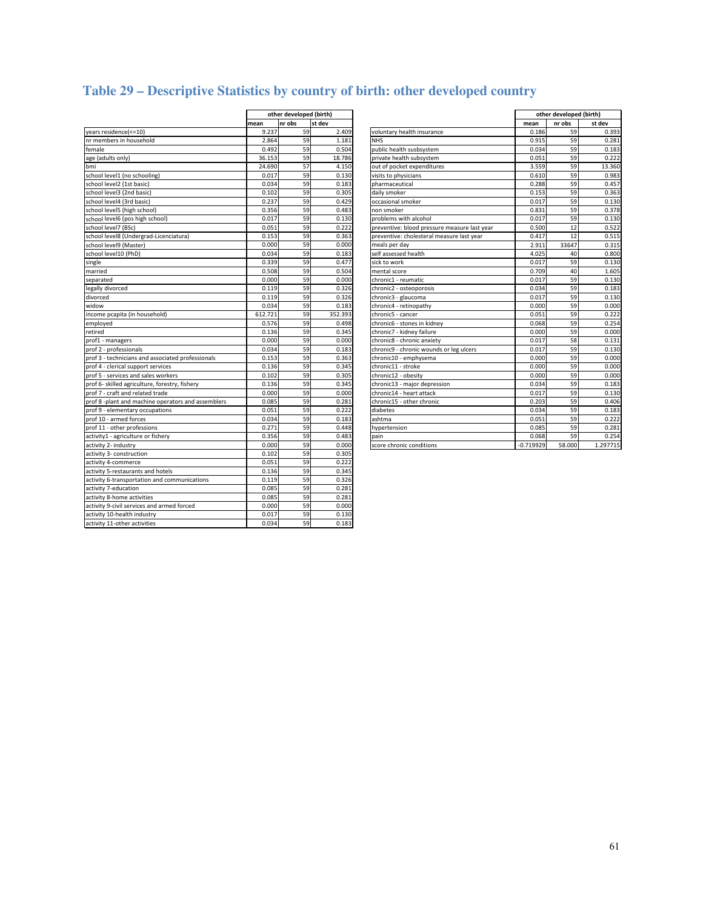# Table 29 – Descriptive Statistics by country of birth: other developed country

| | other developed (birth) | | |
|---|---|---|---|
| | mean | nr obs | st dev |
| years residence(<=10) | 9.237 | 59 | 2.409 |
| nr members in household | 2.864 | 59 | 1.181 |
| female | 0.492 | 59 | 0.504 |
| age (adults only) | 36.153 | 59 | 18.786 |
| bmi | 24.690 | 57 | 4.150 |
| school level1 (no schooling) | 0.017 | 59 | 0.130 |
| school level2 (1st basic) | 0.034 | 59 | 0.183 |
| school level3 (2nd basic) | 0.102 | 59 | 0.305 |
| school level4 (3rd basic) | 0.237 | 59 | 0.429 |
| school level5 (high school) | 0.356 | 59 | 0.483 |
| school level6 (pos high school) | 0.017 | 59 | 0.130 |
| school level7 (BSc) | 0.051 | 59 | 0.222 |
| school level8 (Undergrad-Licenciatura) | 0.153 | 59 | 0.363 |
| school level9 (Master) | 0.000 | 59 | 0.000 |
| school level10 (PhD) | 0.034 | 59 | 0.183 |
| single | 0.339 | 59 | 0.477 |
| married | 0.508 | 59 | 0.504 |
| separated | 0.000 | 59 | 0.000 |
| legally divorced | 0.119 | 59 | 0.326 |
| divorced | 0.119 | 59 | 0.326 |
| widow | 0.034 | 59 | 0.183 |
| income pcapita (in household) | 612.721 | 59 | 352.393 |
| employed | 0.576 | 59 | 0.498 |
| retired | 0.136 | 59 | 0.345 |
| prof1 - managers | 0.000 | 59 | 0.000 |
| prof 2 - professionals | 0.034 | 59 | 0.183 |
| prof 3 - technicians and associated professionals | 0.153 | 59 | 0.363 |
| prof 4 - clerical support services | 0.136 | 59 | 0.345 |
| prof 5 - services and sales workers | 0.102 | 59 | 0.305 |
| prof 6- skilled agriculture, forestry, fishery | 0.136 | 59 | 0.345 |
| prof 7 - craft and related trade | 0.000 | 59 | 0.000 |
| prof 8 -plant and machine operators and assemblers | 0.085 | 59 | 0.281 |
| prof 9 - elementary occupations | 0.051 | 59 | 0.222 |
| prof 10 - armed forces | 0.034 | 59 | 0.183 |
| prof 11 - other professions | 0.271 | 59 | 0.448 |
| activity1 - agriculture or fishery | 0.356 | 59 | 0.483 |
| activity 2- industry | 0.000 | 59 | 0.000 |
| activity 3- construction | 0.102 | 59 | 0.305 |
| activity 4-commerce | 0.051 | 59 | 0.222 |
| activity 5-restaurants and hotels | 0.136 | 59 | 0.345 |
| activity 6-transportation and communications | 0.119 | 59 | 0.326 |
| activity 7-education | 0.085 | 59 | 0.281 |
| activity 8-home activities | 0.085 | 59 | 0.281 |
| activity 9-civil services and armed forced | 0.000 | 59 | 0.000 |
| activity 10-health industry | 0.017 | 59 | 0.130 |
| activity 11-other activities | 0.034 | 59 | 0.183 |

| | other developed (birth) | | |
|---|---|---|---|
| | mean | nr obs | st dev |
| voluntary health insurance | 0.186 | 59 | 0.393 |
| NHS | 0.915 | 59 | 0.281 |
| public health susbsystem | 0.034 | 59 | 0.183 |
| private health subsystem | 0.051 | 59 | 0.222 |
| out of pocket expenditures | 3.559 | 59 | 13.360 |
| visits to physicians | 0.610 | 59 | 0.983 |
| pharmaceutical | 0.288 | 59 | 0.457 |
| daily smoker | 0.153 | 59 | 0.363 |
| occasional smoker | 0.017 | 59 | 0.130 |
| non smoker | 0.831 | 59 | 0.378 |
| problems with alcohol | 0.017 | 59 | 0.130 |
| preventive: blood pressure measure last year | 0.500 | 12 | 0.522 |
| preventive: cholesteral measure last year | 0.417 | 12 | 0.515 |
| meals per day | 2.911 | 33647 | 0.315 |
| self assessed health | 4.025 | 40 | 0.800 |
| sick to work | 0.017 | 59 | 0.130 |
| mental score | 0.709 | 40 | 1.605 |
| chronic1 - reumatic | 0.017 | 59 | 0.130 |
| chronic2 - osteoporosis | 0.034 | 59 | 0.183 |
| chronic3 - glaucoma | 0.017 | 59 | 0.130 |
| chronic4 - retinopathy | 0.000 | 59 | 0.000 |
| chronic5 - cancer | 0.051 | 59 | 0.222 |
| chronic6 - stones in kidney | 0.068 | 59 | 0.254 |
| chronic7 - kidney failure | 0.000 | 59 | 0.000 |
| chronic8 - chronic anxiety | 0.017 | 58 | 0.131 |
| chronic9 - chronic wounds or leg ulcers | 0.017 | 59 | 0.130 |
| chronic10 - emphysema | 0.000 | 59 | 0.000 |
| chronic11 - stroke | 0.000 | 59 | 0.000 |
| chronic12 - obesity | 0.000 | 59 | 0.000 |
| chronic13 - major depression | 0.034 | 59 | 0.183 |
| chronic14 - heart attack | 0.017 | 59 | 0.130 |
| chronic15 - other chronic | 0.203 | 59 | 0.406 |
| diabetes | 0.034 | 59 | 0.183 |
| ashtma | 0.051 | 59 | 0.222 |
| hypertension | 0.085 | 59 | 0.281 |
| pain | 0.068 | 59 | 0.254 |
| score chronic conditions | -0.719929 | 58.000 | 1.297715 |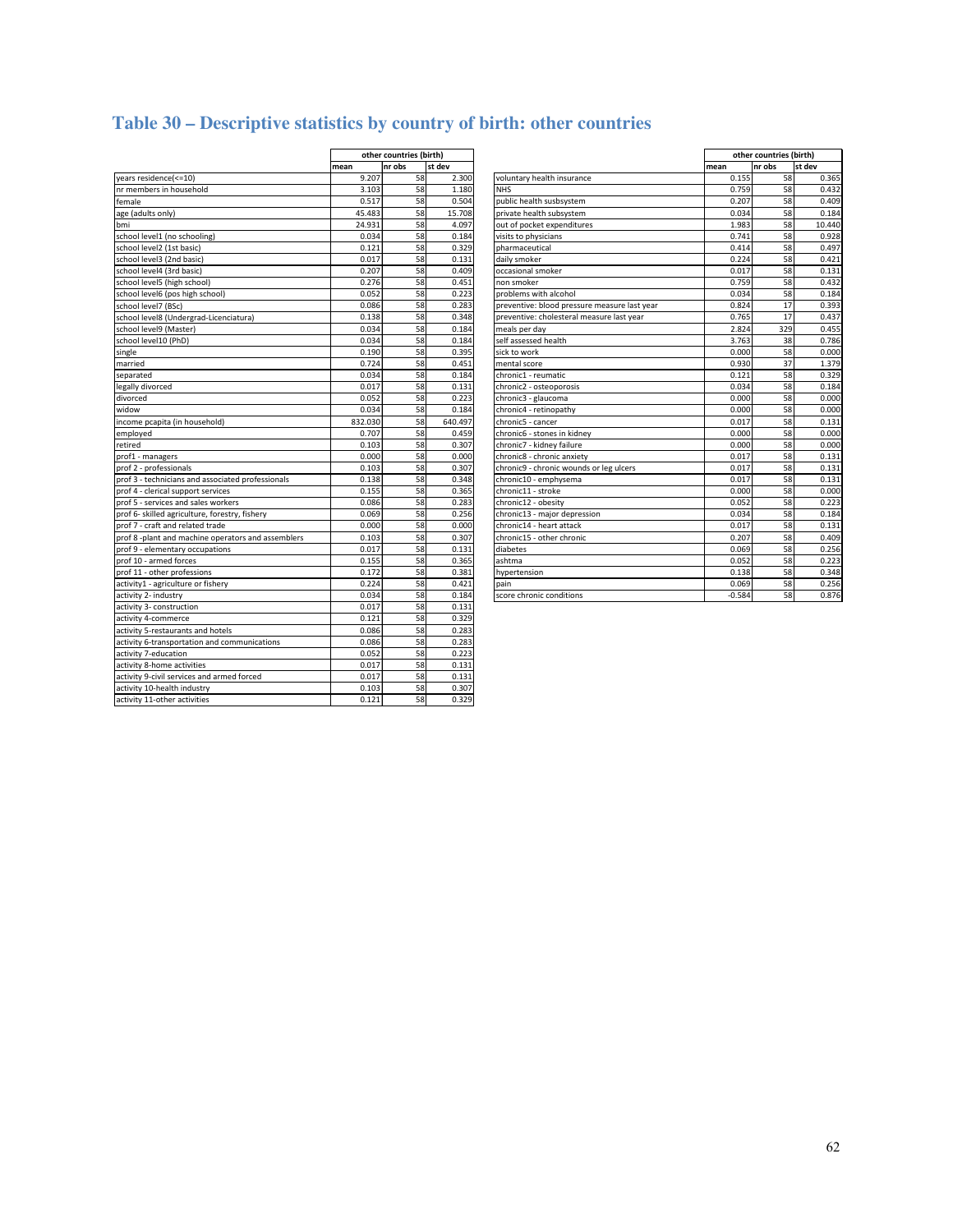# Table 30 – Descriptive statistics by country of birth: other countries

| | other countries (birth) | | |
|---|---|---|---|
| | mean | nr obs | st dev |
| years residence(<=10) | 9.207 | 58 | 2.300 |
| nr members in household | 3.103 | 58 | 1.180 |
| female | 0.517 | 58 | 0.504 |
| age (adults only) | 45.483 | 58 | 15.708 |
| bmi | 24.931 | 58 | 4.097 |
| school level1 (no schooling) | 0.034 | 58 | 0.184 |
| school level2 (1st basic) | 0.121 | 58 | 0.329 |
| school level3 (2nd basic) | 0.017 | 58 | 0.131 |
| school level4 (3rd basic) | 0.207 | 58 | 0.409 |
| school level5 (high school) | 0.276 | 58 | 0.451 |
| school level6 (pos high school) | 0.052 | 58 | 0.223 |
| school level7 (BSc) | 0.086 | 58 | 0.283 |
| school level8 (Undergrad-Licenciatura) | 0.138 | 58 | 0.348 |
| school level9 (Master) | 0.034 | 58 | 0.184 |
| school level10 (PhD) | 0.034 | 58 | 0.184 |
| single | 0.190 | 58 | 0.395 |
| married | 0.724 | 58 | 0.451 |
| separated | 0.034 | 58 | 0.184 |
| legally divorced | 0.017 | 58 | 0.131 |
| divorced | 0.052 | 58 | 0.223 |
| widow | 0.034 | 58 | 0.184 |
| income pcapita (in household) | 832.030 | 58 | 640.497 |
| employed | 0.707 | 58 | 0.459 |
| retired | 0.103 | 58 | 0.307 |
| prof1 - managers | 0.000 | 58 | 0.000 |
| prof 2 - professionals | 0.103 | 58 | 0.307 |
| prof 3 - technicians and associated professionals | 0.138 | 58 | 0.348 |
| prof 4 - clerical support services | 0.155 | 58 | 0.365 |
| prof 5 - services and sales workers | 0.086 | 58 | 0.283 |
| prof 6- skilled agriculture, forestry, fishery | 0.069 | 58 | 0.256 |
| prof 7 - craft and related trade | 0.000 | 58 | 0.000 |
| prof 8 -plant and machine operators and assemblers | 0.103 | 58 | 0.307 |
| prof 9 - elementary occupations | 0.017 | 58 | 0.131 |
| prof 10 - armed forces | 0.155 | 58 | 0.365 |
| prof 11 - other professions | 0.172 | 58 | 0.381 |
| activity1 - agriculture or fishery | 0.224 | 58 | 0.421 |
| activity 2- industry | 0.034 | 58 | 0.184 |
| activity 3- construction | 0.017 | 58 | 0.131 |
| activity 4-commerce | 0.121 | 58 | 0.329 |
| activity 5-restaurants and hotels | 0.086 | 58 | 0.283 |
| activity 6-transportation and communications | 0.086 | 58 | 0.283 |
| activity 7-education | 0.052 | 58 | 0.223 |
| activity 8-home activities | 0.017 | 58 | 0.131 |
| activity 9-civil services and armed forced | 0.017 | 58 | 0.131 |
| activity 10-health industry | 0.103 | 58 | 0.307 |
| activity 11-other activities | 0.121 | 58 | 0.329 |

| | other countries (birth) | | |
|---|---|---|---|
| | mean | nr obs | st dev |
| voluntary health insurance | 0.155 | 58 | 0.365 |
| NHS | 0.759 | 58 | 0.432 |
| public health susbsystem | 0.207 | 58 | 0.409 |
| private health subsystem | 0.034 | 58 | 0.184 |
| out of pocket expenditures | 1.983 | 58 | 10.440 |
| visits to physicians | 0.741 | 58 | 0.928 |
| pharmaceutical | 0.414 | 58 | 0.497 |
| daily smoker | 0.224 | 58 | 0.421 |
| occasional smoker | 0.017 | 58 | 0.131 |
| non smoker | 0.759 | 58 | 0.432 |
| problems with alcohol | 0.034 | 58 | 0.184 |
| preventive: blood pressure measure last year | 0.824 | 17 | 0.393 |
| preventive: cholesteral measure last year | 0.765 | 17 | 0.437 |
| meals per day | 2.824 | 329 | 0.455 |
| self assessed health | 3.763 | 38 | 0.786 |
| sick to work | 0.000 | 58 | 0.000 |
| mental score | 0.930 | 37 | 1.379 |
| chronic1 - reumatic | 0.121 | 58 | 0.329 |
| chronic2 - osteoporosis | 0.034 | 58 | 0.184 |
| chronic3 - glaucoma | 0.000 | 58 | 0.000 |
| chronic4 - retinopathy | 0.000 | 58 | 0.000 |
| chronic5 - cancer | 0.017 | 58 | 0.131 |
| chronic6 - stones in kidney | 0.000 | 58 | 0.000 |
| chronic7 - kidney failure | 0.000 | 58 | 0.000 |
| chronic8 - chronic anxiety | 0.017 | 58 | 0.131 |
| chronic9 - chronic wounds or leg ulcers | 0.017 | 58 | 0.131 |
| chronic10 - emphysema | 0.017 | 58 | 0.131 |
| chronic11 - stroke | 0.000 | 58 | 0.000 |
| chronic12 - obesity | 0.052 | 58 | 0.223 |
| chronic13 - major depression | 0.034 | 58 | 0.184 |
| chronic14 - heart attack | 0.017 | 58 | 0.131 |
| chronic15 - other chronic | 0.207 | 58 | 0.409 |
| diabetes | 0.069 | 58 | 0.256 |
| ashtma | 0.052 | 58 | 0.223 |
| hypertension | 0.138 | 58 | 0.348 |
| pain | 0.069 | 58 | 0.256 |
| score chronic conditions | -0.584 | 58 | 0.876 |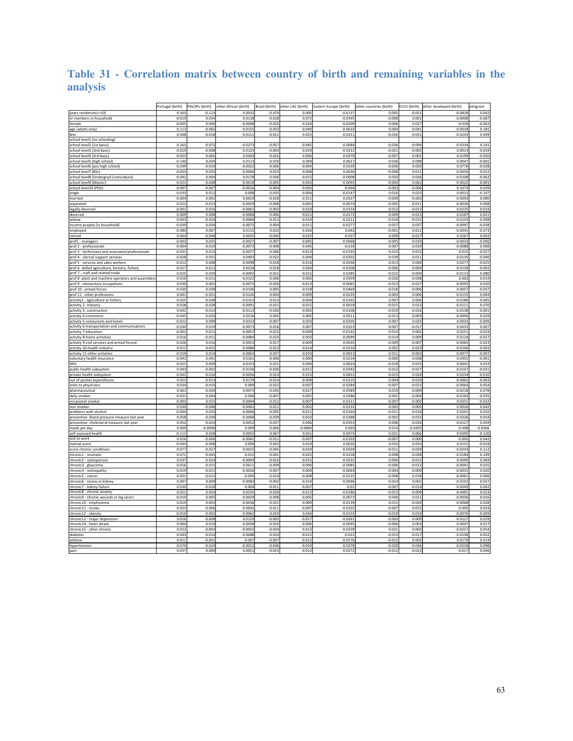## Table 31 - Correlation matrix between country of birth and remaining variables in the analysis

| | Portugal (birth) | PALOPs (birth) | other African (birth) | Brazil (birth) | other LAC (birth) | Eastern Europe (birth) | other countries (birth) | EU15 (birth) | other developed (birth) | emigrant |
|---|---|---|---|---|---|---|---|---|---|---|
| years residence(<=10) | 0.503 | -0.123 | 0.0032 | -0.470 | 0.005 | -0.6137 | 0.005 | -0.051 | -0.0828 | 0.042 |
| nr members in household | -0.019 | 0.034 | 0.0158 | -0.018 | 0.072 | -0.0345 | -0.008 | 0.001 | -0.0008 | -0.087 |
| female | -0.005 | 0.000 | -0.0048 | -0.010 | 0.024 | -0.0209 | 0.006 | 0.027 | -0.018 | -0.062 |
| age (adults only) | 0.113 | -0.065 | -0.0155 | -0.053 | -0.040 | -0.0633 | 0.004 | -0.041 | -0.0018 | 0.181 |
| bmi | 0.048 | -0.018 | -0.0111 | -0.011 | 0.023 | -0.0311 | -0.026 | -0.031 | -0.0243 | 0.049 |
| school level1 (no schooling) | . | . | . | . | . | . | . | . | . | . |
| school level2 (1st basic) | 0.165 | -0.072 | -0.0273 | -0.057 | -0.045 | -0.0684 | -0.036 | -0.094 | -0.0334 | 0.141 |
| school level3 (2nd basic) | 0.019 | -0.008 | -0.0125 | -0.003 | 0.029 | -0.0312 | -0.021 | -0.005 | 0.0014 | -0.034 |
| school level4 (3rd basic) | -0.053 | 0.065 | 0.0303 | -0.016 | 0.006 | 0.0379 | -0.007 | -0.001 | 0.0199 | -0.050 |
| school level5 (high school) | -0.140 | 0.034 | 0.0113 | 0.070 | 0.049 | 0.0617 | 0.036 | 0.098 | 0.0047 | -0.065 |
| school level6 (pos high school) | -0.039 | -0.010 | -0.0022 | -0.006 | -0.004 | 0.0339 | 0.056 | 0.020 | 0.0776 | -0.028 |
| school level7 (BSc) | -0.053 | 0.035 | -0.0046 | -0.023 | -0.008 | 0.0656 | -0.008 | 0.011 | -0.0056 | -0.012 |
| school level8 (Undergrad-Licenciatura) | -0.042 | 0.004 | 0.0178 | 0.036 | -0.015 | -0.0008 | 0.050 | 0.036 | -0.0108 | -0.062 |
| school level9 (Master) | -0.021 | -0.008 | -0.0018 | -0.005 | -0.003 | -0.0045 | -0.003 | 0.062 | -0.0022 | -0.001 |
| school level10 (PhD) | -0.007 | -0.007 | -0.0016 | -0.004 | -0.003 | -0.004 | -0.003 | -0.006 | 0.1074 | 0.039 |
| single | -0.033 | 0.012 | 0.008 | 0.035 | 0.004 | -0.0147 | 0.016 | 0.025 | 0.0015 | -0.107 |
| married | -0.004 | 0.001 | 0.0019 | -0.018 | 0.011 | 0.0327 | -0.009 | -0.003 | -0.0043 | 0.080 |
| separated | 0.022 | -0.013 | -0.0029 | -0.008 | -0.005 | -0.0074 | -0.005 | -0.011 | -0.0036 | 0.008 |
| legally divorced | -0.001 | 0.016 | -0.0061 | -0.003 | -0.010 | -0.0154 | 0.012 | -0.012 | 0.0225 | 0.019 |
| divorced | 0.009 | 0.008 | -0.0068 | -0.006 | -0.011 | -0.0172 | 0.009 | -0.015 | 0.0187 | 0.021 |
| widow | 0.043 | -0.024 | -0.0084 | -0.012 | -0.014 | -0.0211 | -0.014 | -0.015 | -0.0103 | -0.008 |
| income pcapita (in household) | -0.039 | 0.034 | -0.0075 | 0.004 | -0.011 | -0.0277 | 0.057 | 0.037 | -0.0097 | -0.038 |
| employed | -0.080 | 0.067 | 0.0115 | 0.032 | 0.026 | 0.042 | -0.001 | 0.011 | -0.0041 | -0.073 |
| retired | 0.064 | -0.048 | 0.0035 | -0.040 | -0.025 | -0.037 | 0.009 | -0.017 | 0.0267 | 0.092 |
| prof1 - managers | -0.002 | 0.025 | -0.0027 | -0.007 | -0.005 | -0.0068 | -0.005 | -0.010 | -0.0033 | -0.006 |
| prof 2 - professionals | -0.004 | -0.010 | -0.0072 | -0.008 | 0.045 | -0.018 | 0.007 | 0.019 | -0.0088 | 0.008 |
| prof 3 - technicians and associated professionals | -0.031 | 0.015 | -0.0077 | 0.046 | -0.013 | -0.0193 | 0.023 | 0.015 | 0.015 | -0.027 |
| prof 4 - clerical support services | -0.028 | 0.031 | 0.0493 | -0.022 | 0.004 | -0.0202 | 0.039 | 0.011 | 0.0135 | -0.040 |
| prof 5 - services and sales workers | -0.012 | 0.008 | -0.0098 | -0.018 | -0.016 | -0.0246 | 0.013 | 0.040 | 0.0277 | -0.025 |
| prof 6- skilled agriculture, forestry, fishery | -0.017 | 0.011 | 0.0324 | 0.018 | 0.034 | -0.0108 | -0.006 | -0.004 | -0.0139 | -0.002 |
| prof 7 - craft and related trade | 0.025 | -0.029 | -0.0092 | -0.015 | -0.015 | 0.0285 | -0.015 | -0.004 | -0.0113 | 0.080 |
| prof 8 -plant and machine operators and assemblers | 0.016 | -0.011 | -0.0122 | 0.006 | 0.005 | 0.0359 | -0.020 | -0.038 | 0.002 | 0.019 |
| prof 9 - elementary occupations | 0.030 | 0.002 | -0.0075 | -0.020 | -0.013 | -0.0065 | -0.013 | -0.027 | -0.0092 | 0.020 |
| prof 10 - armed forces | -0.030 | 0.038 | -0.0106 | 0.005 | -0.018 | 0.0469 | -0.018 | -0.006 | 0.0057 | -0.037 |
| prof 11 - other professions | 0.041 | -0.051 | -0.0126 | 0.004 | -0.009 | -0.0235 | 0.003 | 0.006 | -0.0155 | 0.004 |
| activity1 - agriculture or fishery | 0.025 | -0.038 | -0.0152 | 0.013 | -0.004 | -0.0165 | 0.007 | 0.006 | -0.0186 | -0.005 |
| activity 2- industry | 0.028 | -0.028 | -0.0091 | -0.015 | -0.015 | -0.0018 | -0.015 | 0.012 | -0.0111 | 0.070 |
| activity 3- construction | 0.041 | -0.014 | -0.0113 | -0.030 | -0.005 | -0.0106 | -0.019 | -0.016 | -0.0138 | 0.001 |
| activity 4-commerce | -0.045 | 0.020 | 0.0216 | 0.045 | 0.005 | 0.0511 | -0.013 | -0.003 | -0.0096 | 0.029 |
| activity 5-restaurants and hotels | -0.022 | 0.009 | 0.0313 | -0.007 | 0.033 | -0.0205 | 0.007 | 0.025 | 0.0033 | -0.009 |
| activity 6-transportation and communications | -0.030 | 0.019 | -0.0073 | 0.016 | 0.007 | 0.0323 | 0.007 | -0.017 | 0.0425 | 0.007 |
| activity 7-education | -0.002 | 0.011 | -0.0057 | -0.015 | -0.009 | -0.0142 | 0.014 | 0.002 | 0.0251 | -0.024 |
| activity 8-home activities | 0.016 | -0.011 | -0.0084 | -0.023 | 0.003 | -0.0099 | -0.014 | 0.009 | -0.0124 | -0.027 |
| activity 9-civil services and armed forced | -0.026 | 0.016 | -0.0053 | 0.017 | -0.009 | 0.0545 | -0.009 | -0.007 | -0.0065 | -0.023 |
| activity 10-health industry | 0.011 | 0.031 | -0.0086 | -0.013 | -0.014 | -0.0216 | 0.002 | -0.023 | -0.0106 | -0.003 |
| activity 11-other activities | -0.019 | 0.014 | -0.0063 | 0.037 | -0.010 | -0.0013 | 0.011 | -0.002 | -0.0077 | -0.007 |
| voluntary health insurance | -0.041 | 0.041 | 0.0161 | -0.006 | 0.000 | -0.0234 | 0.000 | 0.038 | 0.0301 | -0.001 |
| NHS | -0.021 | 0.009 | 0.0153 | 0.021 | 0.004 | 0.0024 | -0.018 | 0.015 | 0.0041 | 0.033 |
| public health subsystem | 0.043 | -0.002 | -0.0136 | -0.030 | -0.011 | -0.0342 | 0.012 | -0.027 | -0.0167 | -0.031 |
| private health subsystem | -0.041 | -0.016 | -0.0056 | 0.014 | 0.015 | 0.0651 | 0.015 | 0.024 | 0.0254 | -0.010 |
| out of pocket expenditures | 0.022 | -0.013 | 0.0179 | -0.014 | -0.008 | -0.0125 | 0.004 | -0.010 | -0.0065 | -0.003 |
| visits to physicians | 0.034 | -0.010 | 0.009 | -0.022 | -0.007 | -0.0284 | -0.007 | -0.015 | -0.0064 | -0.054 |
| pharmaceutical | 0.061 | -0.034 | 0.0075 | -0.035 | -0.027 | -0.0589 | 0.019 | -0.004 | -0.0218 | 0.078 |
| daily smoker | -0.031 | 0.044 | 0.006 | -0.007 | 0.001 | 0.0286 | 0.001 | -0.004 | -0.0164 | -0.035 |
| occasional smoker | -0.002 | 0.015 | -0.0044 | -0.012 | -0.007 | -0.0111 | -0.007 | -0.002 | 0.0351 | -0.022 |
| non smoker | 0.030 | -0.048 | -0.0041 | 0.011 | 0.002 | -0.0232 | 0.002 | 0.005 | 0.0026 | 0.042 |
| problems with alcohol | -0.004 | 0.035 | -0.0066 | -0.005 | -0.011 | -0.0164 | -0.011 | -0.014 | 0.0201 | 0.032 |
| preventive: blood pressure measure last year | 0.058 | -0.030 | -0.0068 | -0.039 | 0.010 | -0.0388 | -0.002 | -0.015 | -0.0326 | 0.054 |
| preventive: cholesterol measure last year | 0.052 | -0.024 | 0.0052 | -0.037 | 0.006 | -0.0353 | 0.006 | -0.026 | -0.0127 | 0.059 |
| meals per day | 0.009 | -0.0096 | 0.009 | 0.006 | 0.0006 | 0.003 | 0.014 | -0.0205 | -0.008 | -0.0366 |
| self assessed health | -0.111 | 0.028 | 0.0055 | 0.067 | 0.031 | 0.0475 | 0.021 | 0.066 | 0.0395 | -0.120 |
| sick to work | 0.016 | -0.006 | -0.0041 | -0.011 | -0.007 | -0.0103 | -0.007 | 0.000 | -0.005 | 0.042 |
| mental score | -0.043 | -0.008 | 0.006 | 0.042 | 0.014 | 0.0026 | 0.032 | 0.033 | 0.0151 | -0.024 |
| score chronic conditions | 0.077 | -0.027 | 0.0015 | -0.045 | -0.024 | -0.0504 | -0.011 | -0.029 | -0.0243 | 0.112 |
| chronic1 - reumatic | 0.071 | -0.045 | -0.015 | -0.041 | -0.025 | -0.0158 | 0.008 | -0.028 | -0.0184 | 0.109 |
| chronic2 - osteoporosis | 0.037 | -0.023 | -0.0093 | -0.016 | -0.015 | -0.0232 | 0.000 | -0.012 | 0.0095 | 0.069 |
| chronic3 - glaucoma | 0.016 | -0.015 | 0.0611 | -0.009 | -0.006 | -0.0085 | -0.006 | -0.012 | -0.0041 | 0.025 |
| chronic4 - retinopathy | 0.019 | -0.011 | -0.0026 | -0.007 | -0.004 | -0.0064 | -0.004 | -0.009 | -0.0031 | 0.020 |
| chronic5 - cancer | 0.031 | -0.012 | -0.005 | -0.014 | -0.008 | -0.0125 | -0.008 | -0.018 | -0.0061 | 0.006 |
| chronic6 - stones in kidney | 0.007 | 0.009 | -0.0083 | -0.002 | -0.014 | -0.0096 | -0.014 | 0.002 | -0.0102 | 0.027 |
| chronic7 - kidney failure | 0.030 | -0.018 | -0.004 | -0.011 | -0.007 | -0.01 | -0.007 | -0.014 | -0.0049 | 0.002 |
| chronic8 - chronic anxiety | 0.021 | 0.003 | 0.0235 | -0.020 | -0.012 | -0.0186 | -0.012 | -0.009 | -0.0091 | 0.023 |
| chronic9 - chronic wounds or leg ulcers | -0.010 | 0.005 | -0.0029 | -0.008 | -0.005 | -0.0073 | 0.040 | 0.011 | -0.0036 | 0.016 |
| chronic10 - emphysema | 0.019 | 0.003 | -0.0056 | -0.015 | -0.009 | -0.0139 | 0.015 | -0.020 | -0.0068 | 0.028 |
| chronic11 - stroke | 0.023 | -0.006 | -0.0041 | -0.011 | -0.007 | -0.0102 | -0.007 | -0.015 | -0.005 | 0.024 |
| chronic12 - obesity | -0.010 | -0.002 | -0.0062 | 0.010 | 0.034 | -0.0155 | -0.010 | 0.019 | -0.0076 | -0.009 |
| chronic13 - major depression | 0.016 | -0.008 | 0.0129 | -0.002 | -0.017 | -0.0261 | -0.003 | 0.009 | -0.0127 | 0.029 |
| chronic14 - heart attack | 0.004 | 0.010 | -0.0038 | -0.010 | -0.006 | -0.0095 | -0.006 | 0.003 | -0.0047 | 0.017 |
| chronic15 - other chronic | 0.022 | -0.003 | -0.0055 | -0.034 | 0.012 | -0.0339 | 0.021 | 0.003 | -0.0257 | 0.054 |
| diabetes | 0.043 | -0.014 | -0.0088 | -0.024 | -0.015 | -0.022 | -0.015 | -0.017 | -0.0108 | 0.052 |
| ashtma | 0.011 | -0.001 | -0.007 | -0.007 | -0.012 | -0.0176 | -0.012 | 0.002 | 0.0179 | 0.019 |
| hypertension | 0.070 | -0.024 | -0.0012 | -0.036 | -0.010 | -0.0378 | -0.020 | -0.036 | -0.0218 | 0.098 |
| pain | 0.037 | 0.000 | 0.0051 | -0.023 | -0.012 | -0.0272 | -0.012 | -0.023 | -0.017 | 0.046 |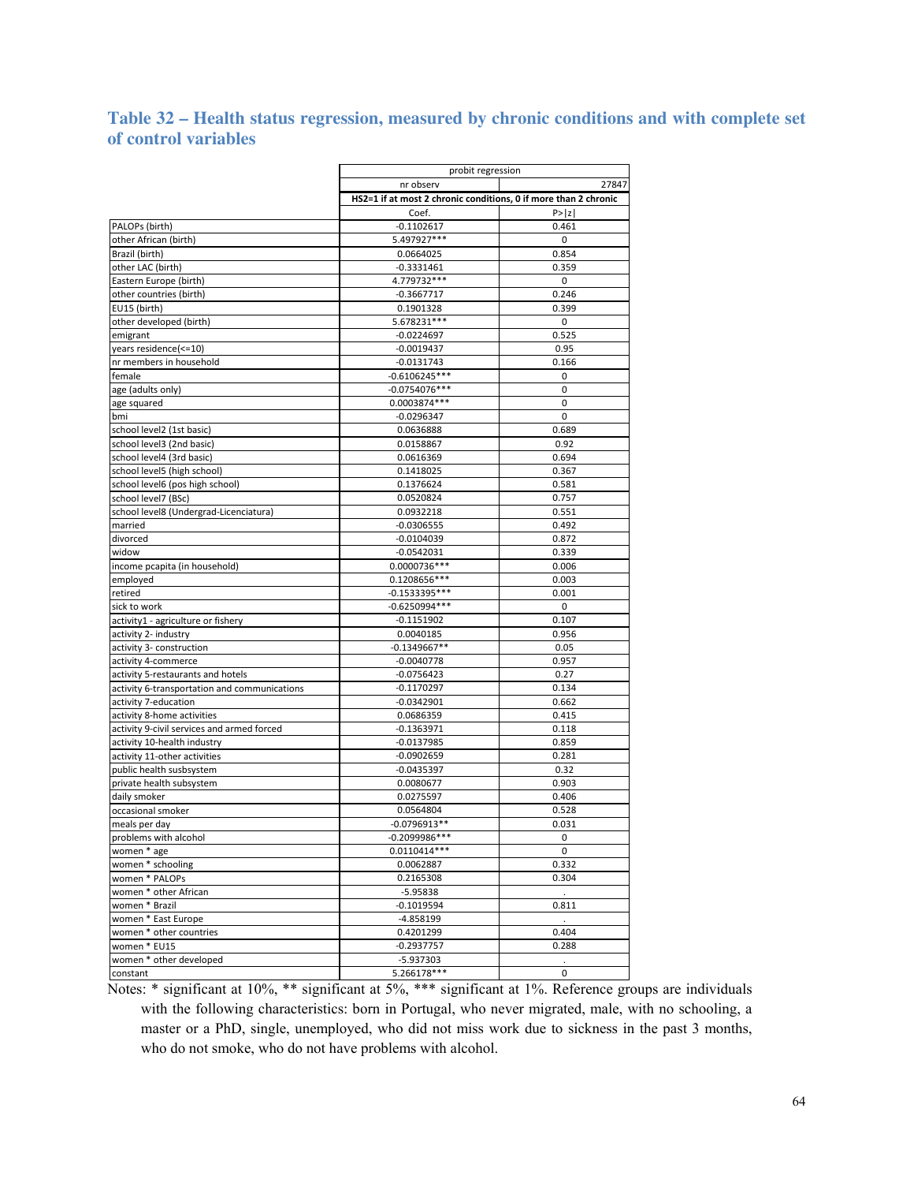### Table 32 – Health status regression, measured by chronic conditions and with complete set of control variables

| | probit regression | |
|---|---|---|
| | nr observ | 27847 |
| | HS2=1 if at most 2 chronic conditions, 0 if more than 2 chronic | |
| | Coef. | P>\|z\| |
| PALOPs (birth) | -0.1102617 | 0.461 |
| other African (birth) | 5.497927*** | 0 |
| Brazil (birth) | 0.0664025 | 0.854 |
| other LAC (birth) | -0.3331461 | 0.359 |
| Eastern Europe (birth) | 4.779732*** | 0 |
| other countries (birth) | -0.3667717 | 0.246 |
| EU15 (birth) | 0.1901328 | 0.399 |
| other developed (birth) | 5.678231*** | 0 |
| emigrant | -0.0224697 | 0.525 |
| years residence(<=10) | -0.0019437 | 0.95 |
| nr members in household | -0.0131743 | 0.166 |
| female | -0.6106245*** | 0 |
| age (adults only) | -0.0754076*** | 0 |
| age squared | 0.0003874*** | 0 |
| bmi | -0.0296347 | 0 |
| school level2 (1st basic) | 0.0636888 | 0.689 |
| school level3 (2nd basic) | 0.0158867 | 0.92 |
| school level4 (3rd basic) | 0.0616369 | 0.694 |
| school level5 (high school) | 0.1418025 | 0.367 |
| school level6 (pos high school) | 0.1376624 | 0.581 |
| school level7 (BSc) | 0.0520824 | 0.757 |
| school level8 (Undergrad-Licenciatura) | 0.0932218 | 0.551 |
| married | -0.0306555 | 0.492 |
| divorced | -0.0104039 | 0.872 |
| widow | -0.0542031 | 0.339 |
| income pcapita (in household) | 0.0000736*** | 0.006 |
| employed | 0.1208656*** | 0.003 |
| retired | -0.1533395*** | 0.001 |
| sick to work | -0.6250994*** | 0 |
| activity1 - agriculture or fishery | -0.1151902 | 0.107 |
| activity 2- industry | 0.0040185 | 0.956 |
| activity 3- construction | -0.1349667** | 0.05 |
| activity 4-commerce | -0.0040778 | 0.957 |
| activity 5-restaurants and hotels | -0.0756423 | 0.27 |
| activity 6-transportation and communications | -0.1170297 | 0.134 |
| activity 7-education | -0.0342901 | 0.662 |
| activity 8-home activities | 0.0686359 | 0.415 |
| activity 9-civil services and armed forced | -0.1363971 | 0.118 |
| activity 10-health industry | -0.0137985 | 0.859 |
| activity 11-other activities | -0.0902659 | 0.281 |
| public health susbsystem | -0.0435397 | 0.32 |
| private health subsystem | 0.0080677 | 0.903 |
| daily smoker | 0.0275597 | 0.406 |
| occasional smoker | 0.0564804 | 0.528 |
| meals per day | -0.0796913** | 0.031 |
| problems with alcohol | -0.2099986*** | 0 |
| women * age | 0.0110414*** | 0 |
| women * schooling | 0.0062887 | 0.332 |
| women * PALOPs | 0.2165308 | 0.304 |
| women * other African | -5.95838 | . |
| women * Brazil | -0.1019594 | 0.811 |
| women * East Europe | -4.858199 | . |
| women * other countries | 0.4201299 | 0.404 |
| women * EU15 | -0.2937757 | 0.288 |
| women * other developed | -5.937303 | . |
| constant | 5.266178*** | 0 |

Notes: * significant at 10%, ** significant at 5%, *** significant at 1%. Reference groups are individuals with the following characteristics: born in Portugal, who never migrated, male, with no schooling, a master or a PhD, single, unemployed, who did not miss work due to sickness in the past 3 months, who do not smoke, who do not have problems with alcohol.